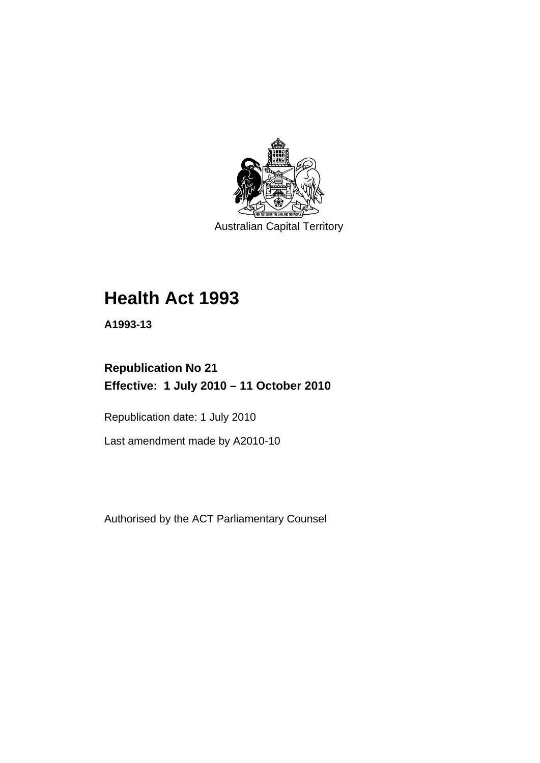Australian Capital Territory

# Health Act 1993

**A1993-13**

## Republication No 21
## Effective: 1 July 2010 – 11 October 2010

Republication date: 1 July 2010

Last amendment made by A2010-10

Authorised by the ACT Parliamentary Counsel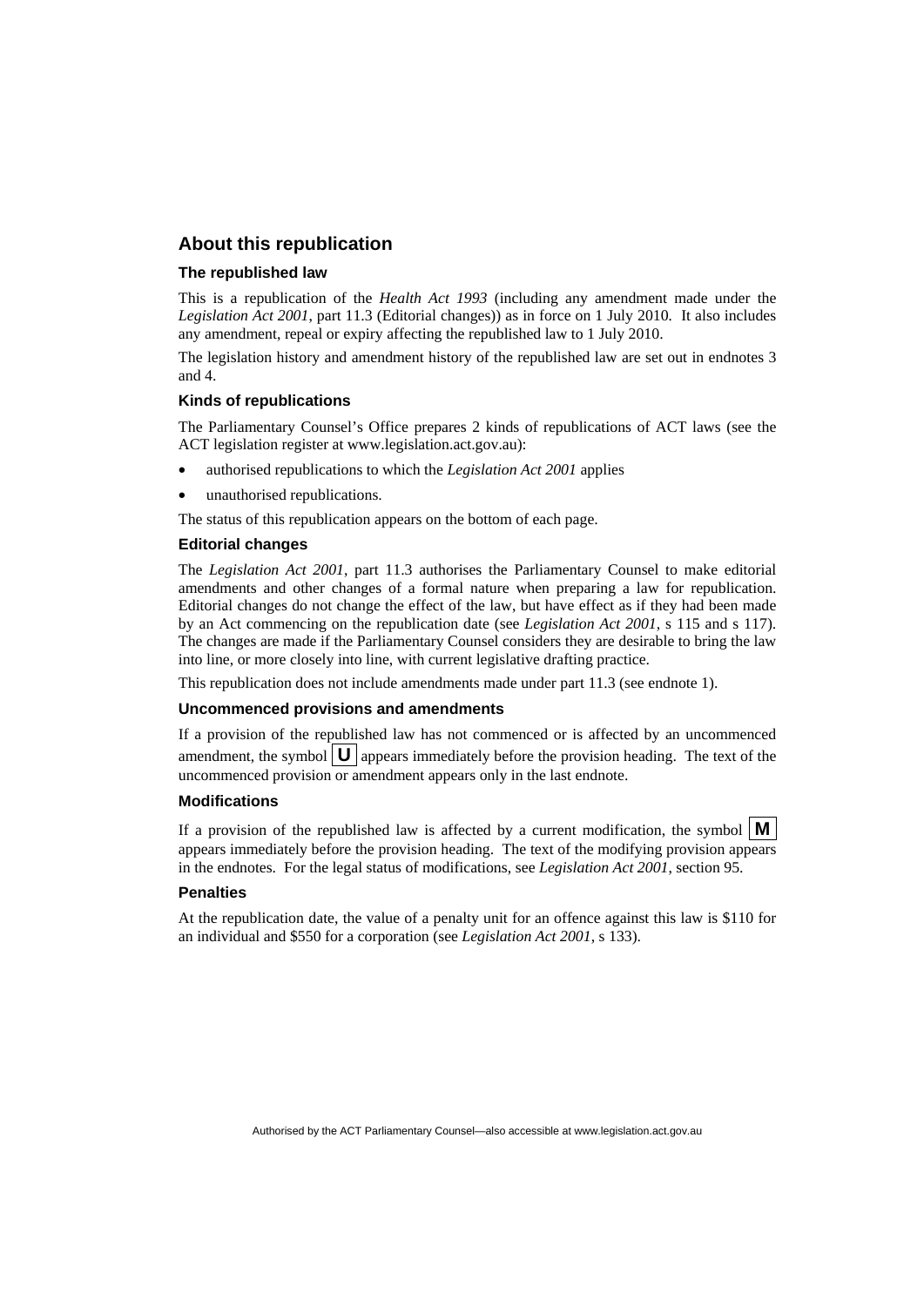## About this republication

### The republished law

This is a republication of the *Health Act 1993* (including any amendment made under the *Legislation Act 2001*, part 11.3 (Editorial changes)) as in force on 1 July 2010. It also includes any amendment, repeal or expiry affecting the republished law to 1 July 2010.

The legislation history and amendment history of the republished law are set out in endnotes 3 and 4.

### Kinds of republications

The Parliamentary Counsel's Office prepares 2 kinds of republications of ACT laws (see the ACT legislation register at www.legislation.act.gov.au):

- authorised republications to which the *Legislation Act 2001* applies
- unauthorised republications.

The status of this republication appears on the bottom of each page.

### Editorial changes

The *Legislation Act 2001*, part 11.3 authorises the Parliamentary Counsel to make editorial amendments and other changes of a formal nature when preparing a law for republication. Editorial changes do not change the effect of the law, but have effect as if they had been made by an Act commencing on the republication date (see *Legislation Act 2001*, s 115 and s 117). The changes are made if the Parliamentary Counsel considers they are desirable to bring the law into line, or more closely into line, with current legislative drafting practice.

This republication does not include amendments made under part 11.3 (see endnote 1).

### Uncommenced provisions and amendments

If a provision of the republished law has not commenced or is affected by an uncommenced amendment, the symbol **U** appears immediately before the provision heading. The text of the uncommenced provision or amendment appears only in the last endnote.

### Modifications

If a provision of the republished law is affected by a current modification, the symbol **M** appears immediately before the provision heading. The text of the modifying provision appears in the endnotes. For the legal status of modifications, see *Legislation Act 2001*, section 95.

### Penalties

At the republication date, the value of a penalty unit for an offence against this law is $110 for an individual and $550 for a corporation (see *Legislation Act 2001*, s 133).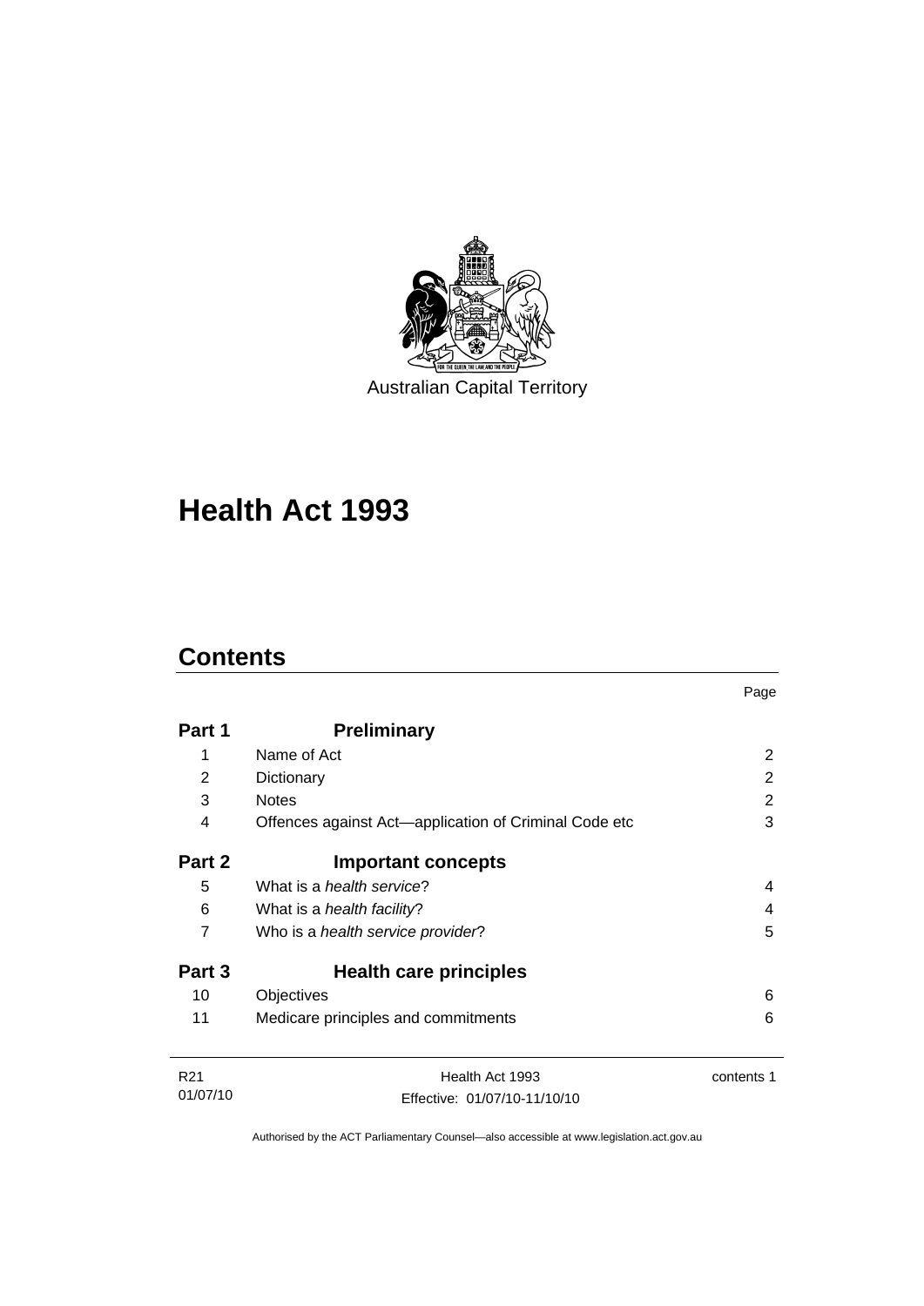Australian Capital Territory

# Health Act 1993

## Contents

| | | Page |
|---|---|---|
| **Part 1** | **Preliminary** | |
| 1 | Name of Act | 2 |
| 2 | Dictionary | 2 |
| 3 | Notes | 2 |
| 4 | Offences against Act—application of Criminal Code etc | 3 |
| **Part 2** | **Important concepts** | |
| 5 | What is a *health service*? | 4 |
| 6 | What is a *health facility*? | 4 |
| 7 | Who is a *health service provider*? | 5 |
| **Part 3** | **Health care principles** | |
| 10 | Objectives | 6 |
| 11 | Medicare principles and commitments | 6 |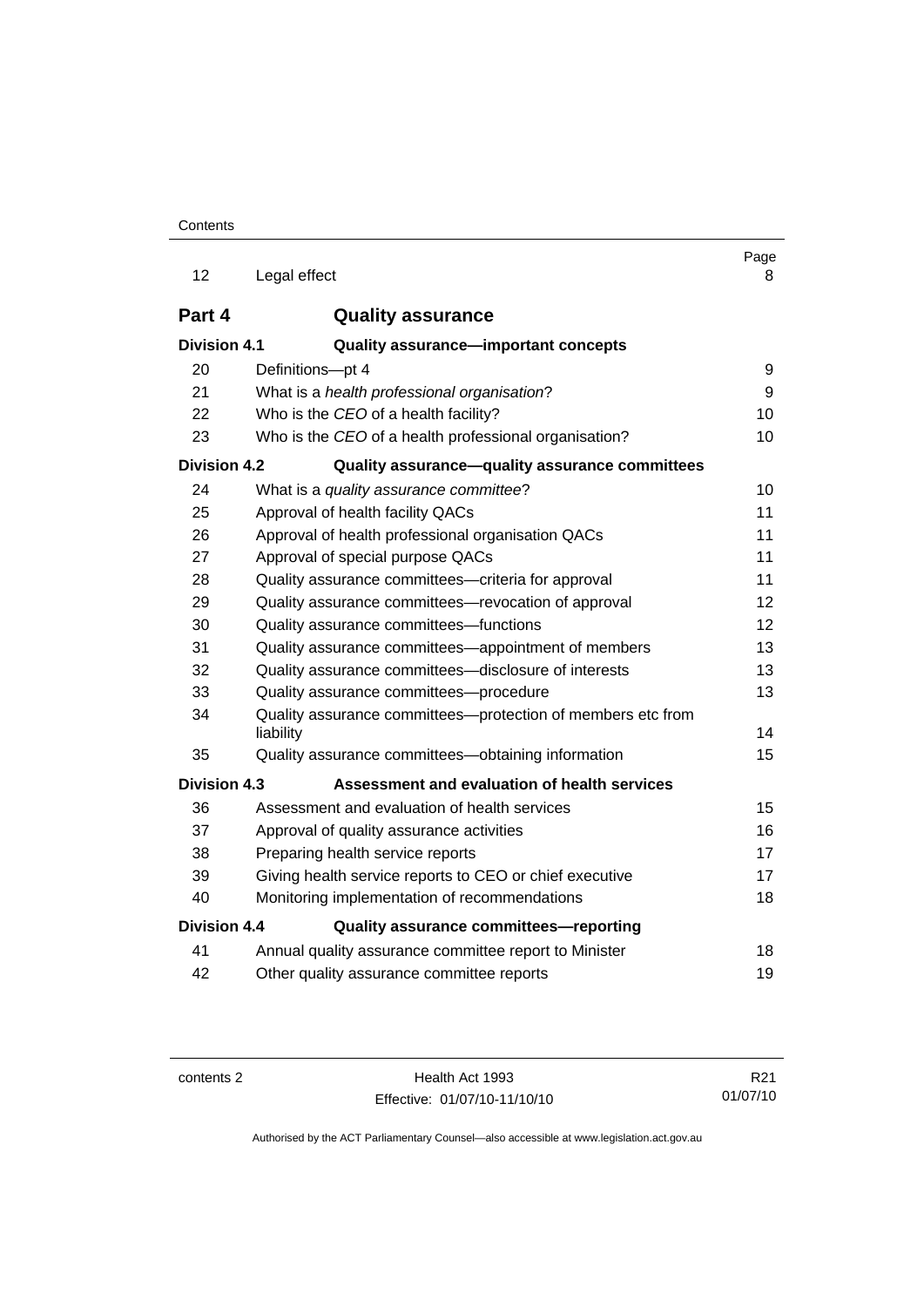| | | Page |
|---|---|---|
| 12 | Legal effect | 8 |
| **Part 4** | **Quality assurance** | |
| **Division 4.1** | **Quality assurance—important concepts** | |
| 20 | Definitions—pt 4 | 9 |
| 21 | What is a *health professional organisation*? | 9 |
| 22 | Who is the *CEO* of a health facility? | 10 |
| 23 | Who is the *CEO* of a health professional organisation? | 10 |
| **Division 4.2** | **Quality assurance—quality assurance committees** | |
| 24 | What is a *quality assurance committee*? | 10 |
| 25 | Approval of health facility QACs | 11 |
| 26 | Approval of health professional organisation QACs | 11 |
| 27 | Approval of special purpose QACs | 11 |
| 28 | Quality assurance committees—criteria for approval | 11 |
| 29 | Quality assurance committees—revocation of approval | 12 |
| 30 | Quality assurance committees—functions | 12 |
| 31 | Quality assurance committees—appointment of members | 13 |
| 32 | Quality assurance committees—disclosure of interests | 13 |
| 33 | Quality assurance committees—procedure | 13 |
| 34 | Quality assurance committees—protection of members etc from liability | 14 |
| 35 | Quality assurance committees—obtaining information | 15 |
| **Division 4.3** | **Assessment and evaluation of health services** | |
| 36 | Assessment and evaluation of health services | 15 |
| 37 | Approval of quality assurance activities | 16 |
| 38 | Preparing health service reports | 17 |
| 39 | Giving health service reports to CEO or chief executive | 17 |
| 40 | Monitoring implementation of recommendations | 18 |
| **Division 4.4** | **Quality assurance committees—reporting** | |
| 41 | Annual quality assurance committee report to Minister | 18 |
| 42 | Other quality assurance committee reports | 19 |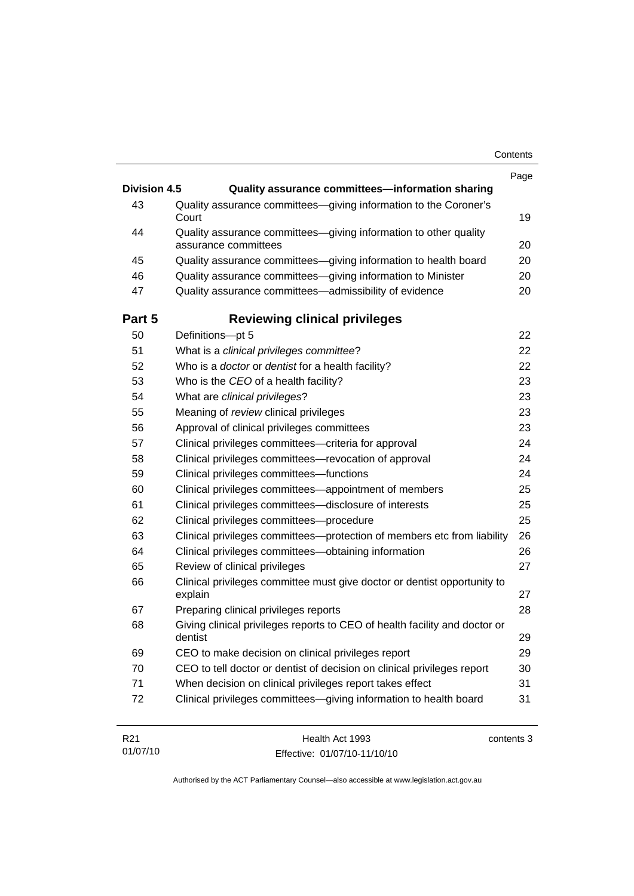| | | Page |
|---|---|---|
| **Division 4.5** | **Quality assurance committees—information sharing** | |
| 43 | Quality assurance committees—giving information to the Coroner's Court | 19 |
| 44 | Quality assurance committees—giving information to other quality assurance committees | 20 |
| 45 | Quality assurance committees—giving information to health board | 20 |
| 46 | Quality assurance committees—giving information to Minister | 20 |
| 47 | Quality assurance committees—admissibility of evidence | 20 |

## Part 5 Reviewing clinical privileges

| | | |
|---|---|---|
| 50 | Definitions—pt 5 | 22 |
| 51 | What is a *clinical privileges committee*? | 22 |
| 52 | Who is a *doctor* or *dentist* for a health facility? | 22 |
| 53 | Who is the *CEO* of a health facility? | 23 |
| 54 | What are *clinical privileges*? | 23 |
| 55 | Meaning of *review* clinical privileges | 23 |
| 56 | Approval of clinical privileges committees | 23 |
| 57 | Clinical privileges committees—criteria for approval | 24 |
| 58 | Clinical privileges committees—revocation of approval | 24 |
| 59 | Clinical privileges committees—functions | 24 |
| 60 | Clinical privileges committees—appointment of members | 25 |
| 61 | Clinical privileges committees—disclosure of interests | 25 |
| 62 | Clinical privileges committees—procedure | 25 |
| 63 | Clinical privileges committees—protection of members etc from liability | 26 |
| 64 | Clinical privileges committees—obtaining information | 26 |
| 65 | Review of clinical privileges | 27 |
| 66 | Clinical privileges committee must give doctor or dentist opportunity to explain | 27 |
| 67 | Preparing clinical privileges reports | 28 |
| 68 | Giving clinical privileges reports to CEO of health facility and doctor or dentist | 29 |
| 69 | CEO to make decision on clinical privileges report | 29 |
| 70 | CEO to tell doctor or dentist of decision on clinical privileges report | 30 |
| 71 | When decision on clinical privileges report takes effect | 31 |
| 72 | Clinical privileges committees—giving information to health board | 31 |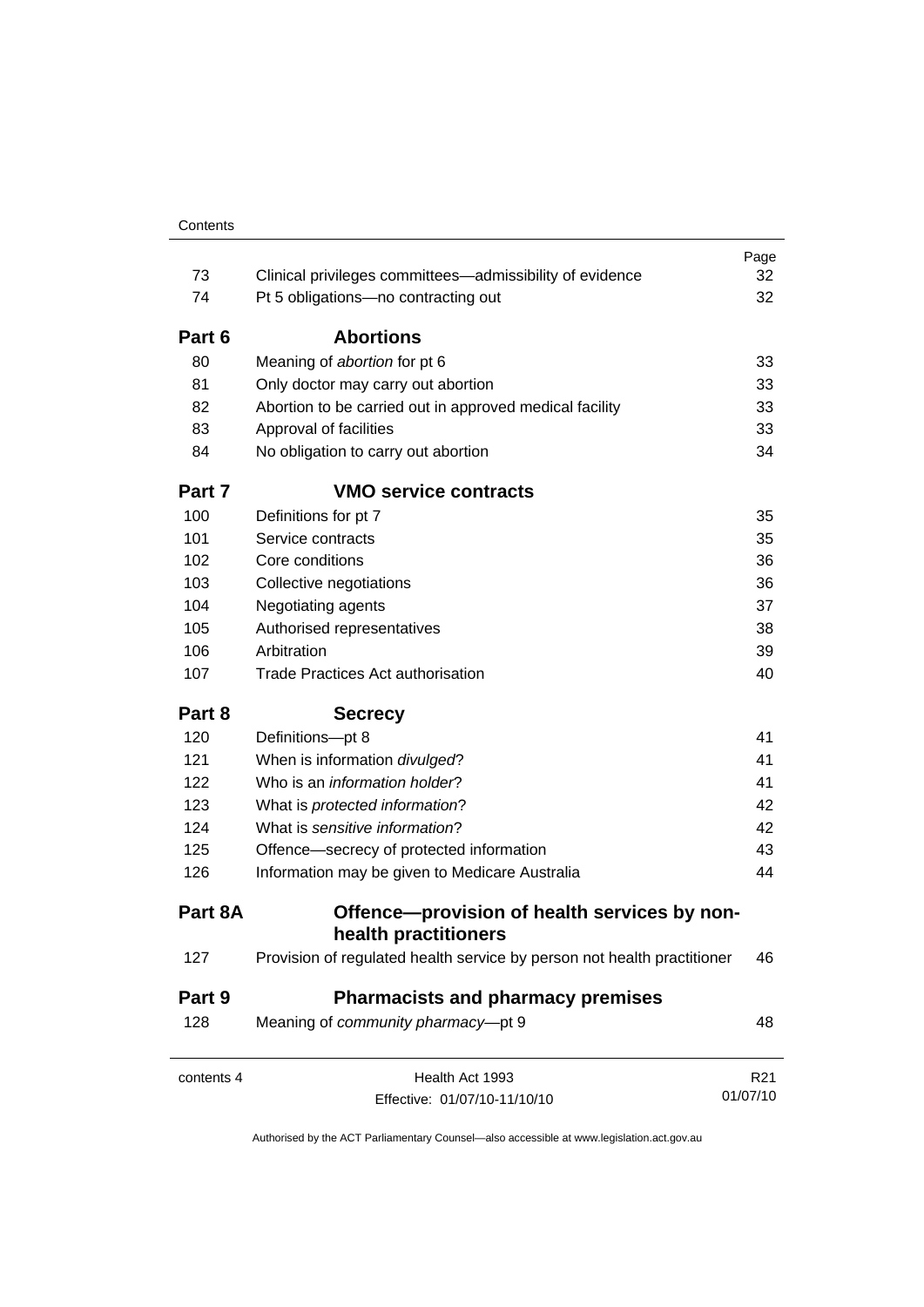| | | Page |
|---|---|---|
| 73 | Clinical privileges committees—admissibility of evidence | 32 |
| 74 | Pt 5 obligations—no contracting out | 32 |
| **Part 6** | **Abortions** | |
| 80 | Meaning of *abortion* for pt 6 | 33 |
| 81 | Only doctor may carry out abortion | 33 |
| 82 | Abortion to be carried out in approved medical facility | 33 |
| 83 | Approval of facilities | 33 |
| 84 | No obligation to carry out abortion | 34 |
| **Part 7** | **VMO service contracts** | |
| 100 | Definitions for pt 7 | 35 |
| 101 | Service contracts | 35 |
| 102 | Core conditions | 36 |
| 103 | Collective negotiations | 36 |
| 104 | Negotiating agents | 37 |
| 105 | Authorised representatives | 38 |
| 106 | Arbitration | 39 |
| 107 | Trade Practices Act authorisation | 40 |
| **Part 8** | **Secrecy** | |
| 120 | Definitions—pt 8 | 41 |
| 121 | When is information *divulged*? | 41 |
| 122 | Who is an *information holder*? | 41 |
| 123 | What is *protected information*? | 42 |
| 124 | What is *sensitive information*? | 42 |
| 125 | Offence—secrecy of protected information | 43 |
| 126 | Information may be given to Medicare Australia | 44 |
| **Part 8A** | **Offence—provision of health services by non-health practitioners** | |
| 127 | Provision of regulated health service by person not health practitioner | 46 |
| **Part 9** | **Pharmacists and pharmacy premises** | |
| 128 | Meaning of *community pharmacy*—pt 9 | 48 |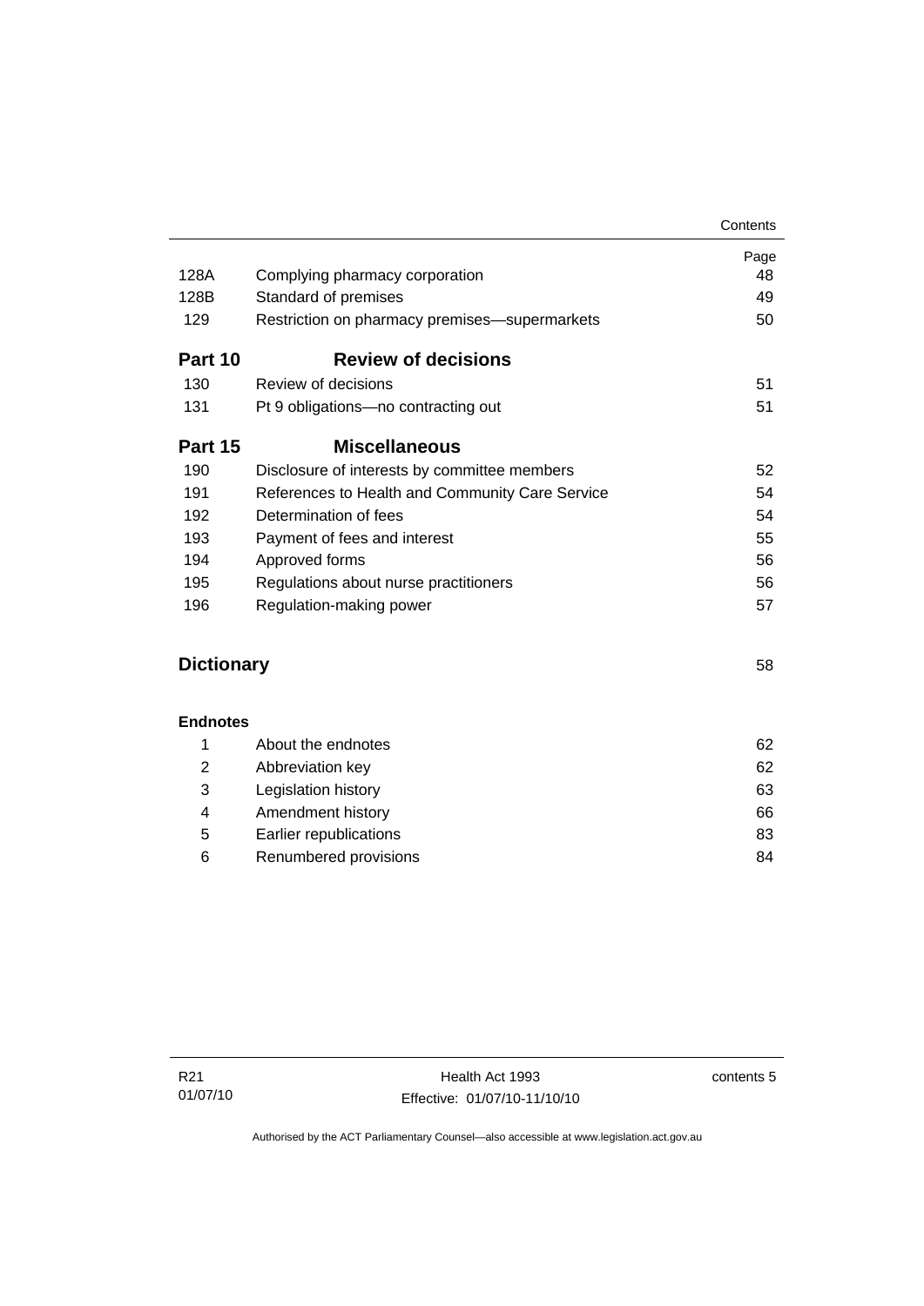| | | Page |
|---|---|---|
| 128A | Complying pharmacy corporation | 48 |
| 128B | Standard of premises | 49 |
| 129 | Restriction on pharmacy premises—supermarkets | 50 |

**Part 10 Review of decisions**

| | | |
|---|---|---|
| 130 | Review of decisions | 51 |
| 131 | Pt 9 obligations—no contracting out | 51 |

**Part 15 Miscellaneous**

| | | |
|---|---|---|
| 190 | Disclosure of interests by committee members | 52 |
| 191 | References to Health and Community Care Service | 54 |
| 192 | Determination of fees | 54 |
| 193 | Payment of fees and interest | 55 |
| 194 | Approved forms | 56 |
| 195 | Regulations about nurse practitioners | 56 |
| 196 | Regulation-making power | 57 |

**Dictionary** 58

**Endnotes**

| | | |
|---|---|---|
| 1 | About the endnotes | 62 |
| 2 | Abbreviation key | 62 |
| 3 | Legislation history | 63 |
| 4 | Amendment history | 66 |
| 5 | Earlier republications | 83 |
| 6 | Renumbered provisions | 84 |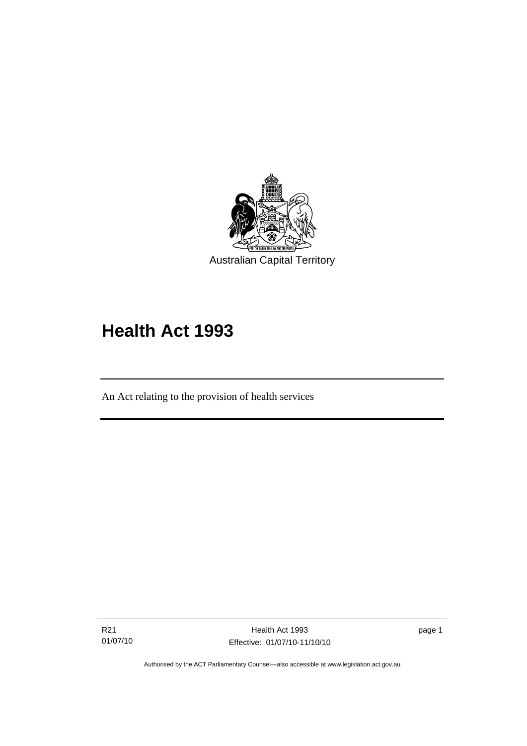Australian Capital Territory

# Health Act 1993

An Act relating to the provision of health services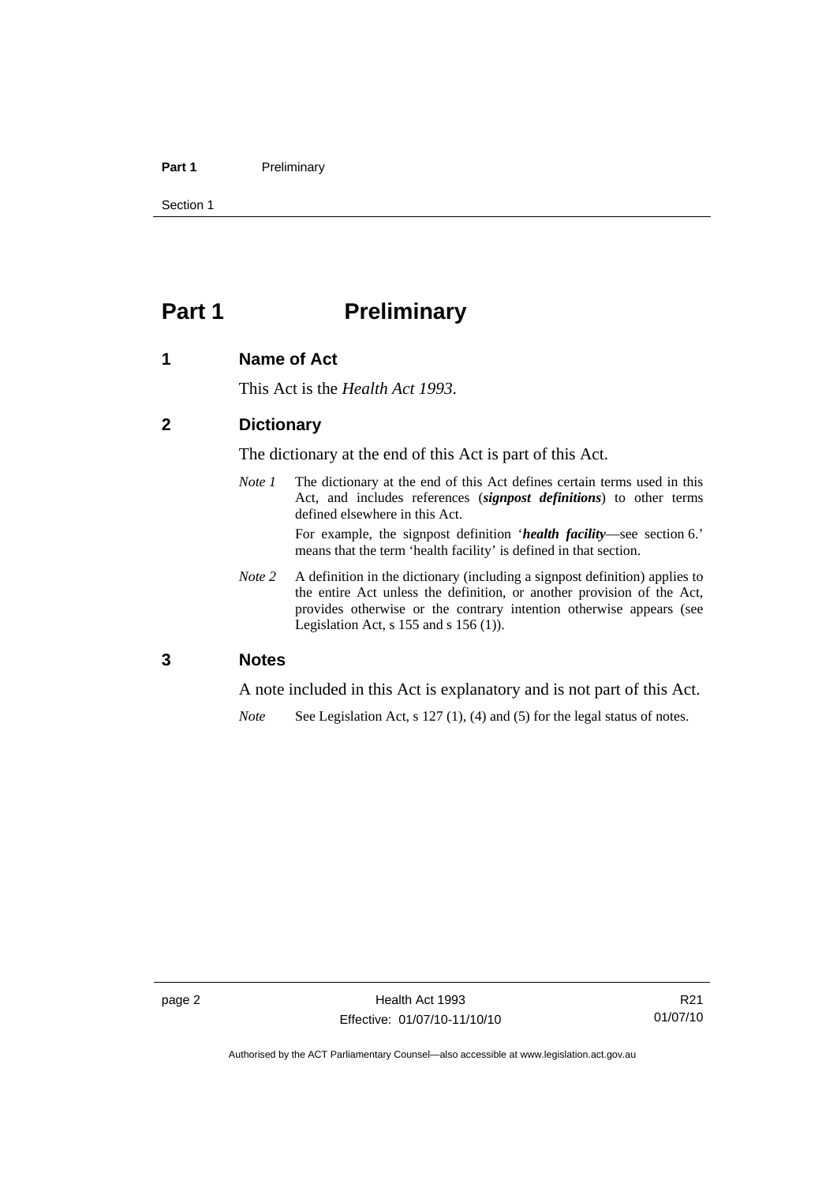# Part 1 Preliminary

## 1 Name of Act

This Act is the *Health Act 1993*.

## 2 Dictionary

The dictionary at the end of this Act is part of this Act.

*Note 1* The dictionary at the end of this Act defines certain terms used in this Act, and includes references (***signpost definitions***) to other terms defined elsewhere in this Act.

For example, the signpost definition '***health facility***—see section 6.' means that the term 'health facility' is defined in that section.

*Note 2* A definition in the dictionary (including a signpost definition) applies to the entire Act unless the definition, or another provision of the Act, provides otherwise or the contrary intention otherwise appears (see Legislation Act, s 155 and s 156 (1)).

## 3 Notes

A note included in this Act is explanatory and is not part of this Act.

*Note* See Legislation Act, s 127 (1), (4) and (5) for the legal status of notes.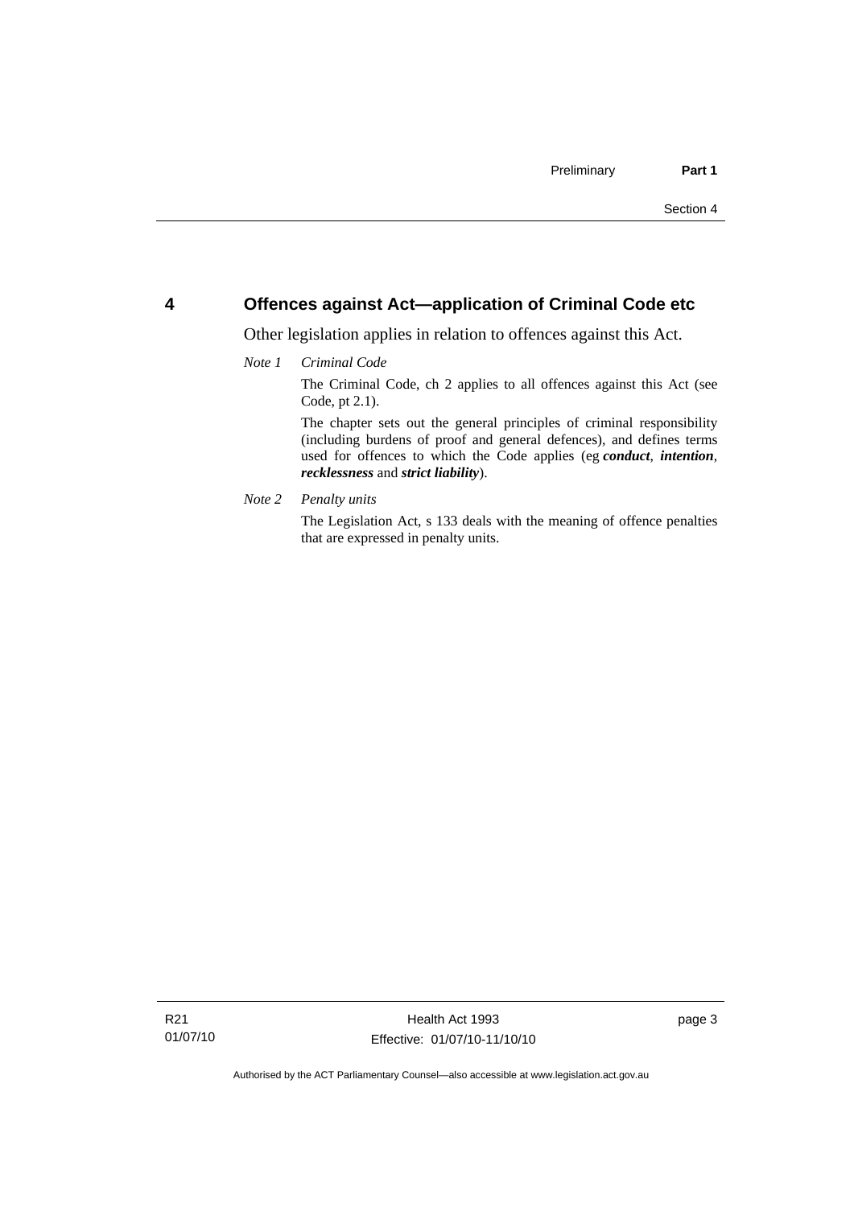## 4 Offences against Act—application of Criminal Code etc

Other legislation applies in relation to offences against this Act.

*Note 1* *Criminal Code*

The Criminal Code, ch 2 applies to all offences against this Act (see Code, pt 2.1).

The chapter sets out the general principles of criminal responsibility (including burdens of proof and general defences), and defines terms used for offences to which the Code applies (eg ***conduct***, ***intention***, ***recklessness*** and ***strict liability***).

*Note 2* *Penalty units*

The Legislation Act, s 133 deals with the meaning of offence penalties that are expressed in penalty units.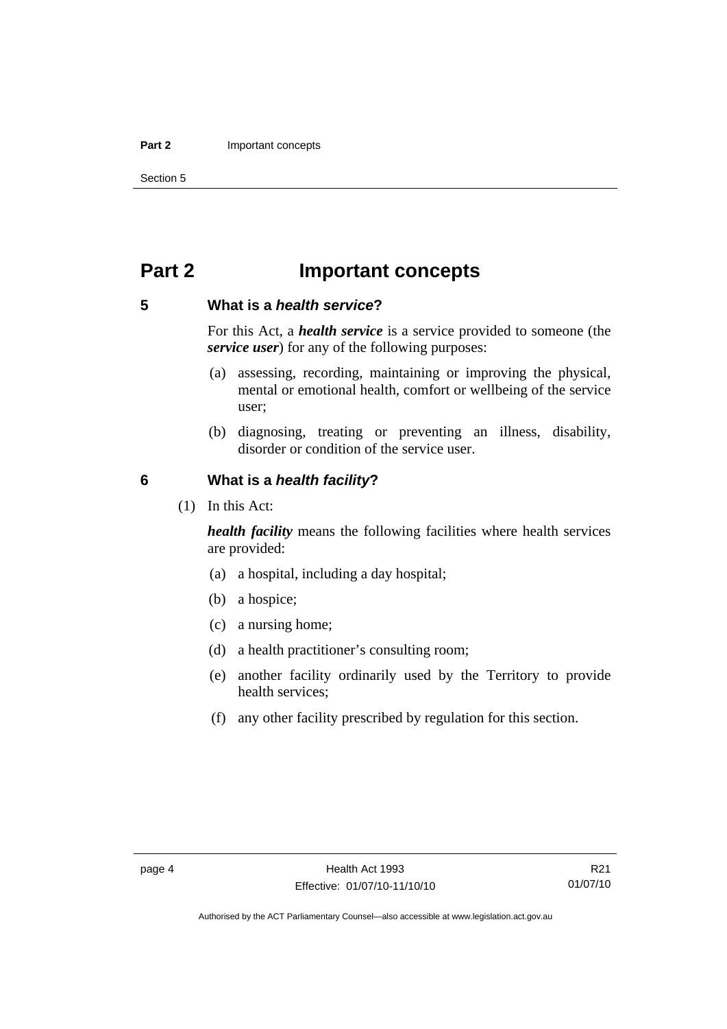# Part 2 Important concepts

## 5 What is a *health service*?

For this Act, a ***health service*** is a service provided to someone (the ***service user***) for any of the following purposes:

(a) assessing, recording, maintaining or improving the physical, mental or emotional health, comfort or wellbeing of the service user;

(b) diagnosing, treating or preventing an illness, disability, disorder or condition of the service user.

## 6 What is a *health facility*?

(1) In this Act:

***health facility*** means the following facilities where health services are provided:

(a) a hospital, including a day hospital;

(b) a hospice;

(c) a nursing home;

(d) a health practitioner's consulting room;

(e) another facility ordinarily used by the Territory to provide health services;

(f) any other facility prescribed by regulation for this section.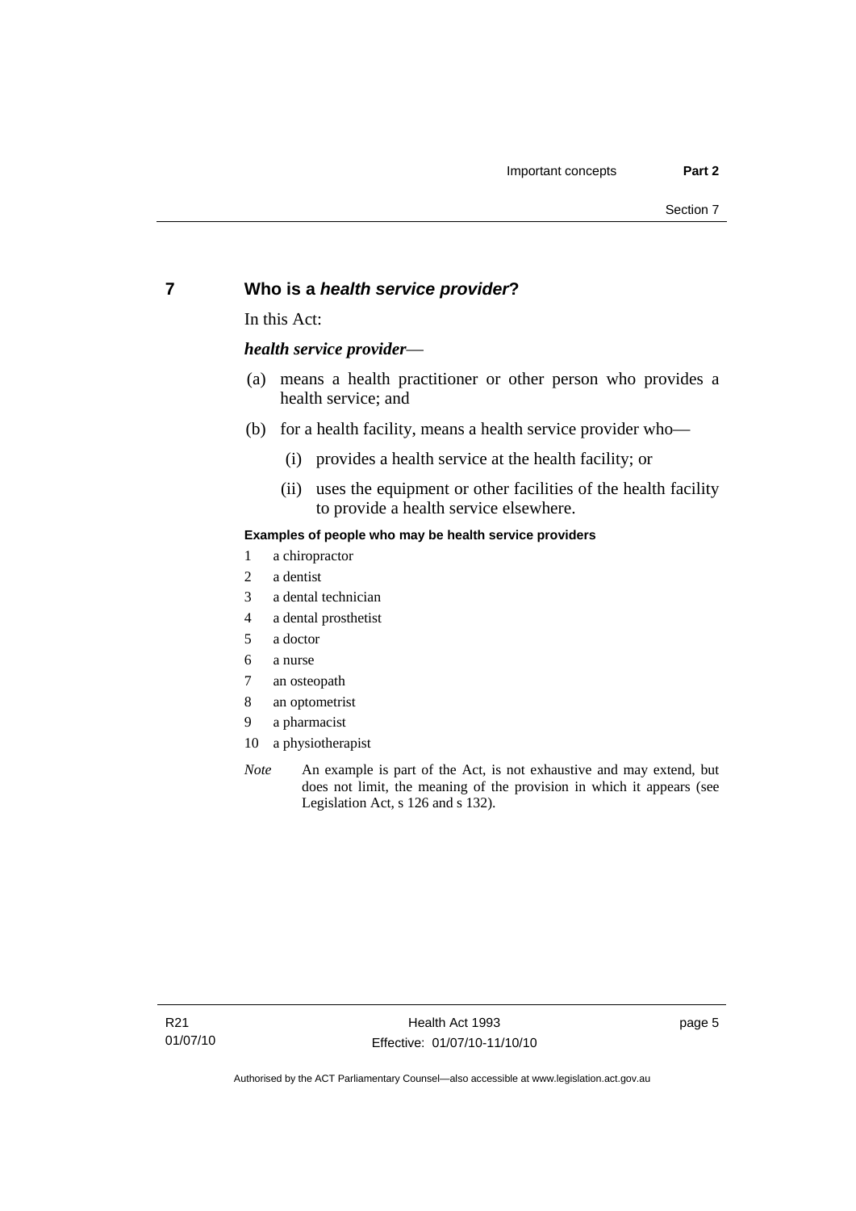## 7 Who is a *health service provider*?

In this Act:

***health service provider***—

(a) means a health practitioner or other person who provides a health service; and

(b) for a health facility, means a health service provider who—

   (i) provides a health service at the health facility; or

   (ii) uses the equipment or other facilities of the health facility to provide a health service elsewhere.

**Examples of people who may be health service providers**

1 a chiropractor
2 a dentist
3 a dental technician
4 a dental prosthetist
5 a doctor
6 a nurse
7 an osteopath
8 an optometrist
9 a pharmacist
10 a physiotherapist

*Note* An example is part of the Act, is not exhaustive and may extend, but does not limit, the meaning of the provision in which it appears (see Legislation Act, s 126 and s 132).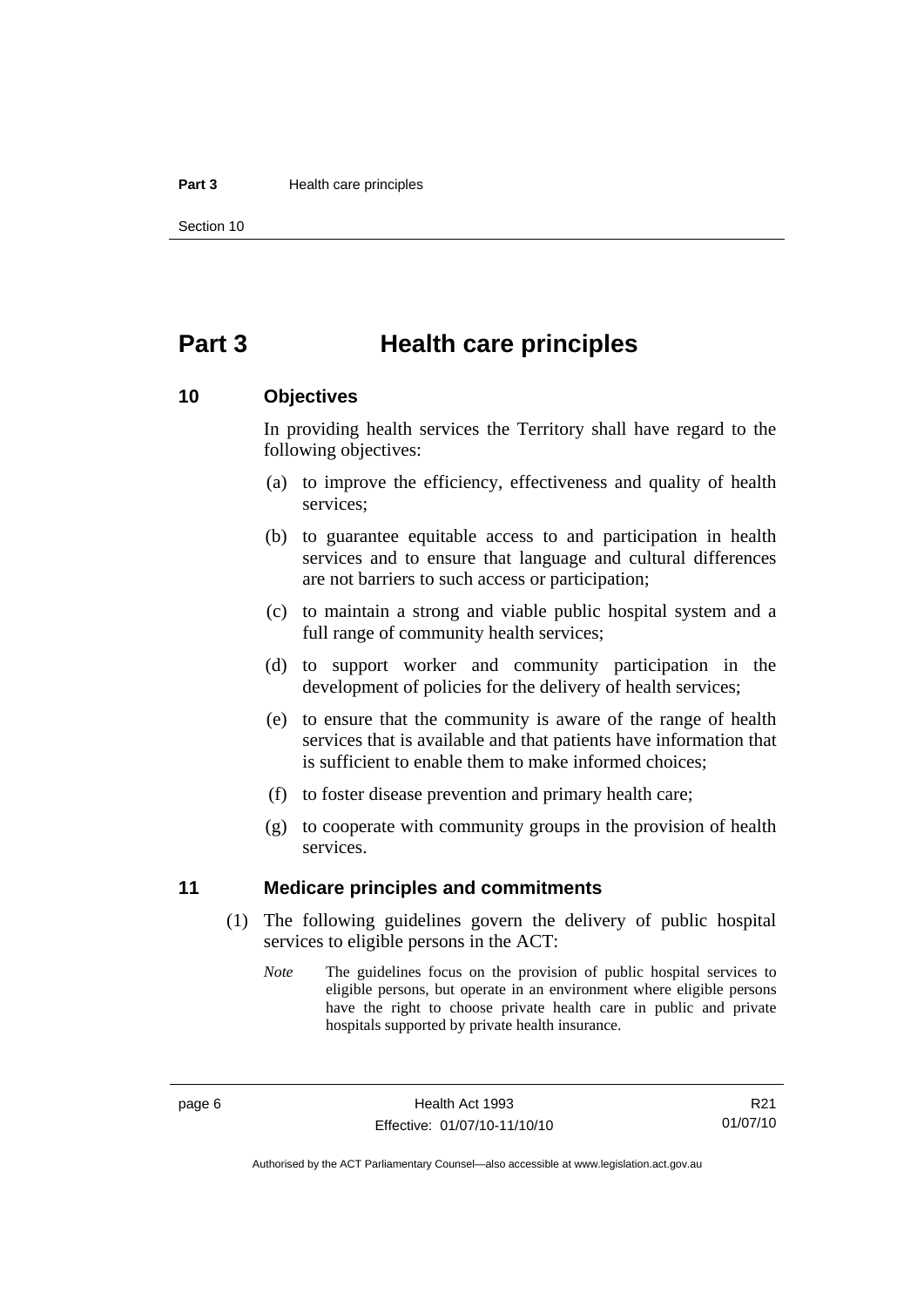# Part 3 Health care principles

## 10 Objectives

In providing health services the Territory shall have regard to the following objectives:

(a) to improve the efficiency, effectiveness and quality of health services;

(b) to guarantee equitable access to and participation in health services and to ensure that language and cultural differences are not barriers to such access or participation;

(c) to maintain a strong and viable public hospital system and a full range of community health services;

(d) to support worker and community participation in the development of policies for the delivery of health services;

(e) to ensure that the community is aware of the range of health services that is available and that patients have information that is sufficient to enable them to make informed choices;

(f) to foster disease prevention and primary health care;

(g) to cooperate with community groups in the provision of health services.

## 11 Medicare principles and commitments

(1) The following guidelines govern the delivery of public hospital services to eligible persons in the ACT:

*Note* The guidelines focus on the provision of public hospital services to eligible persons, but operate in an environment where eligible persons have the right to choose private health care in public and private hospitals supported by private health insurance.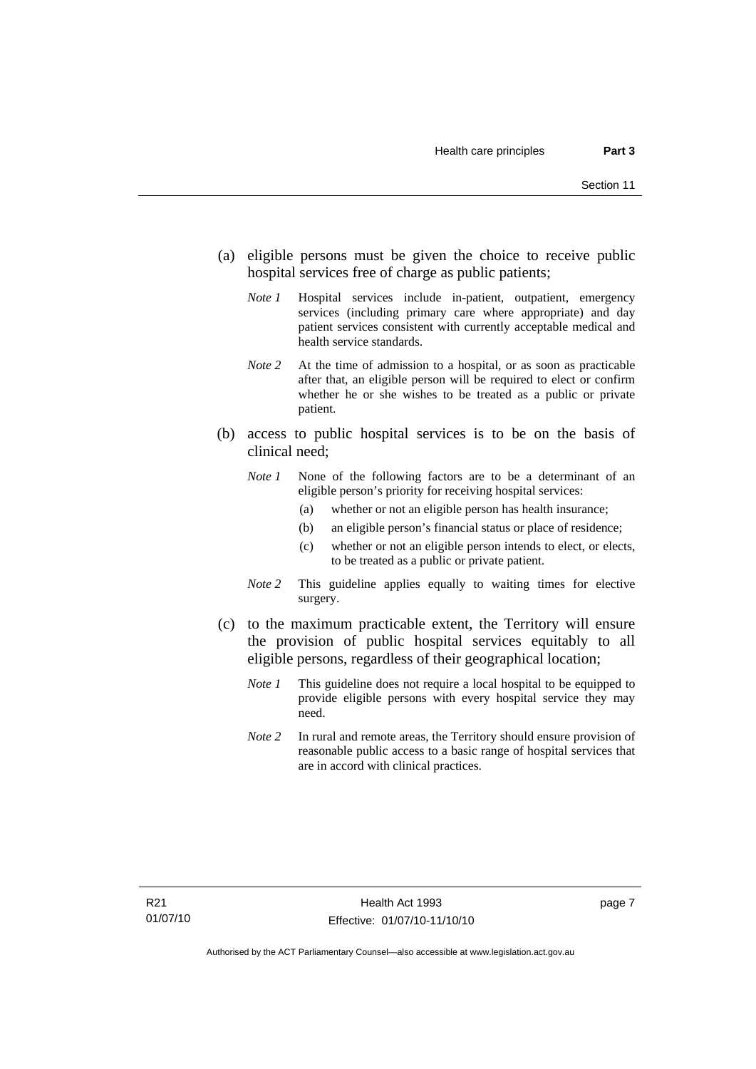(a) eligible persons must be given the choice to receive public hospital services free of charge as public patients;

*Note 1* Hospital services include in-patient, outpatient, emergency services (including primary care where appropriate) and day patient services consistent with currently acceptable medical and health service standards.

*Note 2* At the time of admission to a hospital, or as soon as practicable after that, an eligible person will be required to elect or confirm whether he or she wishes to be treated as a public or private patient.

(b) access to public hospital services is to be on the basis of clinical need;

*Note 1* None of the following factors are to be a determinant of an eligible person's priority for receiving hospital services:

- (a) whether or not an eligible person has health insurance;
- (b) an eligible person's financial status or place of residence;
- (c) whether or not an eligible person intends to elect, or elects, to be treated as a public or private patient.

*Note 2* This guideline applies equally to waiting times for elective surgery.

(c) to the maximum practicable extent, the Territory will ensure the provision of public hospital services equitably to all eligible persons, regardless of their geographical location;

*Note 1* This guideline does not require a local hospital to be equipped to provide eligible persons with every hospital service they may need.

*Note 2* In rural and remote areas, the Territory should ensure provision of reasonable public access to a basic range of hospital services that are in accord with clinical practices.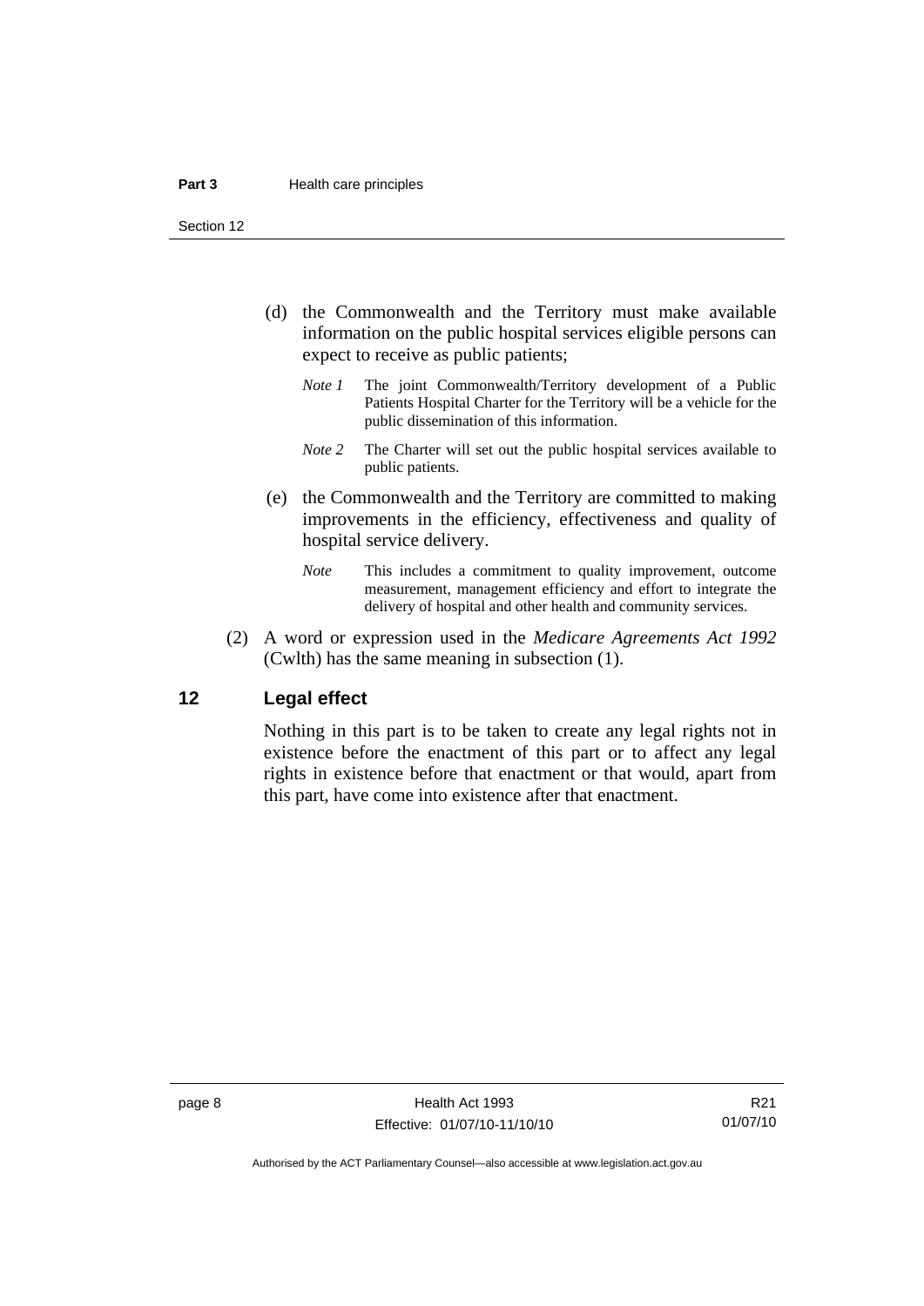(d) the Commonwealth and the Territory must make available information on the public hospital services eligible persons can expect to receive as public patients;

*Note 1* The joint Commonwealth/Territory development of a Public Patients Hospital Charter for the Territory will be a vehicle for the public dissemination of this information.

*Note 2* The Charter will set out the public hospital services available to public patients.

(e) the Commonwealth and the Territory are committed to making improvements in the efficiency, effectiveness and quality of hospital service delivery.

*Note* This includes a commitment to quality improvement, outcome measurement, management efficiency and effort to integrate the delivery of hospital and other health and community services.

(2) A word or expression used in the *Medicare Agreements Act 1992* (Cwlth) has the same meaning in subsection (1).

## 12 Legal effect

Nothing in this part is to be taken to create any legal rights not in existence before the enactment of this part or to affect any legal rights in existence before that enactment or that would, apart from this part, have come into existence after that enactment.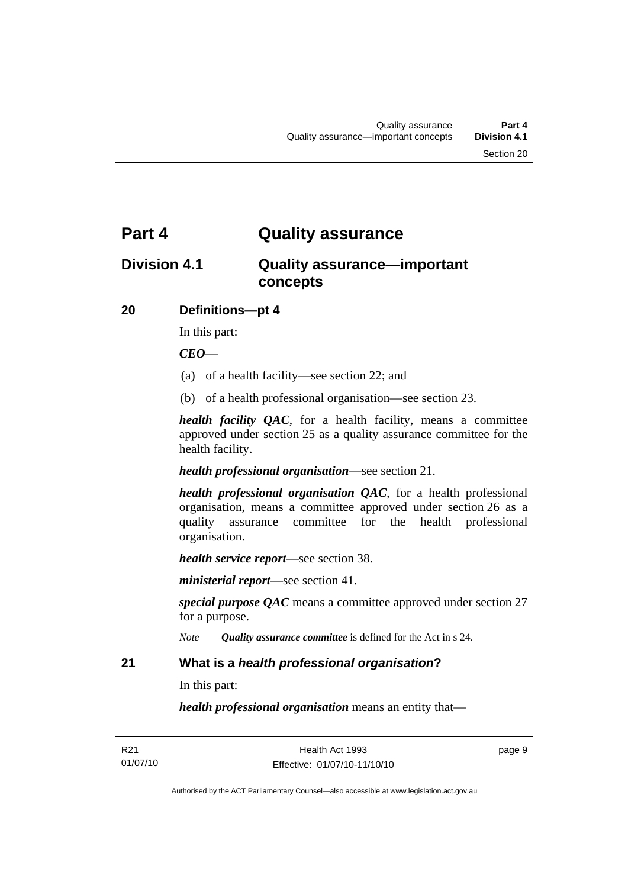# Part 4 Quality assurance

## Division 4.1 Quality assurance—important concepts

### 20 Definitions—pt 4

In this part:

***CEO***—

(a) of a health facility—see section 22; and

(b) of a health professional organisation—see section 23.

***health facility QAC***, for a health facility, means a committee approved under section 25 as a quality assurance committee for the health facility.

***health professional organisation***—see section 21.

***health professional organisation QAC***, for a health professional organisation, means a committee approved under section 26 as a quality assurance committee for the health professional organisation.

***health service report***—see section 38.

***ministerial report***—see section 41.

***special purpose QAC*** means a committee approved under section 27 for a purpose.

*Note* ***Quality assurance committee*** is defined for the Act in s 24.

### 21 What is a *health professional organisation*?

In this part:

***health professional organisation*** means an entity that—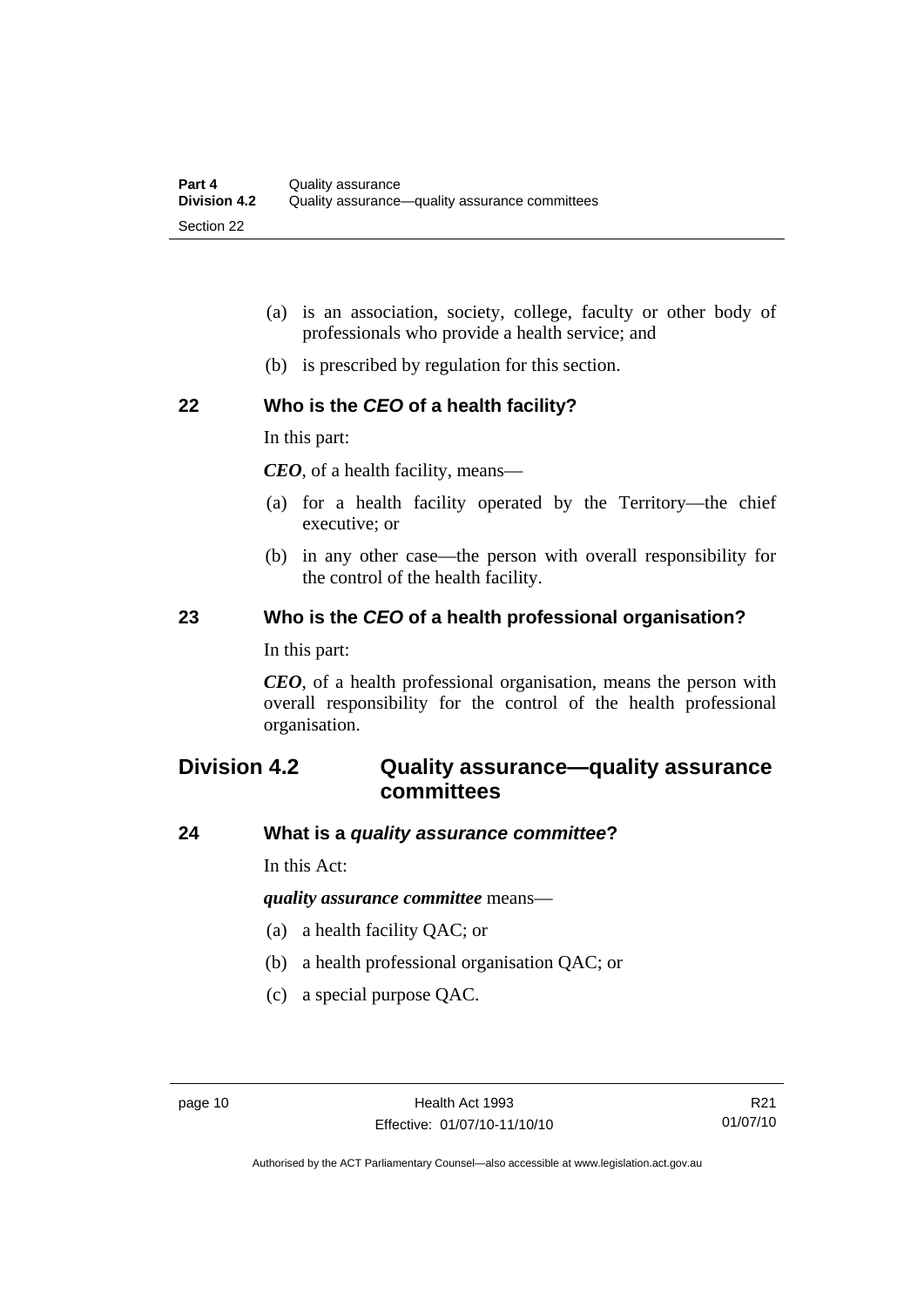(a) is an association, society, college, faculty or other body of professionals who provide a health service; and

(b) is prescribed by regulation for this section.

### 22 Who is the *CEO* of a health facility?

In this part:

***CEO***, of a health facility, means—

(a) for a health facility operated by the Territory—the chief executive; or

(b) in any other case—the person with overall responsibility for the control of the health facility.

### 23 Who is the *CEO* of a health professional organisation?

In this part:

***CEO***, of a health professional organisation, means the person with overall responsibility for the control of the health professional organisation.

## Division 4.2 Quality assurance—quality assurance committees

### 24 What is a *quality assurance committee*?

In this Act:

***quality assurance committee*** means—

(a) a health facility QAC; or

(b) a health professional organisation QAC; or

(c) a special purpose QAC.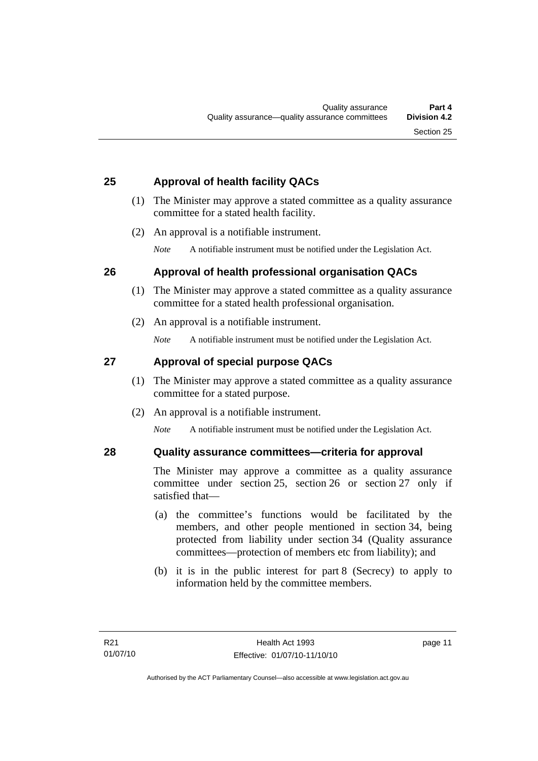## 25 Approval of health facility QACs

(1) The Minister may approve a stated committee as a quality assurance committee for a stated health facility.

(2) An approval is a notifiable instrument.

*Note* A notifiable instrument must be notified under the Legislation Act.

## 26 Approval of health professional organisation QACs

(1) The Minister may approve a stated committee as a quality assurance committee for a stated health professional organisation.

(2) An approval is a notifiable instrument.

*Note* A notifiable instrument must be notified under the Legislation Act.

## 27 Approval of special purpose QACs

(1) The Minister may approve a stated committee as a quality assurance committee for a stated purpose.

(2) An approval is a notifiable instrument.

*Note* A notifiable instrument must be notified under the Legislation Act.

## 28 Quality assurance committees—criteria for approval

The Minister may approve a committee as a quality assurance committee under section 25, section 26 or section 27 only if satisfied that—

(a) the committee's functions would be facilitated by the members, and other people mentioned in section 34, being protected from liability under section 34 (Quality assurance committees—protection of members etc from liability); and

(b) it is in the public interest for part 8 (Secrecy) to apply to information held by the committee members.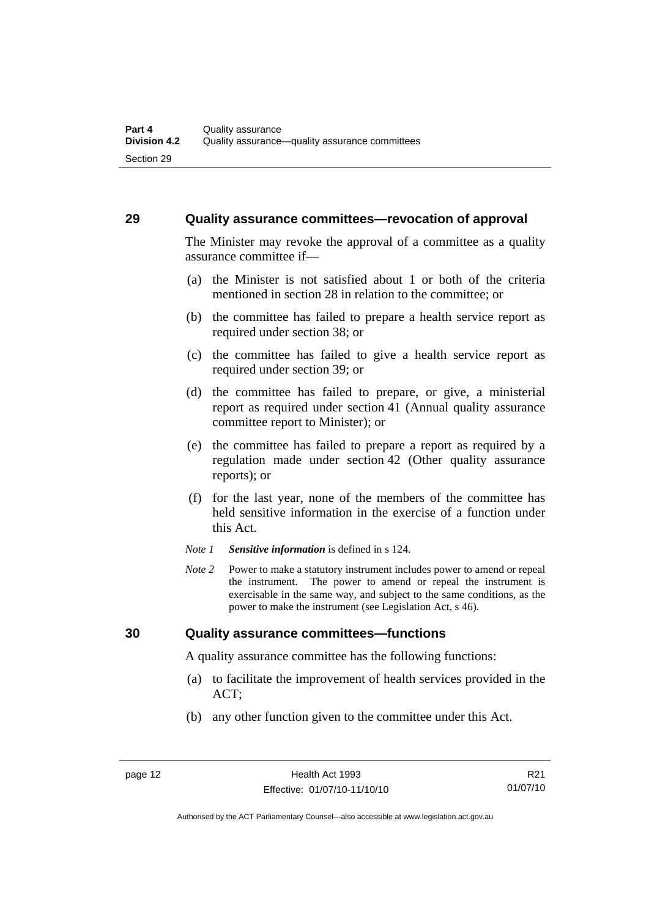## 29 Quality assurance committees—revocation of approval

The Minister may revoke the approval of a committee as a quality assurance committee if—

(a) the Minister is not satisfied about 1 or both of the criteria mentioned in section 28 in relation to the committee; or

(b) the committee has failed to prepare a health service report as required under section 38; or

(c) the committee has failed to give a health service report as required under section 39; or

(d) the committee has failed to prepare, or give, a ministerial report as required under section 41 (Annual quality assurance committee report to Minister); or

(e) the committee has failed to prepare a report as required by a regulation made under section 42 (Other quality assurance reports); or

(f) for the last year, none of the members of the committee has held sensitive information in the exercise of a function under this Act.

*Note 1* ***Sensitive information*** is defined in s 124.

*Note 2* Power to make a statutory instrument includes power to amend or repeal the instrument. The power to amend or repeal the instrument is exercisable in the same way, and subject to the same conditions, as the power to make the instrument (see Legislation Act, s 46).

## 30 Quality assurance committees—functions

A quality assurance committee has the following functions:

(a) to facilitate the improvement of health services provided in the ACT;

(b) any other function given to the committee under this Act.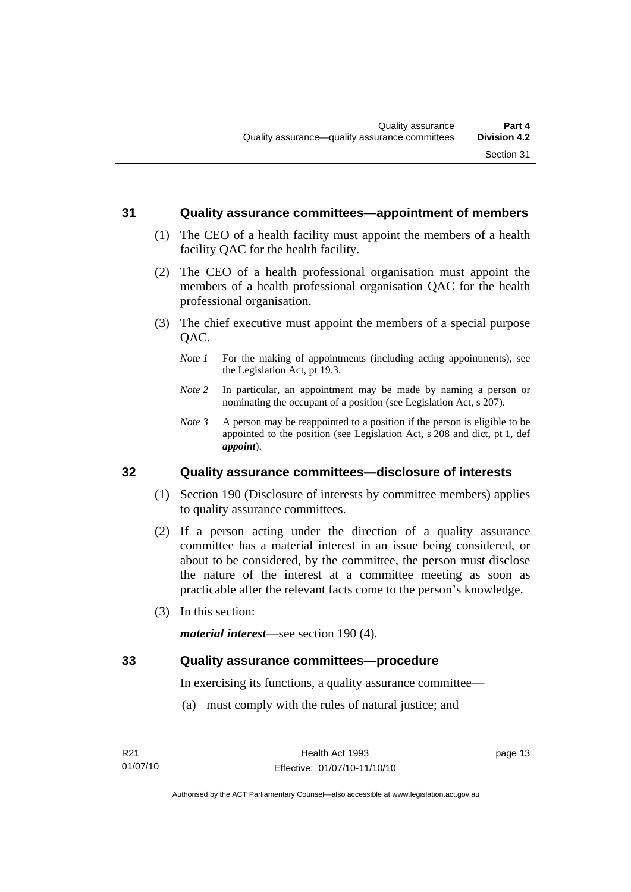## 31 Quality assurance committees—appointment of members

(1) The CEO of a health facility must appoint the members of a health facility QAC for the health facility.

(2) The CEO of a health professional organisation must appoint the members of a health professional organisation QAC for the health professional organisation.

(3) The chief executive must appoint the members of a special purpose QAC.

*Note 1* For the making of appointments (including acting appointments), see the Legislation Act, pt 19.3.

*Note 2* In particular, an appointment may be made by naming a person or nominating the occupant of a position (see Legislation Act, s 207).

*Note 3* A person may be reappointed to a position if the person is eligible to be appointed to the position (see Legislation Act, s 208 and dict, pt 1, def ***appoint***).

## 32 Quality assurance committees—disclosure of interests

(1) Section 190 (Disclosure of interests by committee members) applies to quality assurance committees.

(2) If a person acting under the direction of a quality assurance committee has a material interest in an issue being considered, or about to be considered, by the committee, the person must disclose the nature of the interest at a committee meeting as soon as practicable after the relevant facts come to the person's knowledge.

(3) In this section:

***material interest***—see section 190 (4).

## 33 Quality assurance committees—procedure

In exercising its functions, a quality assurance committee—

(a) must comply with the rules of natural justice; and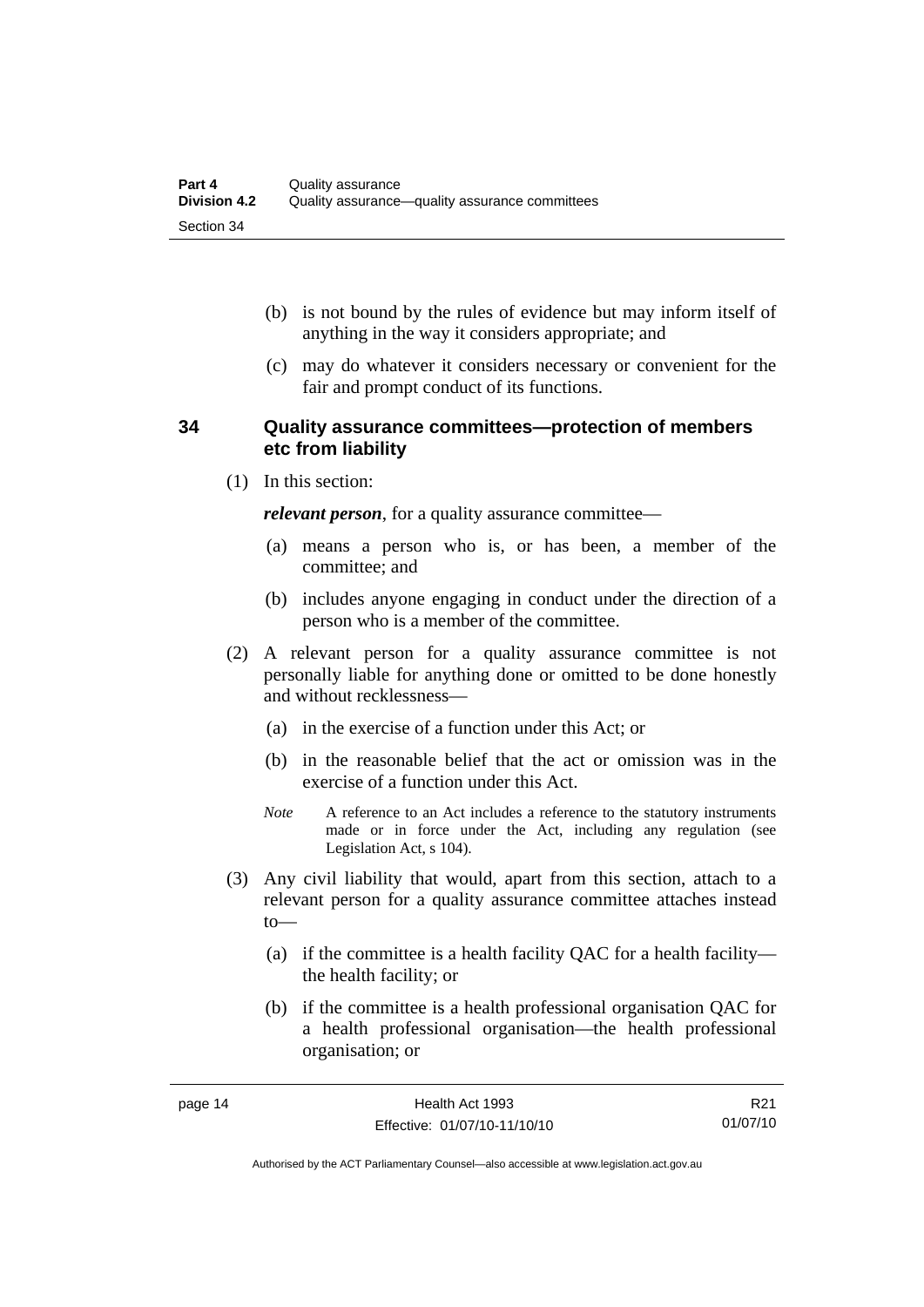(b) is not bound by the rules of evidence but may inform itself of anything in the way it considers appropriate; and

(c) may do whatever it considers necessary or convenient for the fair and prompt conduct of its functions.

### 34 Quality assurance committees—protection of members etc from liability

(1) In this section:

***relevant person***, for a quality assurance committee—

(a) means a person who is, or has been, a member of the committee; and

(b) includes anyone engaging in conduct under the direction of a person who is a member of the committee.

(2) A relevant person for a quality assurance committee is not personally liable for anything done or omitted to be done honestly and without recklessness—

(a) in the exercise of a function under this Act; or

(b) in the reasonable belief that the act or omission was in the exercise of a function under this Act.

*Note* A reference to an Act includes a reference to the statutory instruments made or in force under the Act, including any regulation (see Legislation Act, s 104).

(3) Any civil liability that would, apart from this section, attach to a relevant person for a quality assurance committee attaches instead to—

(a) if the committee is a health facility QAC for a health facility—the health facility; or

(b) if the committee is a health professional organisation QAC for a health professional organisation—the health professional organisation; or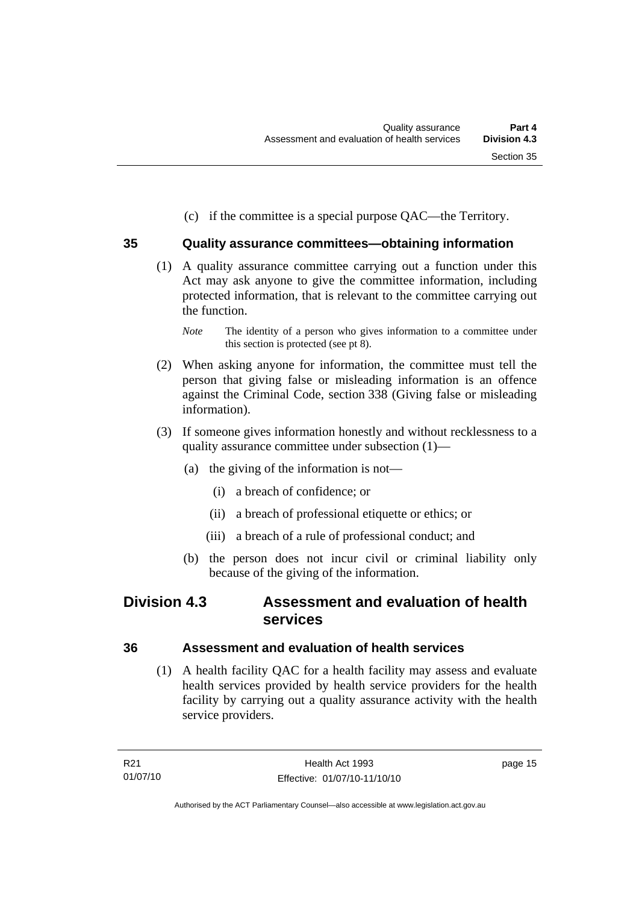(c) if the committee is a special purpose QAC—the Territory.

## 35 Quality assurance committees—obtaining information

(1) A quality assurance committee carrying out a function under this Act may ask anyone to give the committee information, including protected information, that is relevant to the committee carrying out the function.

*Note* The identity of a person who gives information to a committee under this section is protected (see pt 8).

(2) When asking anyone for information, the committee must tell the person that giving false or misleading information is an offence against the Criminal Code, section 338 (Giving false or misleading information).

(3) If someone gives information honestly and without recklessness to a quality assurance committee under subsection (1)—

(a) the giving of the information is not—

(i) a breach of confidence; or

(ii) a breach of professional etiquette or ethics; or

(iii) a breach of a rule of professional conduct; and

(b) the person does not incur civil or criminal liability only because of the giving of the information.

# Division 4.3 Assessment and evaluation of health services

## 36 Assessment and evaluation of health services

(1) A health facility QAC for a health facility may assess and evaluate health services provided by health service providers for the health facility by carrying out a quality assurance activity with the health service providers.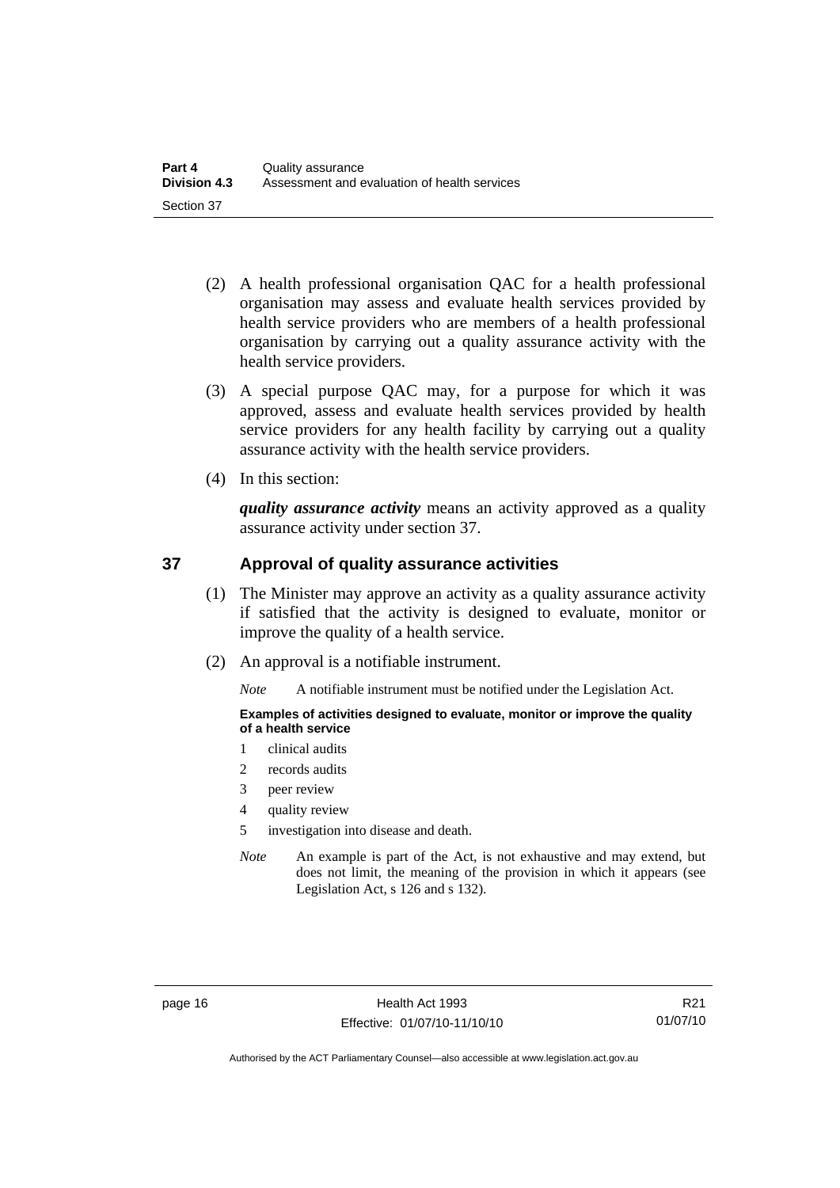(2) A health professional organisation QAC for a health professional organisation may assess and evaluate health services provided by health service providers who are members of a health professional organisation by carrying out a quality assurance activity with the health service providers.

(3) A special purpose QAC may, for a purpose for which it was approved, assess and evaluate health services provided by health service providers for any health facility by carrying out a quality assurance activity with the health service providers.

(4) In this section:

***quality assurance activity*** means an activity approved as a quality assurance activity under section 37.

## 37 Approval of quality assurance activities

(1) The Minister may approve an activity as a quality assurance activity if satisfied that the activity is designed to evaluate, monitor or improve the quality of a health service.

(2) An approval is a notifiable instrument.

*Note* A notifiable instrument must be notified under the Legislation Act.

**Examples of activities designed to evaluate, monitor or improve the quality of a health service**

1 clinical audits
2 records audits
3 peer review
4 quality review
5 investigation into disease and death.

*Note* An example is part of the Act, is not exhaustive and may extend, but does not limit, the meaning of the provision in which it appears (see Legislation Act, s 126 and s 132).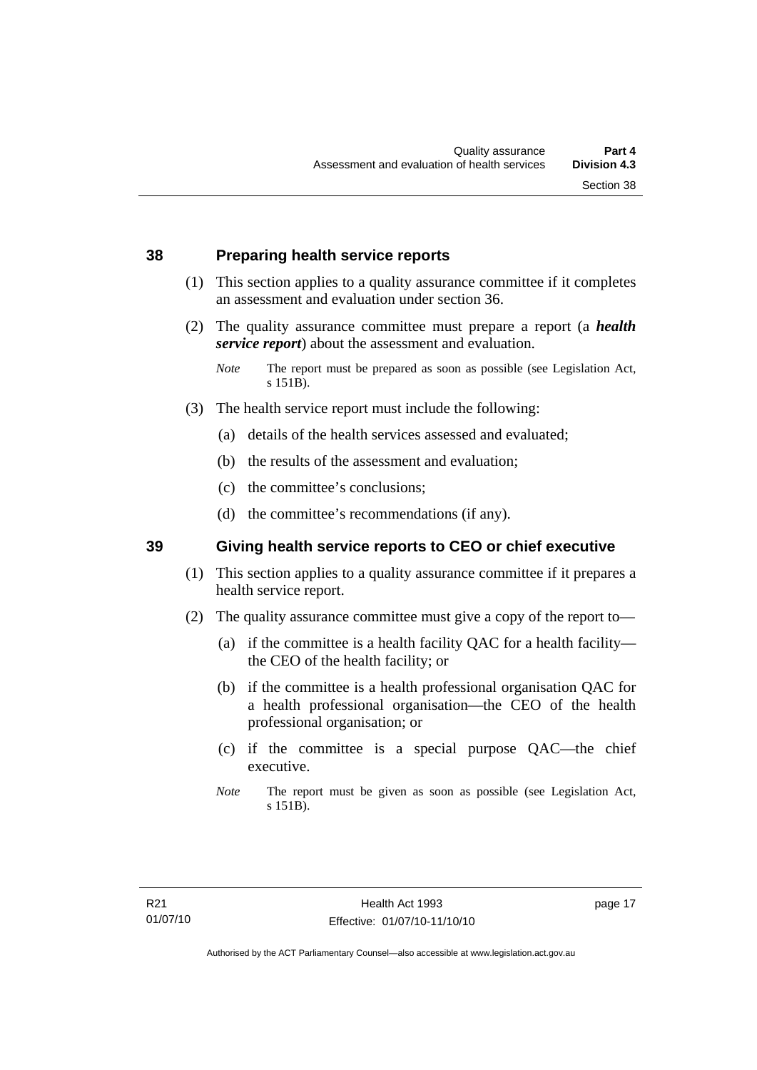## 38 Preparing health service reports

(1) This section applies to a quality assurance committee if it completes an assessment and evaluation under section 36.

(2) The quality assurance committee must prepare a report (a ***health service report***) about the assessment and evaluation.

*Note* The report must be prepared as soon as possible (see Legislation Act, s 151B).

(3) The health service report must include the following:

(a) details of the health services assessed and evaluated;

(b) the results of the assessment and evaluation;

(c) the committee's conclusions;

(d) the committee's recommendations (if any).

## 39 Giving health service reports to CEO or chief executive

(1) This section applies to a quality assurance committee if it prepares a health service report.

(2) The quality assurance committee must give a copy of the report to—

(a) if the committee is a health facility QAC for a health facility—the CEO of the health facility; or

(b) if the committee is a health professional organisation QAC for a health professional organisation—the CEO of the health professional organisation; or

(c) if the committee is a special purpose QAC—the chief executive.

*Note* The report must be given as soon as possible (see Legislation Act, s 151B).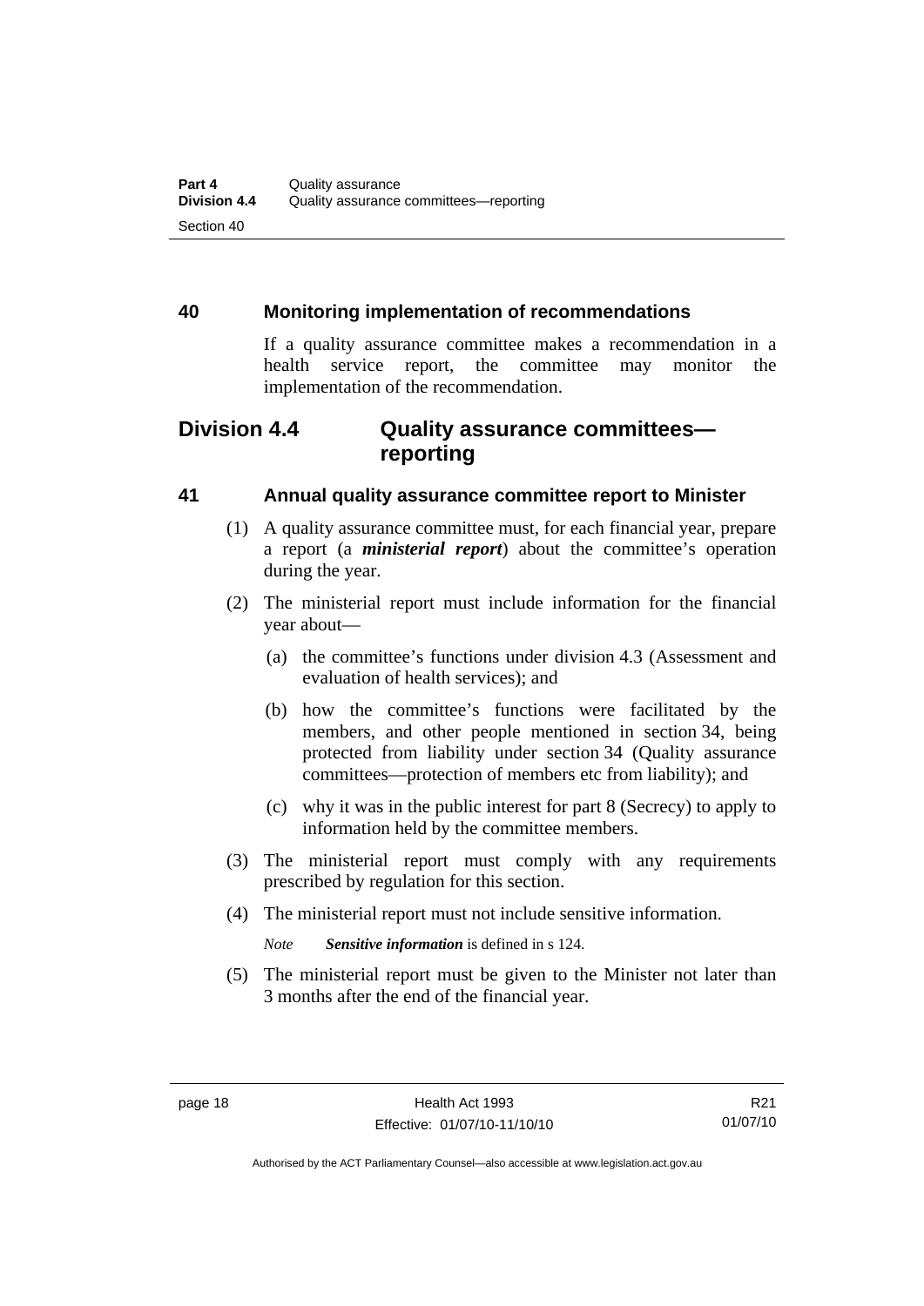### 40 Monitoring implementation of recommendations

If a quality assurance committee makes a recommendation in a health service report, the committee may monitor the implementation of the recommendation.

## Division 4.4 Quality assurance committees—reporting

### 41 Annual quality assurance committee report to Minister

(1) A quality assurance committee must, for each financial year, prepare a report (a ***ministerial report***) about the committee's operation during the year.

(2) The ministerial report must include information for the financial year about—

(a) the committee's functions under division 4.3 (Assessment and evaluation of health services); and

(b) how the committee's functions were facilitated by the members, and other people mentioned in section 34, being protected from liability under section 34 (Quality assurance committees—protection of members etc from liability); and

(c) why it was in the public interest for part 8 (Secrecy) to apply to information held by the committee members.

(3) The ministerial report must comply with any requirements prescribed by regulation for this section.

(4) The ministerial report must not include sensitive information.

*Note* ***Sensitive information*** is defined in s 124.

(5) The ministerial report must be given to the Minister not later than 3 months after the end of the financial year.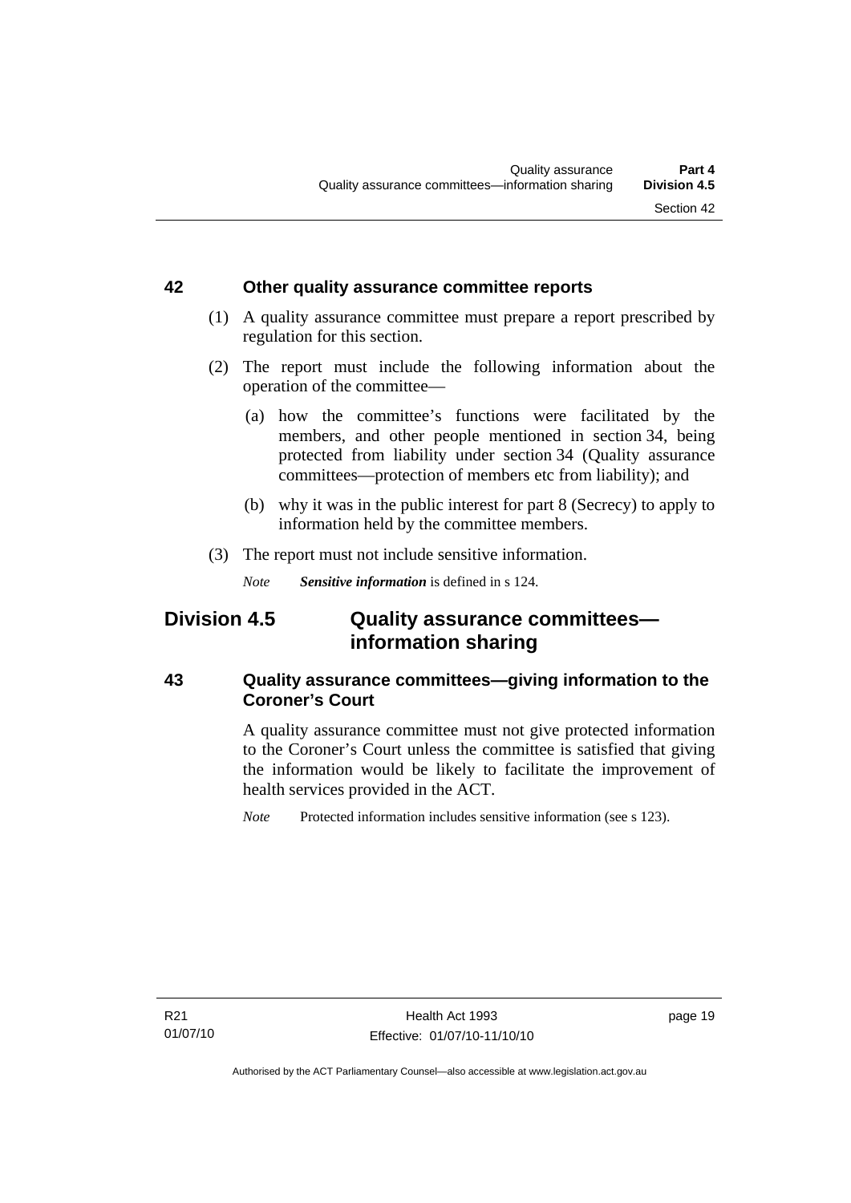### 42 Other quality assurance committee reports

(1) A quality assurance committee must prepare a report prescribed by regulation for this section.

(2) The report must include the following information about the operation of the committee—

(a) how the committee's functions were facilitated by the members, and other people mentioned in section 34, being protected from liability under section 34 (Quality assurance committees—protection of members etc from liability); and

(b) why it was in the public interest for part 8 (Secrecy) to apply to information held by the committee members.

(3) The report must not include sensitive information.

*Note* ***Sensitive information*** is defined in s 124.

## Division 4.5 Quality assurance committees—information sharing

### 43 Quality assurance committees—giving information to the Coroner's Court

A quality assurance committee must not give protected information to the Coroner's Court unless the committee is satisfied that giving the information would be likely to facilitate the improvement of health services provided in the ACT.

*Note* Protected information includes sensitive information (see s 123).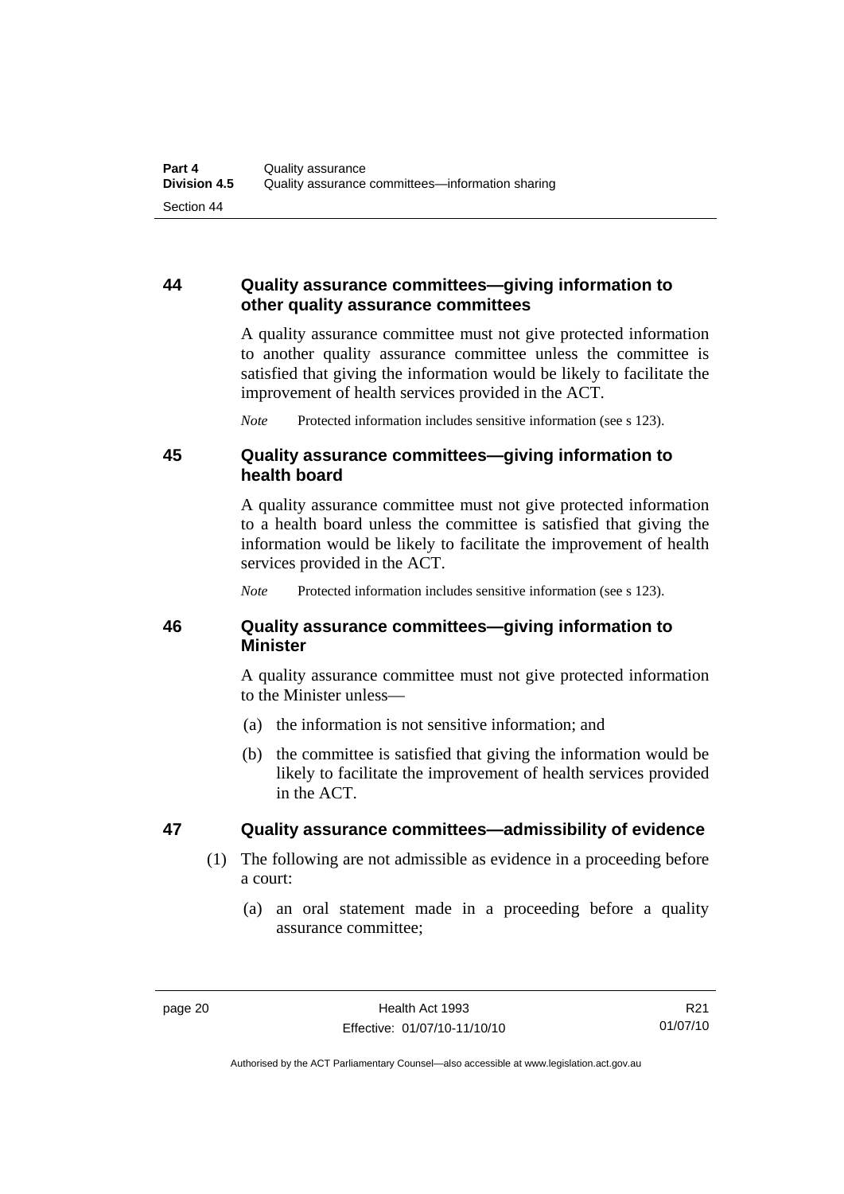## 44 Quality assurance committees—giving information to other quality assurance committees

A quality assurance committee must not give protected information to another quality assurance committee unless the committee is satisfied that giving the information would be likely to facilitate the improvement of health services provided in the ACT.

*Note* Protected information includes sensitive information (see s 123).

## 45 Quality assurance committees—giving information to health board

A quality assurance committee must not give protected information to a health board unless the committee is satisfied that giving the information would be likely to facilitate the improvement of health services provided in the ACT.

*Note* Protected information includes sensitive information (see s 123).

## 46 Quality assurance committees—giving information to Minister

A quality assurance committee must not give protected information to the Minister unless—

(a) the information is not sensitive information; and

(b) the committee is satisfied that giving the information would be likely to facilitate the improvement of health services provided in the ACT.

## 47 Quality assurance committees—admissibility of evidence

(1) The following are not admissible as evidence in a proceeding before a court:

(a) an oral statement made in a proceeding before a quality assurance committee;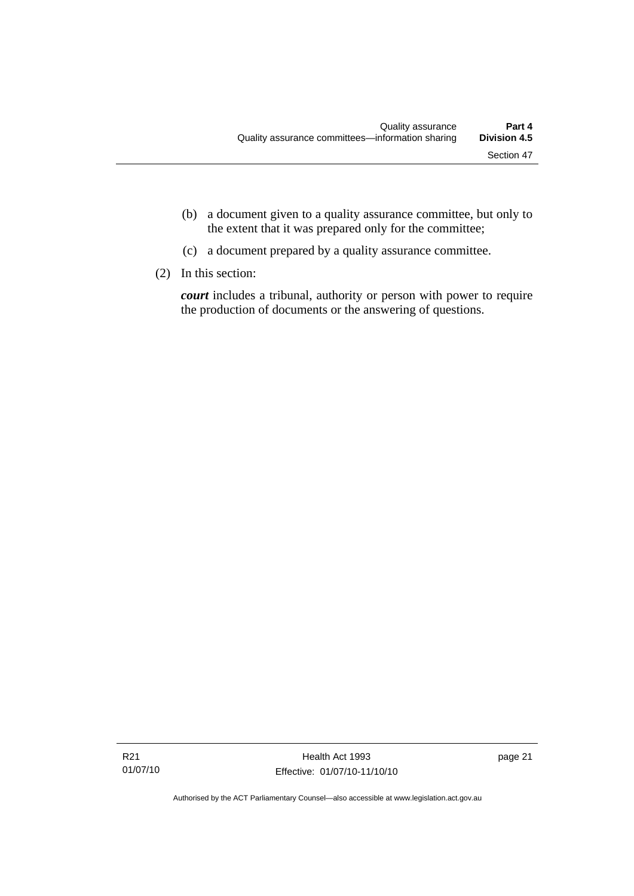(b) a document given to a quality assurance committee, but only to the extent that it was prepared only for the committee;

(c) a document prepared by a quality assurance committee.

(2) In this section:

***court*** includes a tribunal, authority or person with power to require the production of documents or the answering of questions.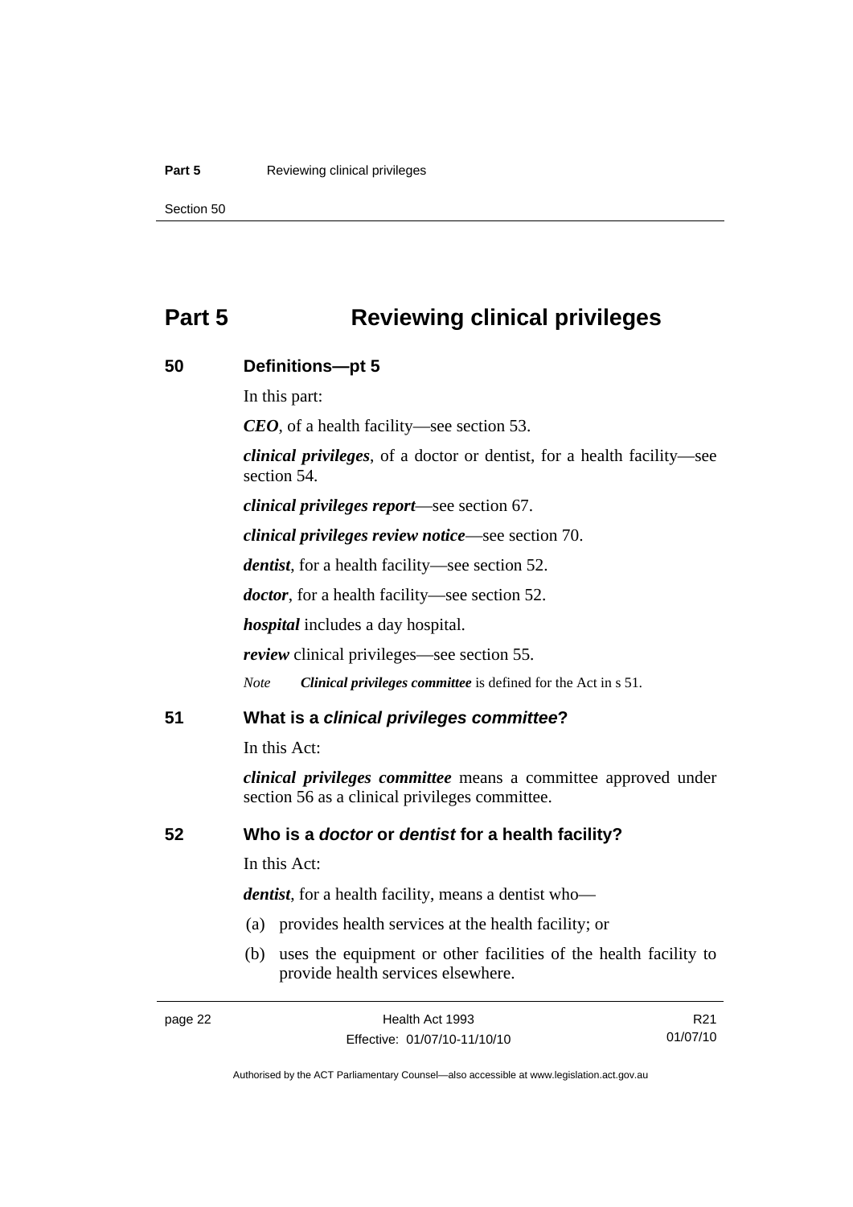# Part 5 Reviewing clinical privileges

## 50 Definitions—pt 5

In this part:

***CEO***, of a health facility—see section 53.

***clinical privileges***, of a doctor or dentist, for a health facility—see section 54.

***clinical privileges report***—see section 67.

***clinical privileges review notice***—see section 70.

***dentist***, for a health facility—see section 52.

***doctor***, for a health facility—see section 52.

***hospital*** includes a day hospital.

***review*** clinical privileges—see section 55.

*Note* ***Clinical privileges committee*** is defined for the Act in s 51.

## 51 What is a *clinical privileges committee*?

In this Act:

***clinical privileges committee*** means a committee approved under section 56 as a clinical privileges committee.

## 52 Who is a *doctor* or *dentist* for a health facility?

In this Act:

***dentist***, for a health facility, means a dentist who—

(a) provides health services at the health facility; or

(b) uses the equipment or other facilities of the health facility to provide health services elsewhere.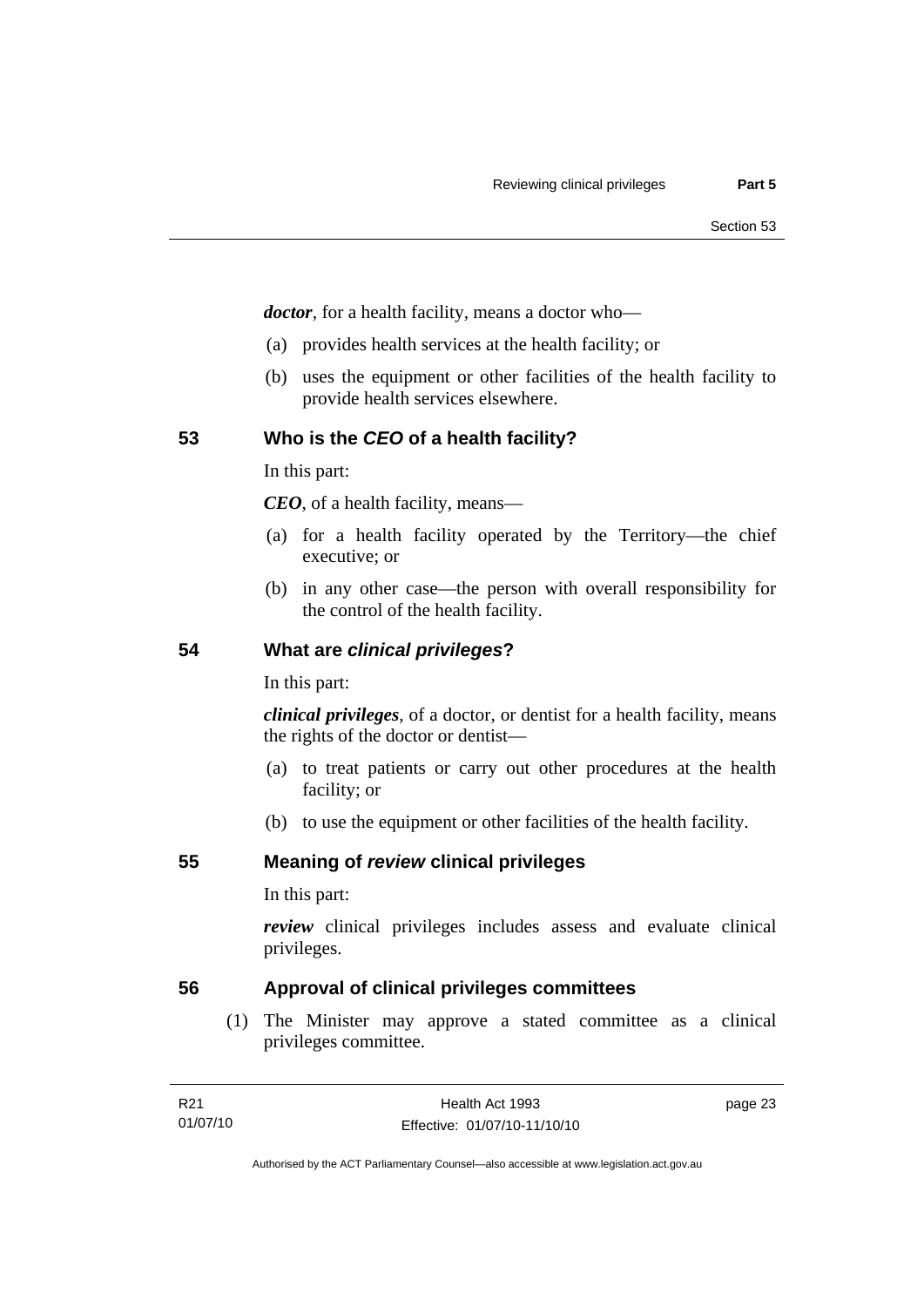***doctor***, for a health facility, means a doctor who—

(a) provides health services at the health facility; or

(b) uses the equipment or other facilities of the health facility to provide health services elsewhere.

## 53 Who is the *CEO* of a health facility?

In this part:

***CEO***, of a health facility, means—

(a) for a health facility operated by the Territory—the chief executive; or

(b) in any other case—the person with overall responsibility for the control of the health facility.

## 54 What are *clinical privileges*?

In this part:

***clinical privileges***, of a doctor, or dentist for a health facility, means the rights of the doctor or dentist—

(a) to treat patients or carry out other procedures at the health facility; or

(b) to use the equipment or other facilities of the health facility.

## 55 Meaning of *review* clinical privileges

In this part:

***review*** clinical privileges includes assess and evaluate clinical privileges.

## 56 Approval of clinical privileges committees

(1) The Minister may approve a stated committee as a clinical privileges committee.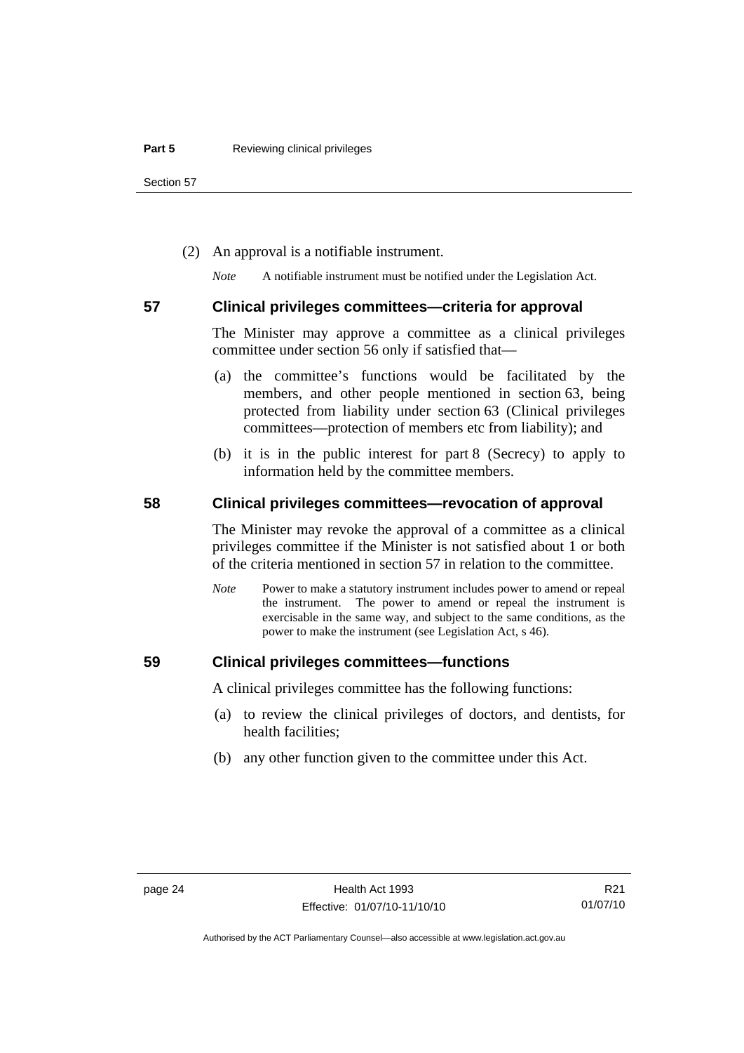(2) An approval is a notifiable instrument.

*Note* A notifiable instrument must be notified under the Legislation Act.

### 57 Clinical privileges committees—criteria for approval

The Minister may approve a committee as a clinical privileges committee under section 56 only if satisfied that—

(a) the committee's functions would be facilitated by the members, and other people mentioned in section 63, being protected from liability under section 63 (Clinical privileges committees—protection of members etc from liability); and

(b) it is in the public interest for part 8 (Secrecy) to apply to information held by the committee members.

### 58 Clinical privileges committees—revocation of approval

The Minister may revoke the approval of a committee as a clinical privileges committee if the Minister is not satisfied about 1 or both of the criteria mentioned in section 57 in relation to the committee.

*Note* Power to make a statutory instrument includes power to amend or repeal the instrument. The power to amend or repeal the instrument is exercisable in the same way, and subject to the same conditions, as the power to make the instrument (see Legislation Act, s 46).

### 59 Clinical privileges committees—functions

A clinical privileges committee has the following functions:

(a) to review the clinical privileges of doctors, and dentists, for health facilities;

(b) any other function given to the committee under this Act.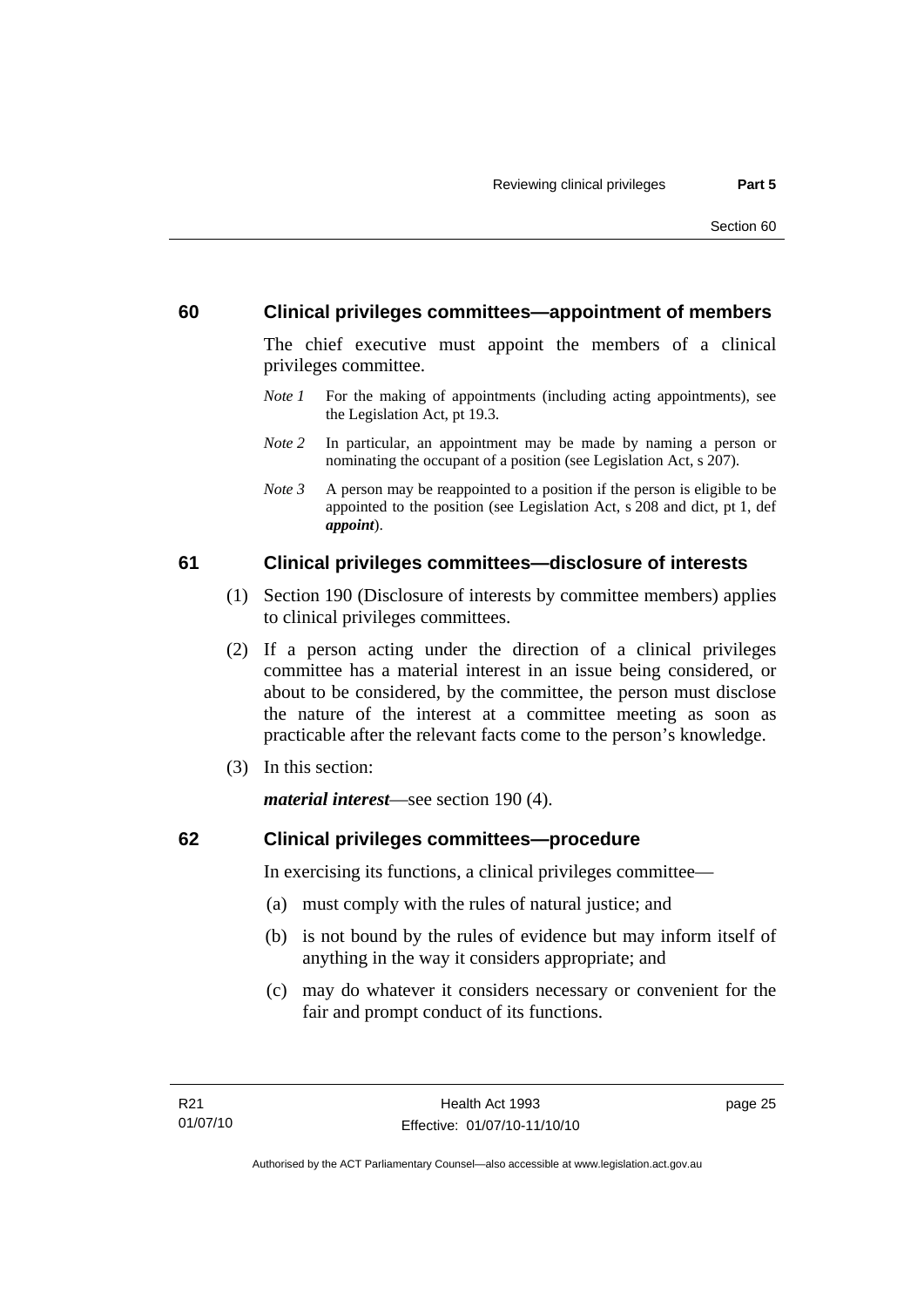## 60 Clinical privileges committees—appointment of members

The chief executive must appoint the members of a clinical privileges committee.

*Note 1* For the making of appointments (including acting appointments), see the Legislation Act, pt 19.3.

*Note 2* In particular, an appointment may be made by naming a person or nominating the occupant of a position (see Legislation Act, s 207).

*Note 3* A person may be reappointed to a position if the person is eligible to be appointed to the position (see Legislation Act, s 208 and dict, pt 1, def ***appoint***).

## 61 Clinical privileges committees—disclosure of interests

(1) Section 190 (Disclosure of interests by committee members) applies to clinical privileges committees.

(2) If a person acting under the direction of a clinical privileges committee has a material interest in an issue being considered, or about to be considered, by the committee, the person must disclose the nature of the interest at a committee meeting as soon as practicable after the relevant facts come to the person's knowledge.

(3) In this section:

***material interest***—see section 190 (4).

## 62 Clinical privileges committees—procedure

In exercising its functions, a clinical privileges committee—

(a) must comply with the rules of natural justice; and

(b) is not bound by the rules of evidence but may inform itself of anything in the way it considers appropriate; and

(c) may do whatever it considers necessary or convenient for the fair and prompt conduct of its functions.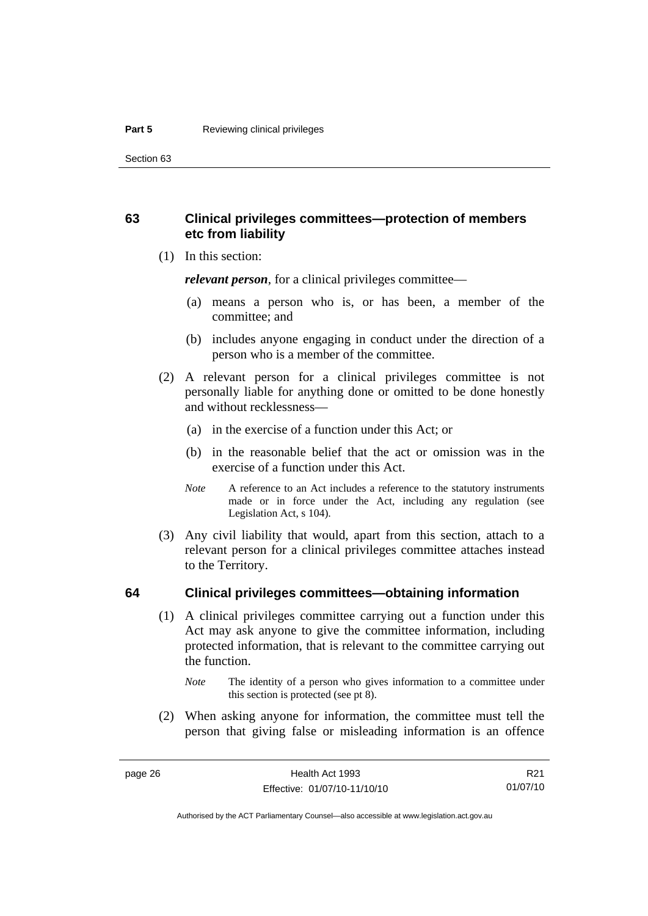## 63 Clinical privileges committees—protection of members etc from liability

(1) In this section:

***relevant person***, for a clinical privileges committee—

(a) means a person who is, or has been, a member of the committee; and

(b) includes anyone engaging in conduct under the direction of a person who is a member of the committee.

(2) A relevant person for a clinical privileges committee is not personally liable for anything done or omitted to be done honestly and without recklessness—

(a) in the exercise of a function under this Act; or

(b) in the reasonable belief that the act or omission was in the exercise of a function under this Act.

*Note* A reference to an Act includes a reference to the statutory instruments made or in force under the Act, including any regulation (see Legislation Act, s 104).

(3) Any civil liability that would, apart from this section, attach to a relevant person for a clinical privileges committee attaches instead to the Territory.

## 64 Clinical privileges committees—obtaining information

(1) A clinical privileges committee carrying out a function under this Act may ask anyone to give the committee information, including protected information, that is relevant to the committee carrying out the function.

*Note* The identity of a person who gives information to a committee under this section is protected (see pt 8).

(2) When asking anyone for information, the committee must tell the person that giving false or misleading information is an offence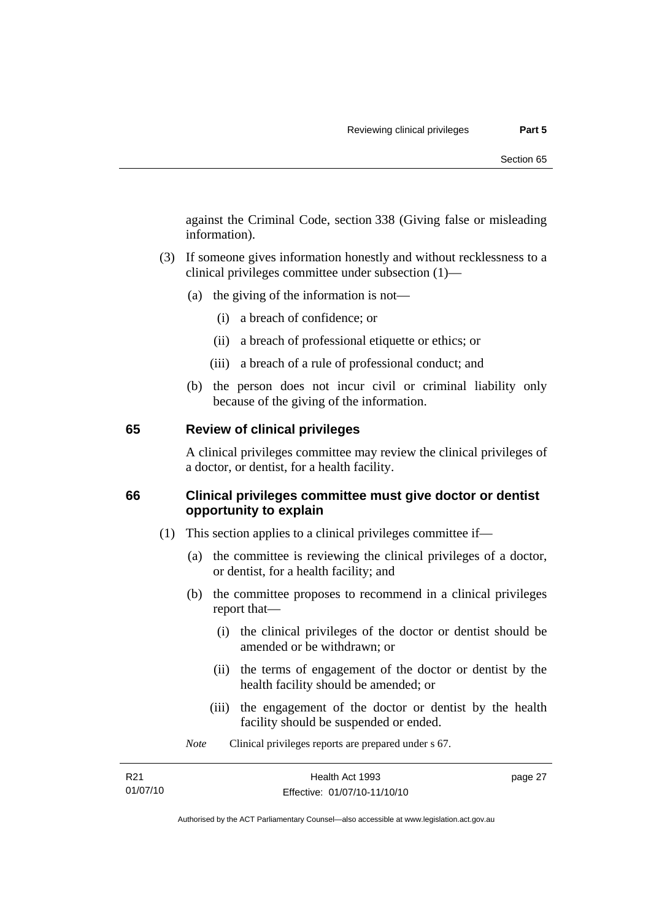against the Criminal Code, section 338 (Giving false or misleading information).

(3) If someone gives information honestly and without recklessness to a clinical privileges committee under subsection (1)—

(a) the giving of the information is not—

(i) a breach of confidence; or

(ii) a breach of professional etiquette or ethics; or

(iii) a breach of a rule of professional conduct; and

(b) the person does not incur civil or criminal liability only because of the giving of the information.

## 65 Review of clinical privileges

A clinical privileges committee may review the clinical privileges of a doctor, or dentist, for a health facility.

## 66 Clinical privileges committee must give doctor or dentist opportunity to explain

(1) This section applies to a clinical privileges committee if—

(a) the committee is reviewing the clinical privileges of a doctor, or dentist, for a health facility; and

(b) the committee proposes to recommend in a clinical privileges report that—

(i) the clinical privileges of the doctor or dentist should be amended or be withdrawn; or

(ii) the terms of engagement of the doctor or dentist by the health facility should be amended; or

(iii) the engagement of the doctor or dentist by the health facility should be suspended or ended.

*Note* Clinical privileges reports are prepared under s 67.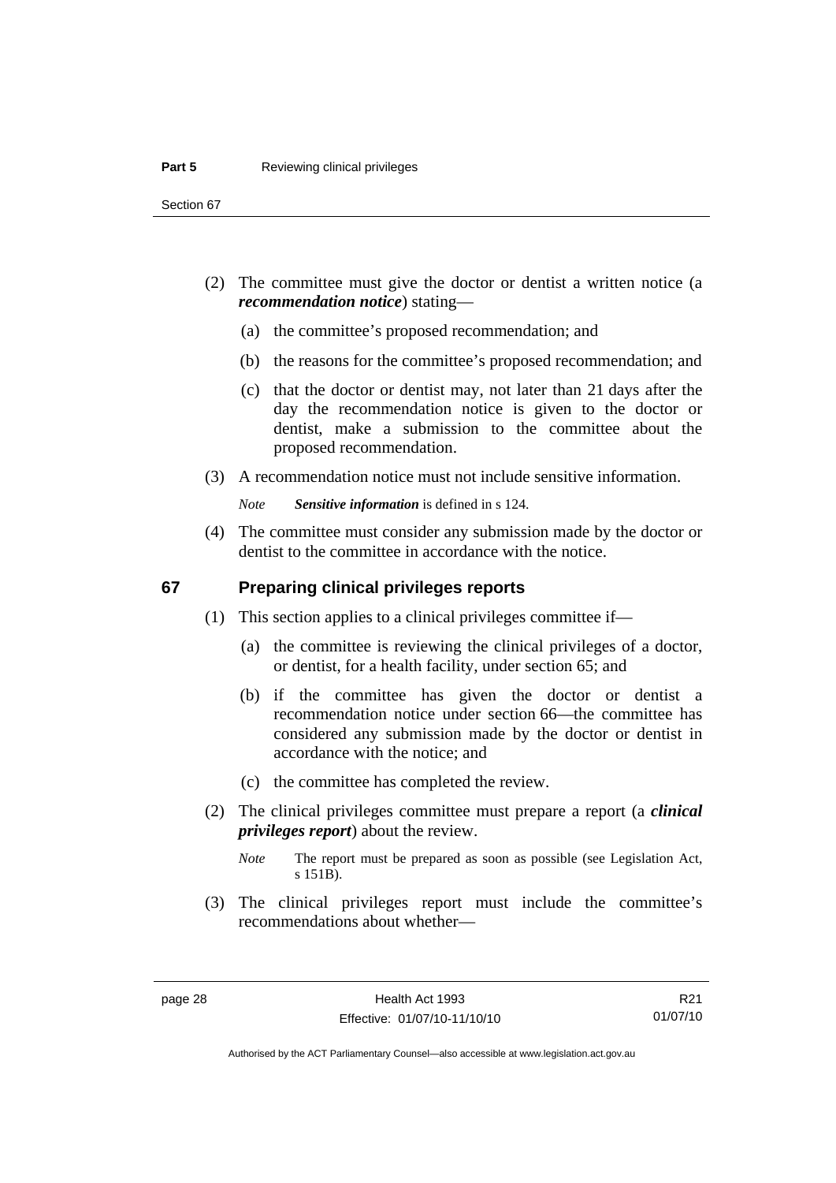(2) The committee must give the doctor or dentist a written notice (a ***recommendation notice***) stating—

(a) the committee's proposed recommendation; and

(b) the reasons for the committee's proposed recommendation; and

(c) that the doctor or dentist may, not later than 21 days after the day the recommendation notice is given to the doctor or dentist, make a submission to the committee about the proposed recommendation.

(3) A recommendation notice must not include sensitive information.

*Note* ***Sensitive information*** is defined in s 124.

(4) The committee must consider any submission made by the doctor or dentist to the committee in accordance with the notice.

## 67 Preparing clinical privileges reports

(1) This section applies to a clinical privileges committee if—

(a) the committee is reviewing the clinical privileges of a doctor, or dentist, for a health facility, under section 65; and

(b) if the committee has given the doctor or dentist a recommendation notice under section 66—the committee has considered any submission made by the doctor or dentist in accordance with the notice; and

(c) the committee has completed the review.

(2) The clinical privileges committee must prepare a report (a ***clinical privileges report***) about the review.

*Note* The report must be prepared as soon as possible (see Legislation Act, s 151B).

(3) The clinical privileges report must include the committee's recommendations about whether—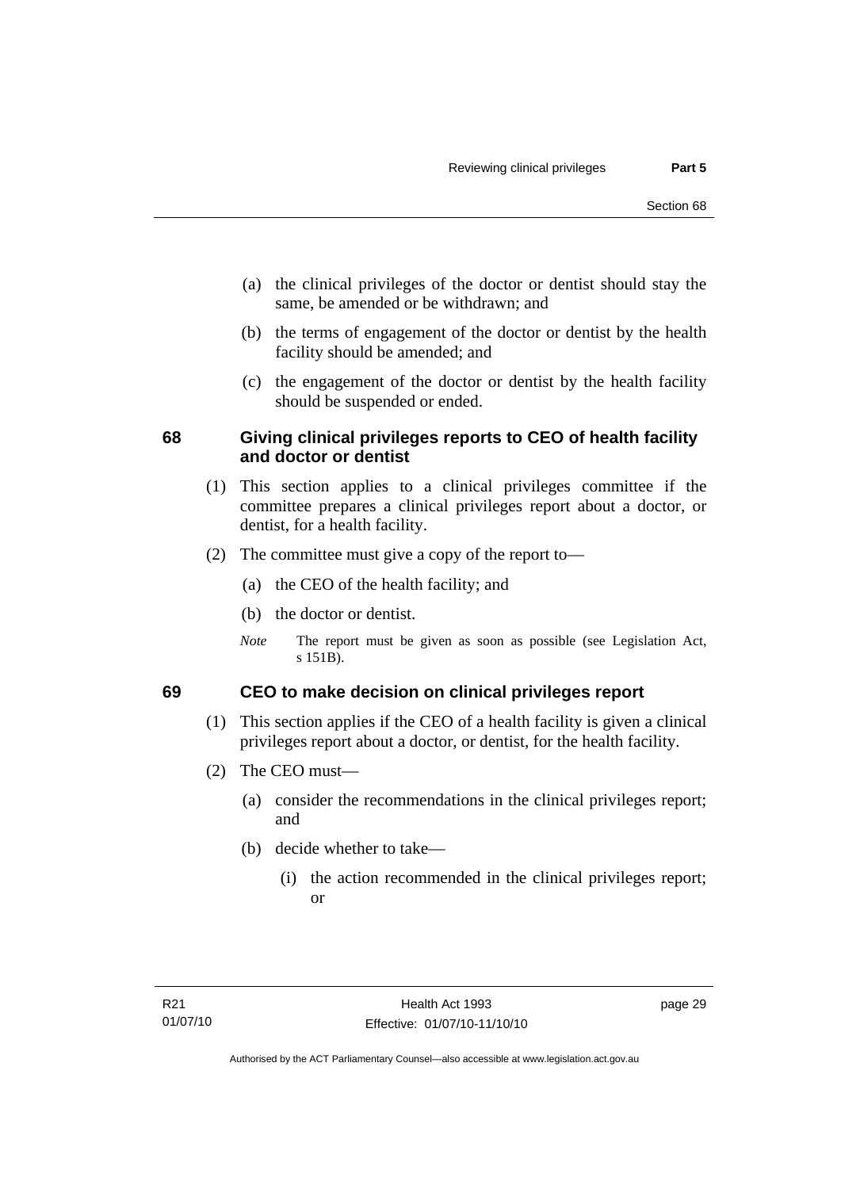(a) the clinical privileges of the doctor or dentist should stay the same, be amended or be withdrawn; and

(b) the terms of engagement of the doctor or dentist by the health facility should be amended; and

(c) the engagement of the doctor or dentist by the health facility should be suspended or ended.

### 68 Giving clinical privileges reports to CEO of health facility and doctor or dentist

(1) This section applies to a clinical privileges committee if the committee prepares a clinical privileges report about a doctor, or dentist, for a health facility.

(2) The committee must give a copy of the report to—

(a) the CEO of the health facility; and

(b) the doctor or dentist.

*Note* The report must be given as soon as possible (see Legislation Act, s 151B).

### 69 CEO to make decision on clinical privileges report

(1) This section applies if the CEO of a health facility is given a clinical privileges report about a doctor, or dentist, for the health facility.

(2) The CEO must—

(a) consider the recommendations in the clinical privileges report; and

(b) decide whether to take—

(i) the action recommended in the clinical privileges report; or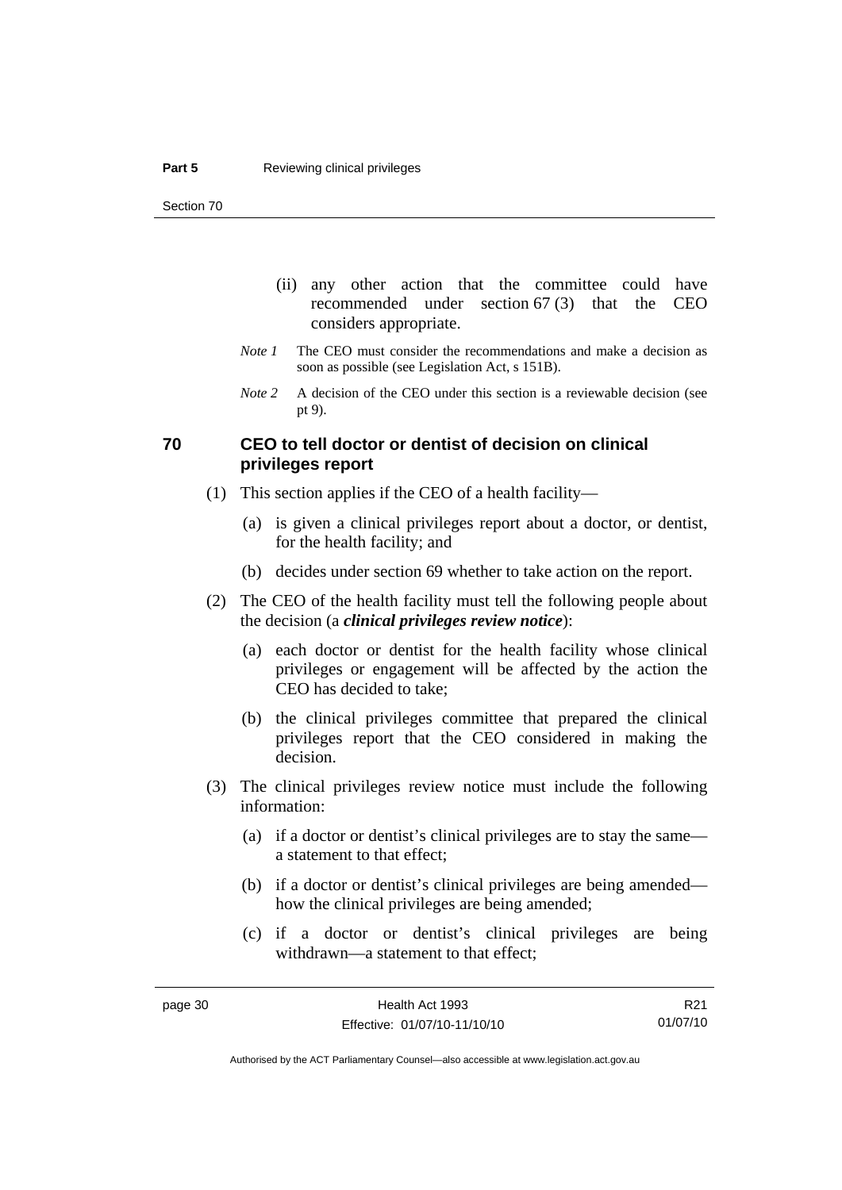(ii) any other action that the committee could have recommended under section 67 (3) that the CEO considers appropriate.

*Note 1* The CEO must consider the recommendations and make a decision as soon as possible (see Legislation Act, s 151B).

*Note 2* A decision of the CEO under this section is a reviewable decision (see pt 9).

## 70 CEO to tell doctor or dentist of decision on clinical privileges report

(1) This section applies if the CEO of a health facility—

(a) is given a clinical privileges report about a doctor, or dentist, for the health facility; and

(b) decides under section 69 whether to take action on the report.

(2) The CEO of the health facility must tell the following people about the decision (a ***clinical privileges review notice***):

(a) each doctor or dentist for the health facility whose clinical privileges or engagement will be affected by the action the CEO has decided to take;

(b) the clinical privileges committee that prepared the clinical privileges report that the CEO considered in making the decision.

(3) The clinical privileges review notice must include the following information:

(a) if a doctor or dentist's clinical privileges are to stay the same—a statement to that effect;

(b) if a doctor or dentist's clinical privileges are being amended—how the clinical privileges are being amended;

(c) if a doctor or dentist's clinical privileges are being withdrawn—a statement to that effect;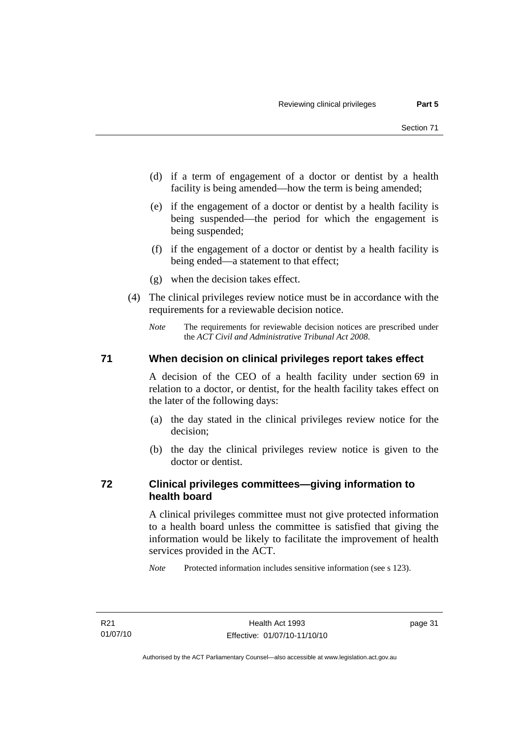(d) if a term of engagement of a doctor or dentist by a health facility is being amended—how the term is being amended;

(e) if the engagement of a doctor or dentist by a health facility is being suspended—the period for which the engagement is being suspended;

(f) if the engagement of a doctor or dentist by a health facility is being ended—a statement to that effect;

(g) when the decision takes effect.

(4) The clinical privileges review notice must be in accordance with the requirements for a reviewable decision notice.

*Note* The requirements for reviewable decision notices are prescribed under the *ACT Civil and Administrative Tribunal Act 2008*.

## 71 When decision on clinical privileges report takes effect

A decision of the CEO of a health facility under section 69 in relation to a doctor, or dentist, for the health facility takes effect on the later of the following days:

(a) the day stated in the clinical privileges review notice for the decision;

(b) the day the clinical privileges review notice is given to the doctor or dentist.

## 72 Clinical privileges committees—giving information to health board

A clinical privileges committee must not give protected information to a health board unless the committee is satisfied that giving the information would be likely to facilitate the improvement of health services provided in the ACT.

*Note* Protected information includes sensitive information (see s 123).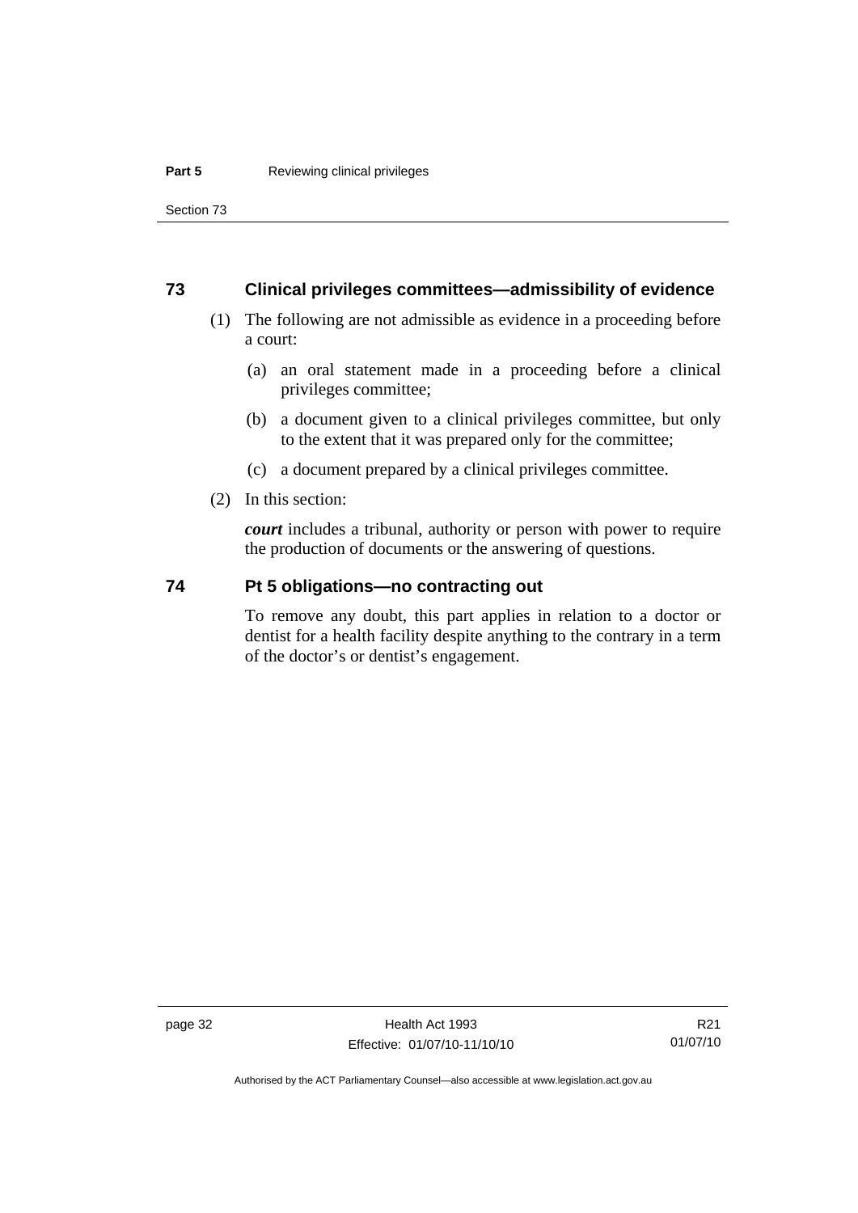## 73 Clinical privileges committees—admissibility of evidence

(1) The following are not admissible as evidence in a proceeding before a court:

(a) an oral statement made in a proceeding before a clinical privileges committee;

(b) a document given to a clinical privileges committee, but only to the extent that it was prepared only for the committee;

(c) a document prepared by a clinical privileges committee.

(2) In this section:

***court*** includes a tribunal, authority or person with power to require the production of documents or the answering of questions.

## 74 Pt 5 obligations—no contracting out

To remove any doubt, this part applies in relation to a doctor or dentist for a health facility despite anything to the contrary in a term of the doctor's or dentist's engagement.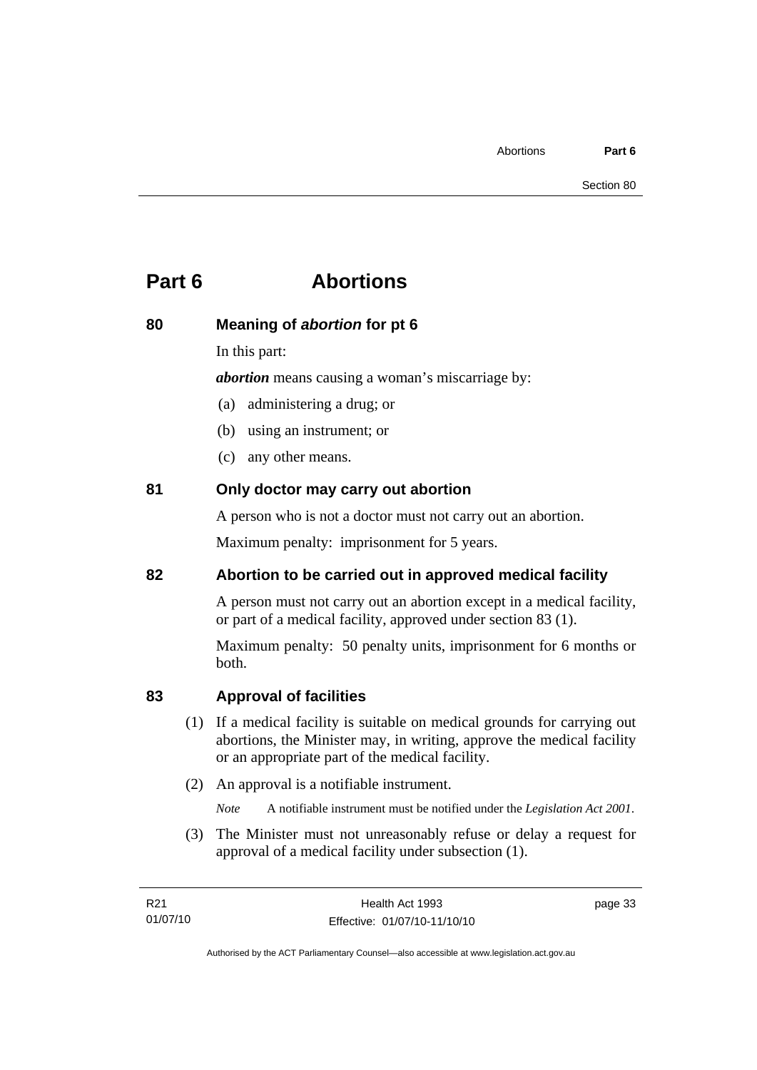# Part 6 Abortions

## 80 Meaning of *abortion* for pt 6

In this part:

***abortion*** means causing a woman's miscarriage by:

(a) administering a drug; or

(b) using an instrument; or

(c) any other means.

## 81 Only doctor may carry out abortion

A person who is not a doctor must not carry out an abortion.

Maximum penalty: imprisonment for 5 years.

## 82 Abortion to be carried out in approved medical facility

A person must not carry out an abortion except in a medical facility, or part of a medical facility, approved under section 83 (1).

Maximum penalty: 50 penalty units, imprisonment for 6 months or both.

## 83 Approval of facilities

(1) If a medical facility is suitable on medical grounds for carrying out abortions, the Minister may, in writing, approve the medical facility or an appropriate part of the medical facility.

(2) An approval is a notifiable instrument.

*Note* A notifiable instrument must be notified under the *Legislation Act 2001*.

(3) The Minister must not unreasonably refuse or delay a request for approval of a medical facility under subsection (1).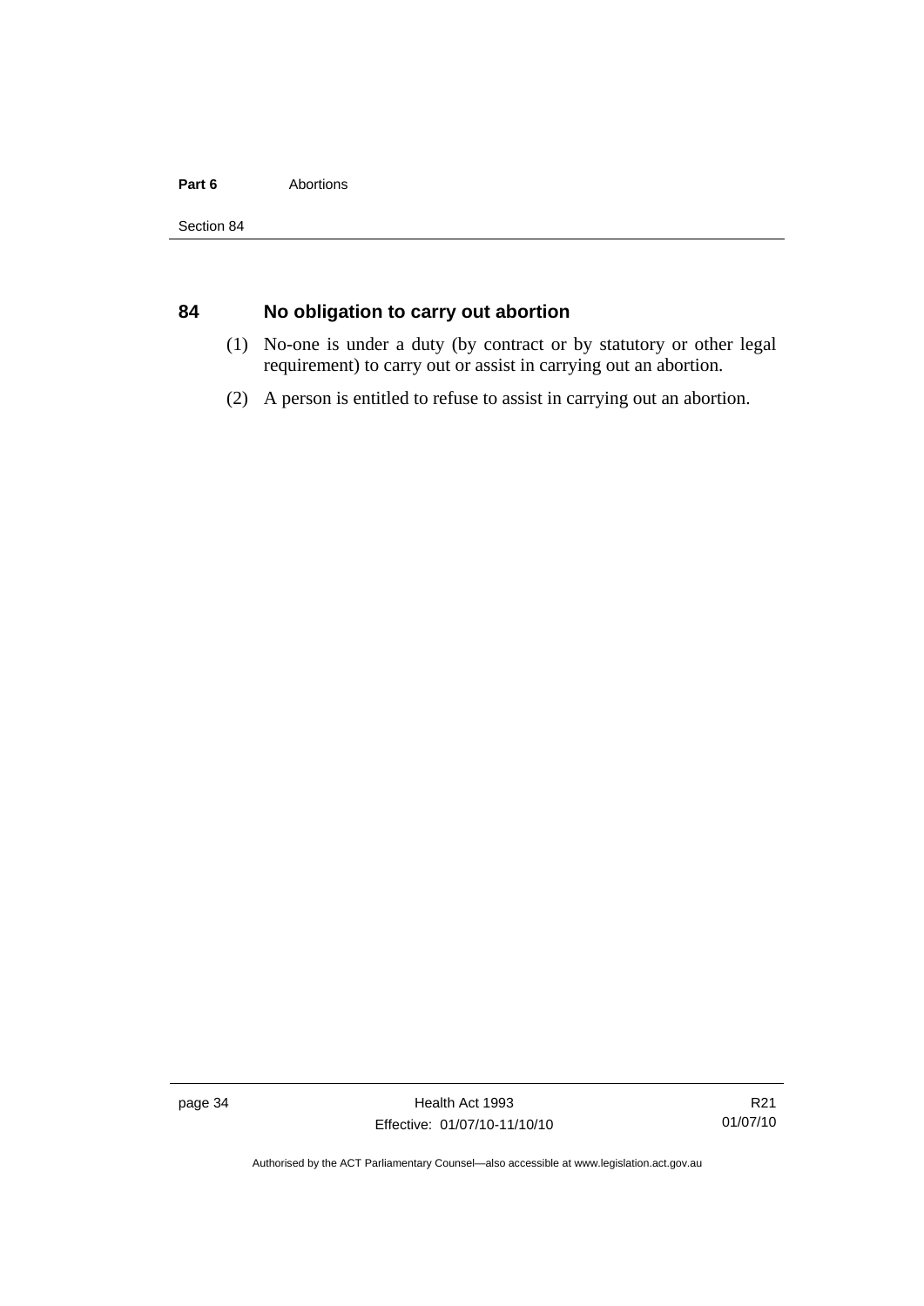## 84 No obligation to carry out abortion

(1) No-one is under a duty (by contract or by statutory or other legal requirement) to carry out or assist in carrying out an abortion.

(2) A person is entitled to refuse to assist in carrying out an abortion.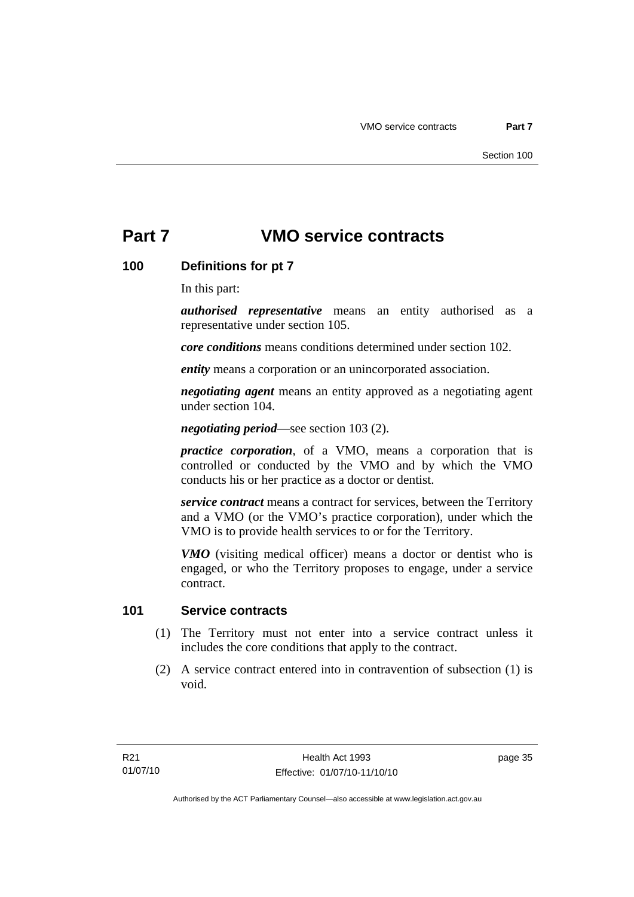# Part 7 VMO service contracts

## 100 Definitions for pt 7

In this part:

***authorised representative*** means an entity authorised as a representative under section 105.

***core conditions*** means conditions determined under section 102.

***entity*** means a corporation or an unincorporated association.

***negotiating agent*** means an entity approved as a negotiating agent under section 104.

***negotiating period***—see section 103 (2).

***practice corporation***, of a VMO, means a corporation that is controlled or conducted by the VMO and by which the VMO conducts his or her practice as a doctor or dentist.

***service contract*** means a contract for services, between the Territory and a VMO (or the VMO's practice corporation), under which the VMO is to provide health services to or for the Territory.

***VMO*** (visiting medical officer) means a doctor or dentist who is engaged, or who the Territory proposes to engage, under a service contract.

## 101 Service contracts

(1) The Territory must not enter into a service contract unless it includes the core conditions that apply to the contract.

(2) A service contract entered into in contravention of subsection (1) is void.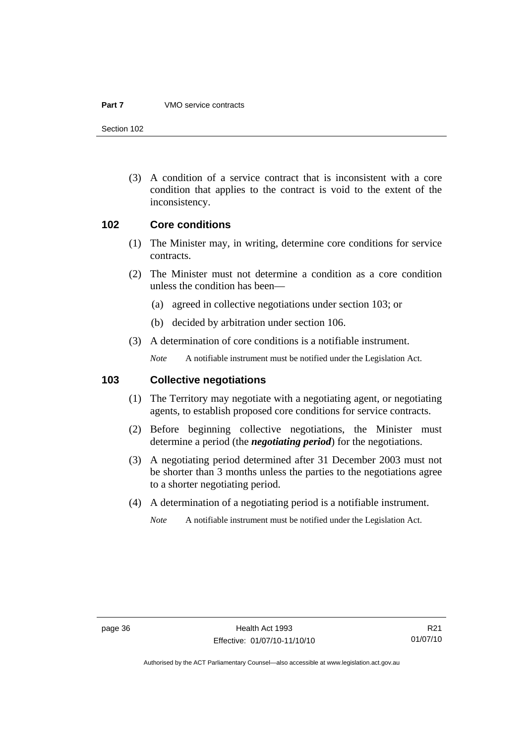(3) A condition of a service contract that is inconsistent with a core condition that applies to the contract is void to the extent of the inconsistency.

## 102 Core conditions

(1) The Minister may, in writing, determine core conditions for service contracts.

(2) The Minister must not determine a condition as a core condition unless the condition has been—

(a) agreed in collective negotiations under section 103; or

(b) decided by arbitration under section 106.

(3) A determination of core conditions is a notifiable instrument.

*Note* A notifiable instrument must be notified under the Legislation Act.

## 103 Collective negotiations

(1) The Territory may negotiate with a negotiating agent, or negotiating agents, to establish proposed core conditions for service contracts.

(2) Before beginning collective negotiations, the Minister must determine a period (the ***negotiating period***) for the negotiations.

(3) A negotiating period determined after 31 December 2003 must not be shorter than 3 months unless the parties to the negotiations agree to a shorter negotiating period.

(4) A determination of a negotiating period is a notifiable instrument.

*Note* A notifiable instrument must be notified under the Legislation Act.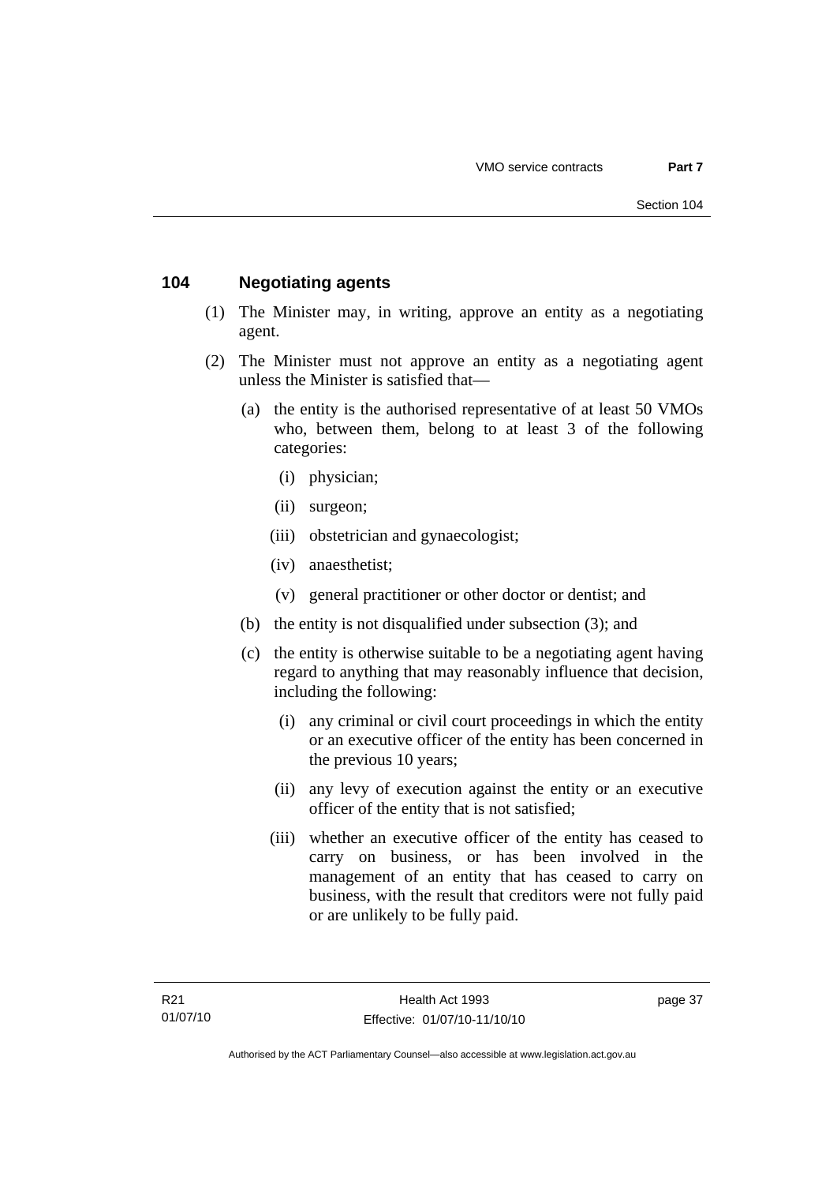## 104 Negotiating agents

(1) The Minister may, in writing, approve an entity as a negotiating agent.

(2) The Minister must not approve an entity as a negotiating agent unless the Minister is satisfied that—

- (a) the entity is the authorised representative of at least 50 VMOs who, between them, belong to at least 3 of the following categories:
  - (i) physician;
  - (ii) surgeon;
  - (iii) obstetrician and gynaecologist;
  - (iv) anaesthetist;
  - (v) general practitioner or other doctor or dentist; and
- (b) the entity is not disqualified under subsection (3); and
- (c) the entity is otherwise suitable to be a negotiating agent having regard to anything that may reasonably influence that decision, including the following:
  - (i) any criminal or civil court proceedings in which the entity or an executive officer of the entity has been concerned in the previous 10 years;
  - (ii) any levy of execution against the entity or an executive officer of the entity that is not satisfied;
  - (iii) whether an executive officer of the entity has ceased to carry on business, or has been involved in the management of an entity that has ceased to carry on business, with the result that creditors were not fully paid or are unlikely to be fully paid.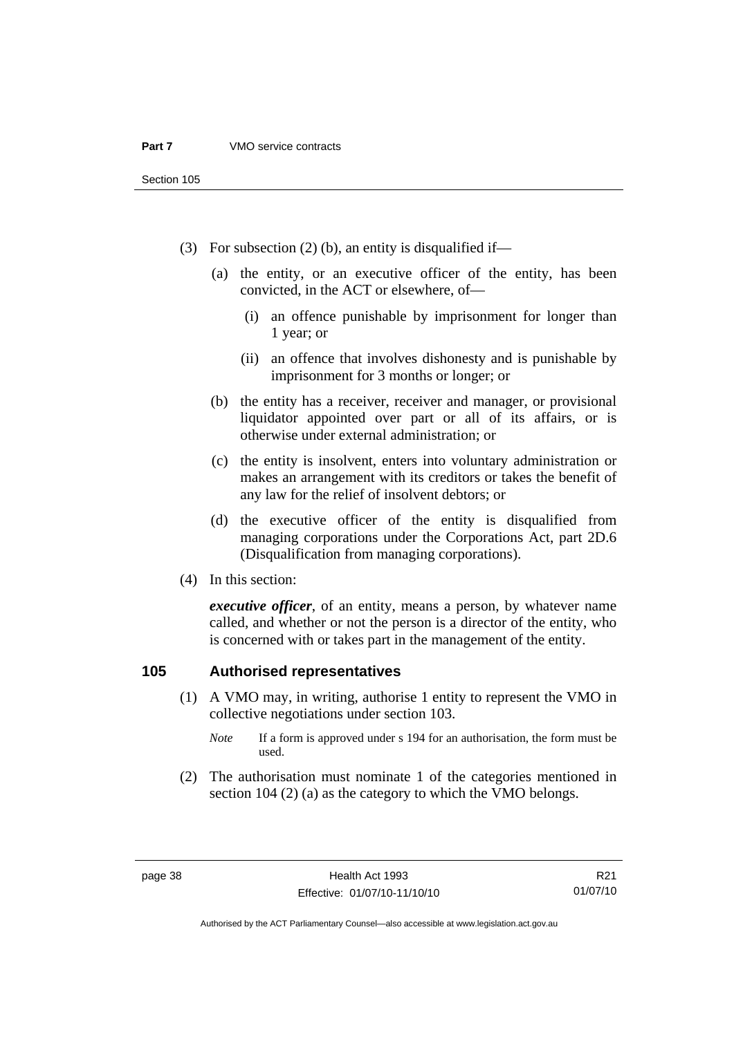(3) For subsection (2) (b), an entity is disqualified if—

(a) the entity, or an executive officer of the entity, has been convicted, in the ACT or elsewhere, of—

(i) an offence punishable by imprisonment for longer than 1 year; or

(ii) an offence that involves dishonesty and is punishable by imprisonment for 3 months or longer; or

(b) the entity has a receiver, receiver and manager, or provisional liquidator appointed over part or all of its affairs, or is otherwise under external administration; or

(c) the entity is insolvent, enters into voluntary administration or makes an arrangement with its creditors or takes the benefit of any law for the relief of insolvent debtors; or

(d) the executive officer of the entity is disqualified from managing corporations under the Corporations Act, part 2D.6 (Disqualification from managing corporations).

(4) In this section:

***executive officer***, of an entity, means a person, by whatever name called, and whether or not the person is a director of the entity, who is concerned with or takes part in the management of the entity.

## 105 Authorised representatives

(1) A VMO may, in writing, authorise 1 entity to represent the VMO in collective negotiations under section 103.

*Note* If a form is approved under s 194 for an authorisation, the form must be used.

(2) The authorisation must nominate 1 of the categories mentioned in section 104 (2) (a) as the category to which the VMO belongs.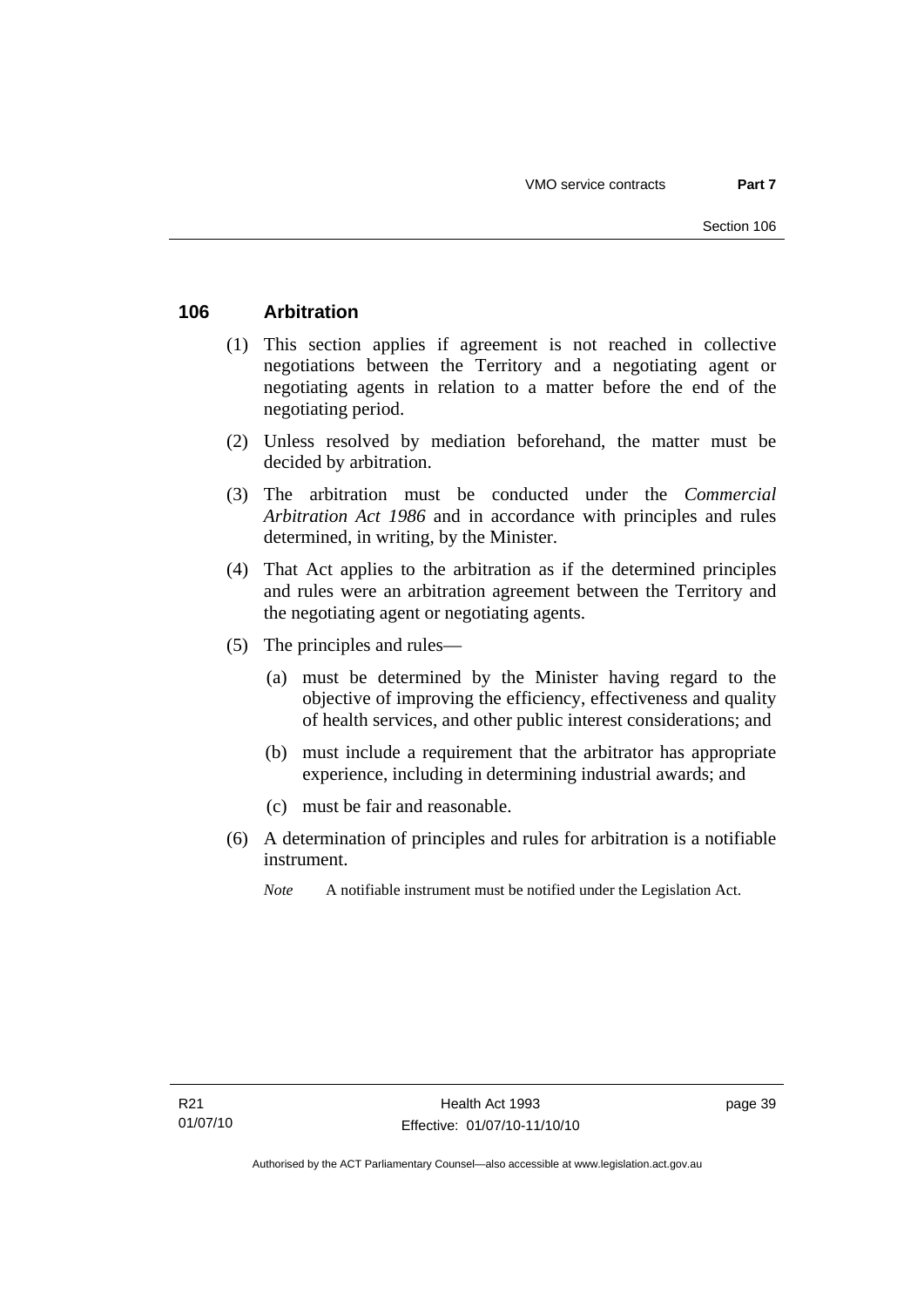## 106 Arbitration

(1) This section applies if agreement is not reached in collective negotiations between the Territory and a negotiating agent or negotiating agents in relation to a matter before the end of the negotiating period.

(2) Unless resolved by mediation beforehand, the matter must be decided by arbitration.

(3) The arbitration must be conducted under the *Commercial Arbitration Act 1986* and in accordance with principles and rules determined, in writing, by the Minister.

(4) That Act applies to the arbitration as if the determined principles and rules were an arbitration agreement between the Territory and the negotiating agent or negotiating agents.

(5) The principles and rules—

(a) must be determined by the Minister having regard to the objective of improving the efficiency, effectiveness and quality of health services, and other public interest considerations; and

(b) must include a requirement that the arbitrator has appropriate experience, including in determining industrial awards; and

(c) must be fair and reasonable.

(6) A determination of principles and rules for arbitration is a notifiable instrument.

*Note* A notifiable instrument must be notified under the Legislation Act.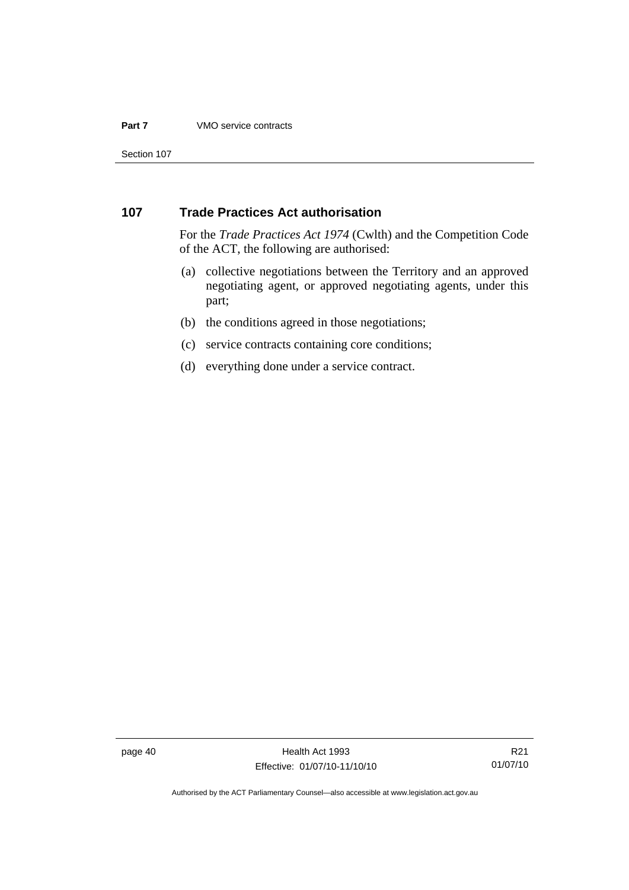## 107 Trade Practices Act authorisation

For the *Trade Practices Act 1974* (Cwlth) and the Competition Code of the ACT, the following are authorised:

(a) collective negotiations between the Territory and an approved negotiating agent, or approved negotiating agents, under this part;

(b) the conditions agreed in those negotiations;

(c) service contracts containing core conditions;

(d) everything done under a service contract.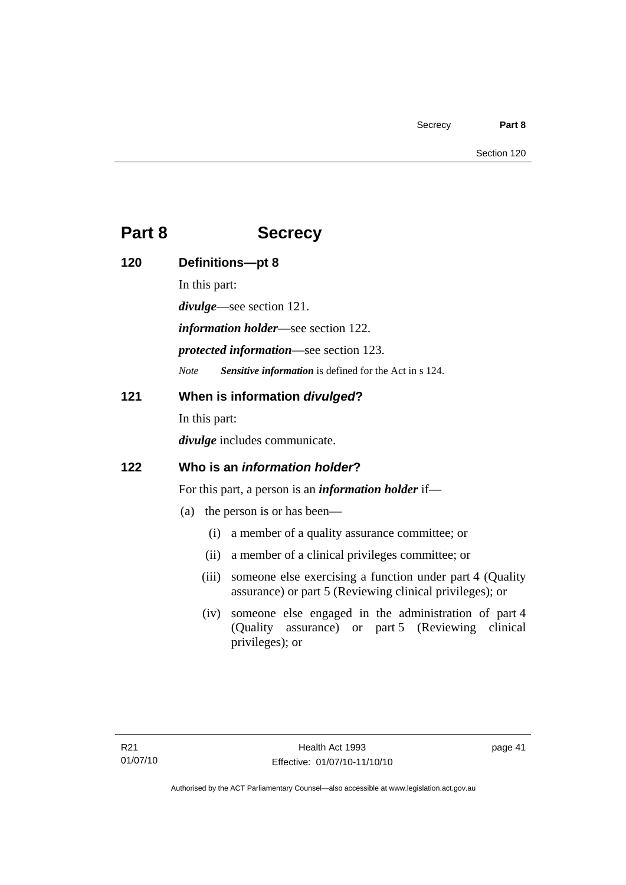# Part 8 Secrecy

## 120 Definitions—pt 8

In this part:

***divulge***—see section 121.

***information holder***—see section 122.

***protected information***—see section 123.

*Note* ***Sensitive information*** is defined for the Act in s 124.

## 121 When is information *divulged*?

In this part:

***divulge*** includes communicate.

## 122 Who is an *information holder*?

For this part, a person is an ***information holder*** if—

(a) the person is or has been—

(i) a member of a quality assurance committee; or

(ii) a member of a clinical privileges committee; or

(iii) someone else exercising a function under part 4 (Quality assurance) or part 5 (Reviewing clinical privileges); or

(iv) someone else engaged in the administration of part 4 (Quality assurance) or part 5 (Reviewing clinical privileges); or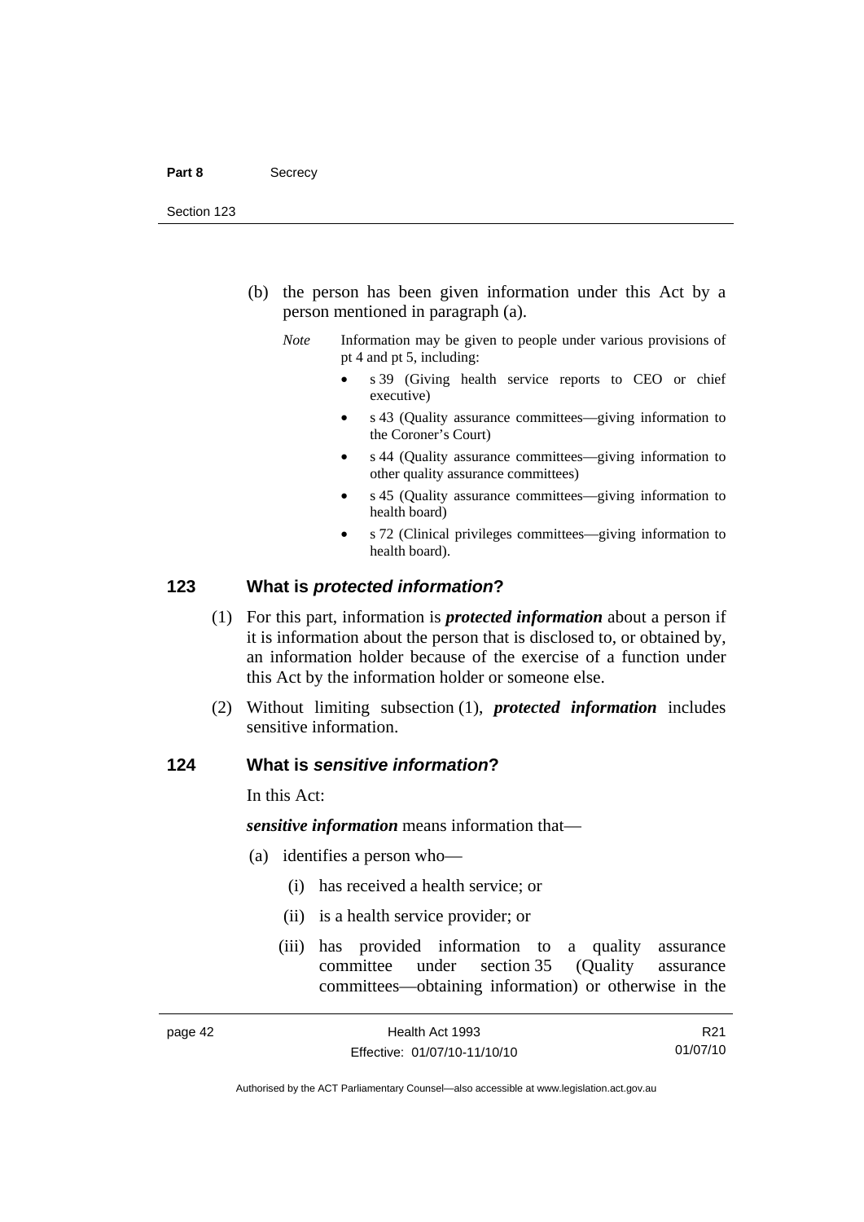(b) the person has been given information under this Act by a person mentioned in paragraph (a).

*Note* Information may be given to people under various provisions of pt 4 and pt 5, including:

- s 39 (Giving health service reports to CEO or chief executive)
- s 43 (Quality assurance committees—giving information to the Coroner's Court)
- s 44 (Quality assurance committees—giving information to other quality assurance committees)
- s 45 (Quality assurance committees—giving information to health board)
- s 72 (Clinical privileges committees—giving information to health board).

## 123 What is *protected information*?

(1) For this part, information is ***protected information*** about a person if it is information about the person that is disclosed to, or obtained by, an information holder because of the exercise of a function under this Act by the information holder or someone else.

(2) Without limiting subsection (1), ***protected information*** includes sensitive information.

## 124 What is *sensitive information*?

In this Act:

***sensitive information*** means information that—

(a) identifies a person who—

(i) has received a health service; or

(ii) is a health service provider; or

(iii) has provided information to a quality assurance committee under section 35 (Quality assurance committees—obtaining information) or otherwise in the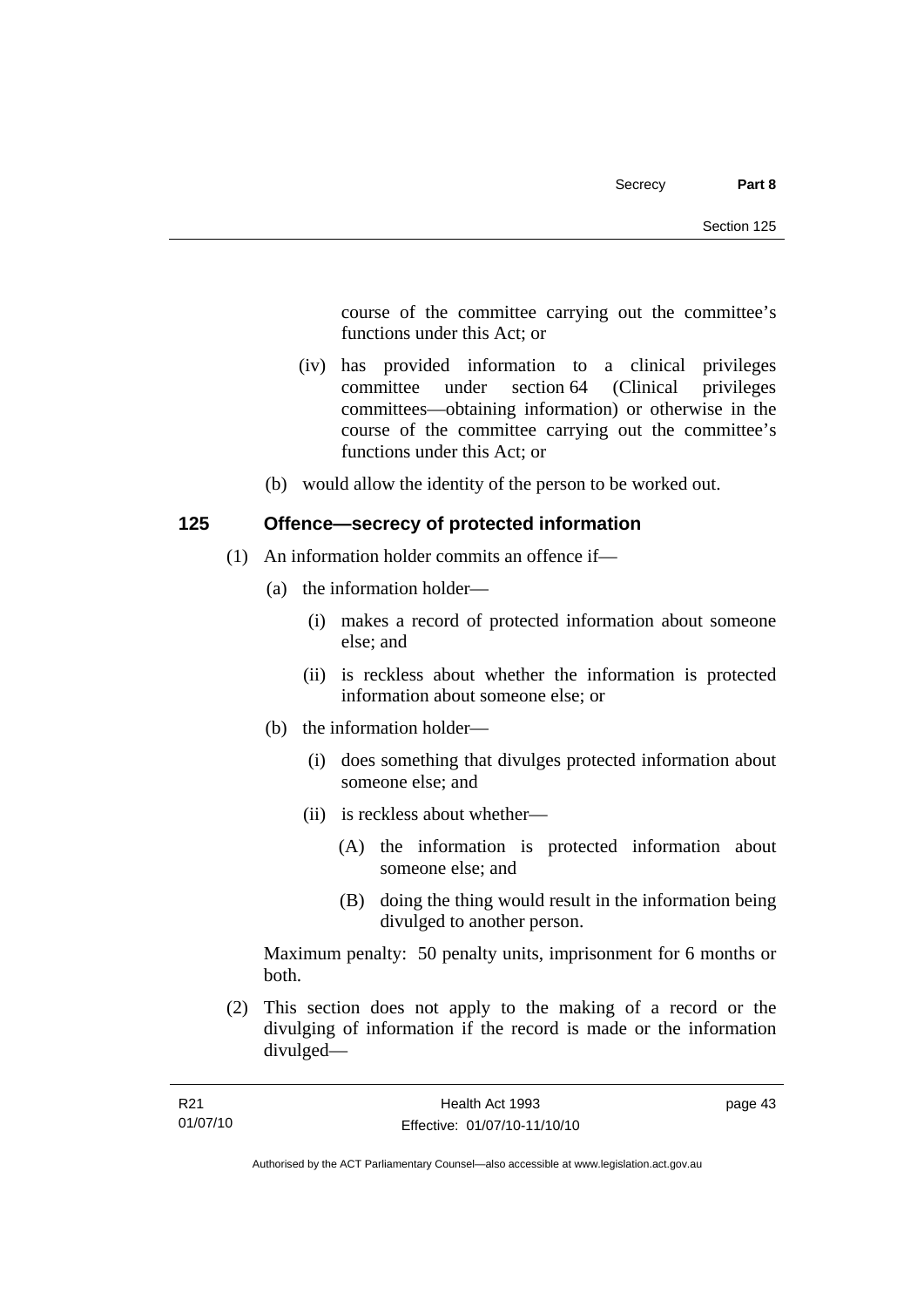course of the committee carrying out the committee's functions under this Act; or

(iv) has provided information to a clinical privileges committee under section 64 (Clinical privileges committees—obtaining information) or otherwise in the course of the committee carrying out the committee's functions under this Act; or

(b) would allow the identity of the person to be worked out.

### 125 Offence—secrecy of protected information

(1) An information holder commits an offence if—

(a) the information holder—

(i) makes a record of protected information about someone else; and

(ii) is reckless about whether the information is protected information about someone else; or

(b) the information holder—

(i) does something that divulges protected information about someone else; and

(ii) is reckless about whether—

(A) the information is protected information about someone else; and

(B) doing the thing would result in the information being divulged to another person.

Maximum penalty: 50 penalty units, imprisonment for 6 months or both.

(2) This section does not apply to the making of a record or the divulging of information if the record is made or the information divulged—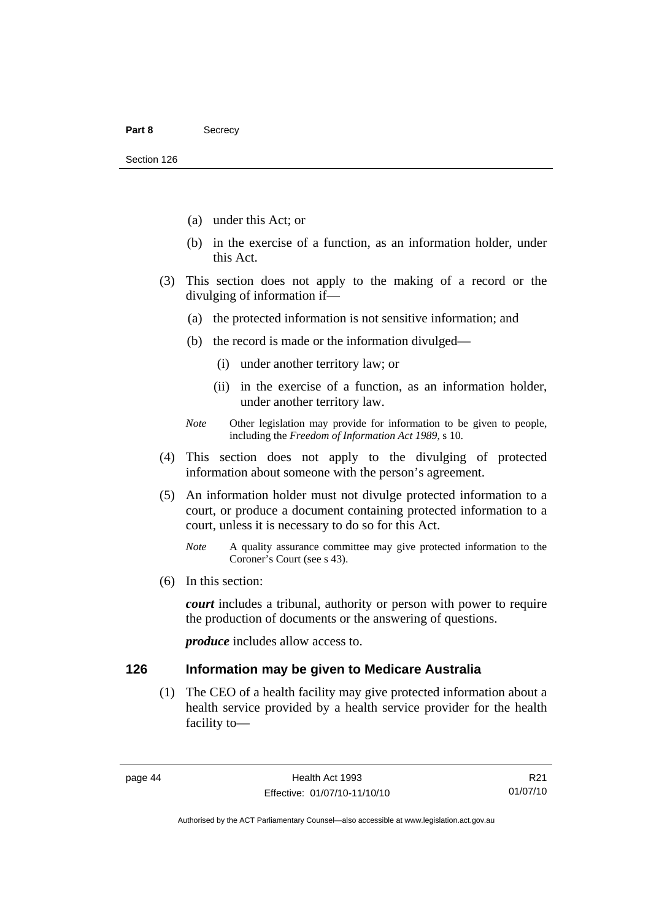(a) under this Act; or

(b) in the exercise of a function, as an information holder, under this Act.

(3) This section does not apply to the making of a record or the divulging of information if—

(a) the protected information is not sensitive information; and

(b) the record is made or the information divulged—

(i) under another territory law; or

(ii) in the exercise of a function, as an information holder, under another territory law.

*Note* Other legislation may provide for information to be given to people, including the *Freedom of Information Act 1989*, s 10.

(4) This section does not apply to the divulging of protected information about someone with the person's agreement.

(5) An information holder must not divulge protected information to a court, or produce a document containing protected information to a court, unless it is necessary to do so for this Act.

*Note* A quality assurance committee may give protected information to the Coroner's Court (see s 43).

(6) In this section:

***court*** includes a tribunal, authority or person with power to require the production of documents or the answering of questions.

***produce*** includes allow access to.

## 126 Information may be given to Medicare Australia

(1) The CEO of a health facility may give protected information about a health service provided by a health service provider for the health facility to—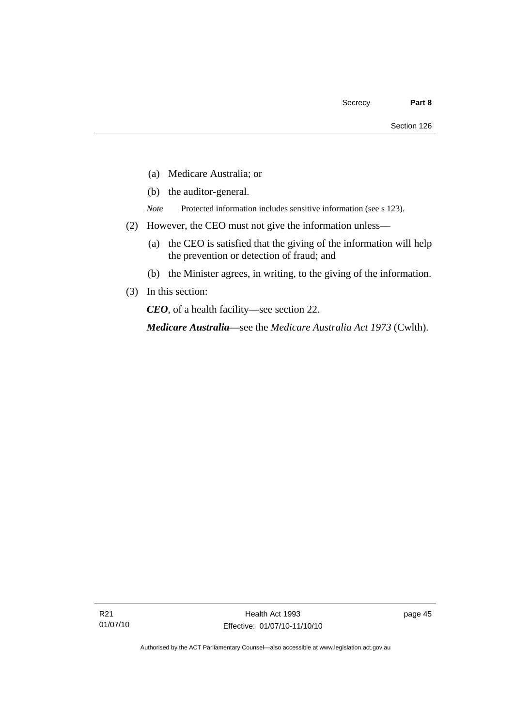(a) Medicare Australia; or

(b) the auditor-general.

*Note* Protected information includes sensitive information (see s 123).

(2) However, the CEO must not give the information unless—

(a) the CEO is satisfied that the giving of the information will help the prevention or detection of fraud; and

(b) the Minister agrees, in writing, to the giving of the information.

(3) In this section:

***CEO***, of a health facility—see section 22.

***Medicare Australia***—see the *Medicare Australia Act 1973* (Cwlth).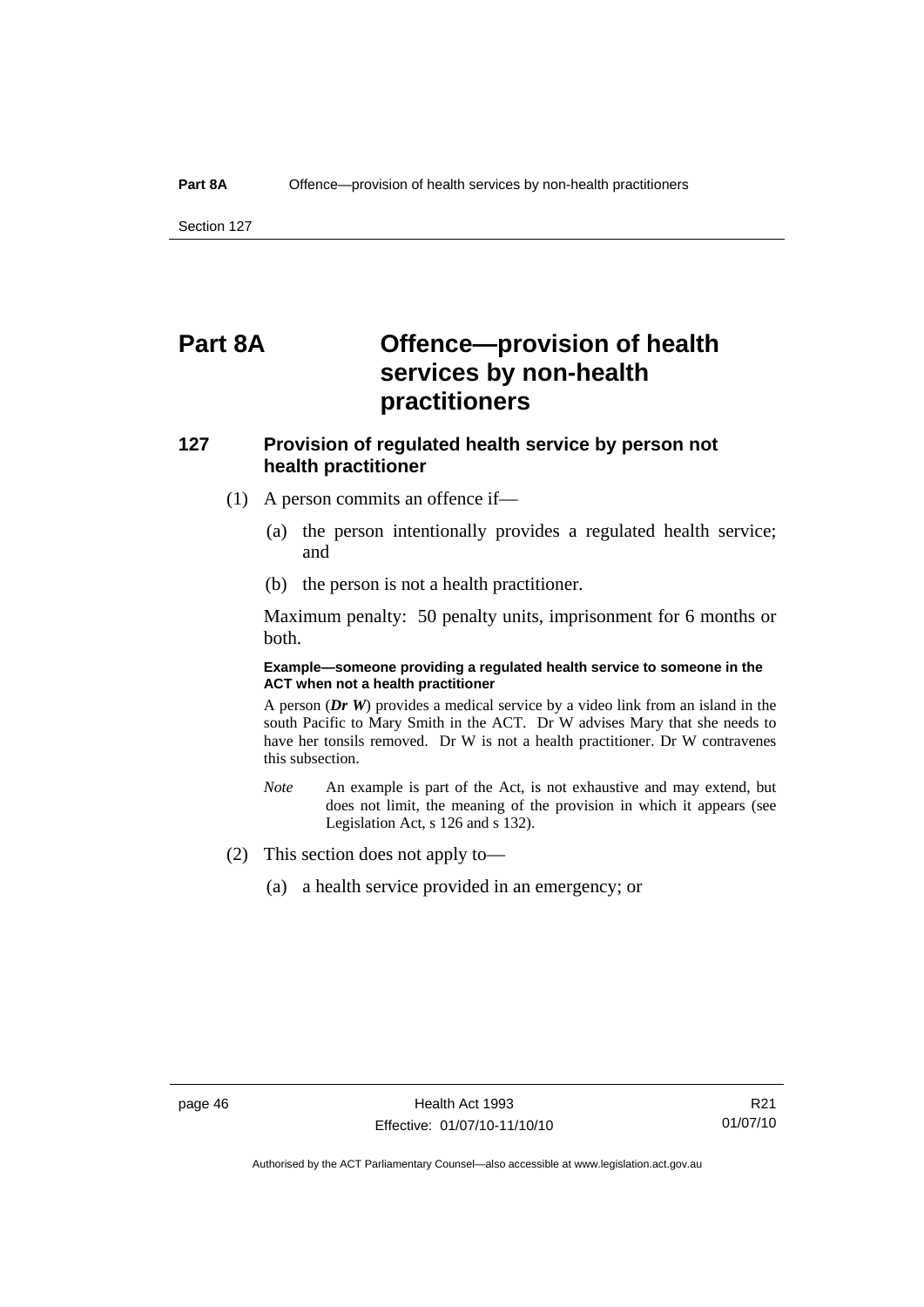# Part 8A Offence—provision of health services by non-health practitioners

## 127 Provision of regulated health service by person not health practitioner

(1) A person commits an offence if—

(a) the person intentionally provides a regulated health service; and

(b) the person is not a health practitioner.

Maximum penalty: 50 penalty units, imprisonment for 6 months or both.

**Example—someone providing a regulated health service to someone in the ACT when not a health practitioner**

A person (***Dr W***) provides a medical service by a video link from an island in the south Pacific to Mary Smith in the ACT. Dr W advises Mary that she needs to have her tonsils removed. Dr W is not a health practitioner. Dr W contravenes this subsection.

*Note* An example is part of the Act, is not exhaustive and may extend, but does not limit, the meaning of the provision in which it appears (see Legislation Act, s 126 and s 132).

(2) This section does not apply to—

(a) a health service provided in an emergency; or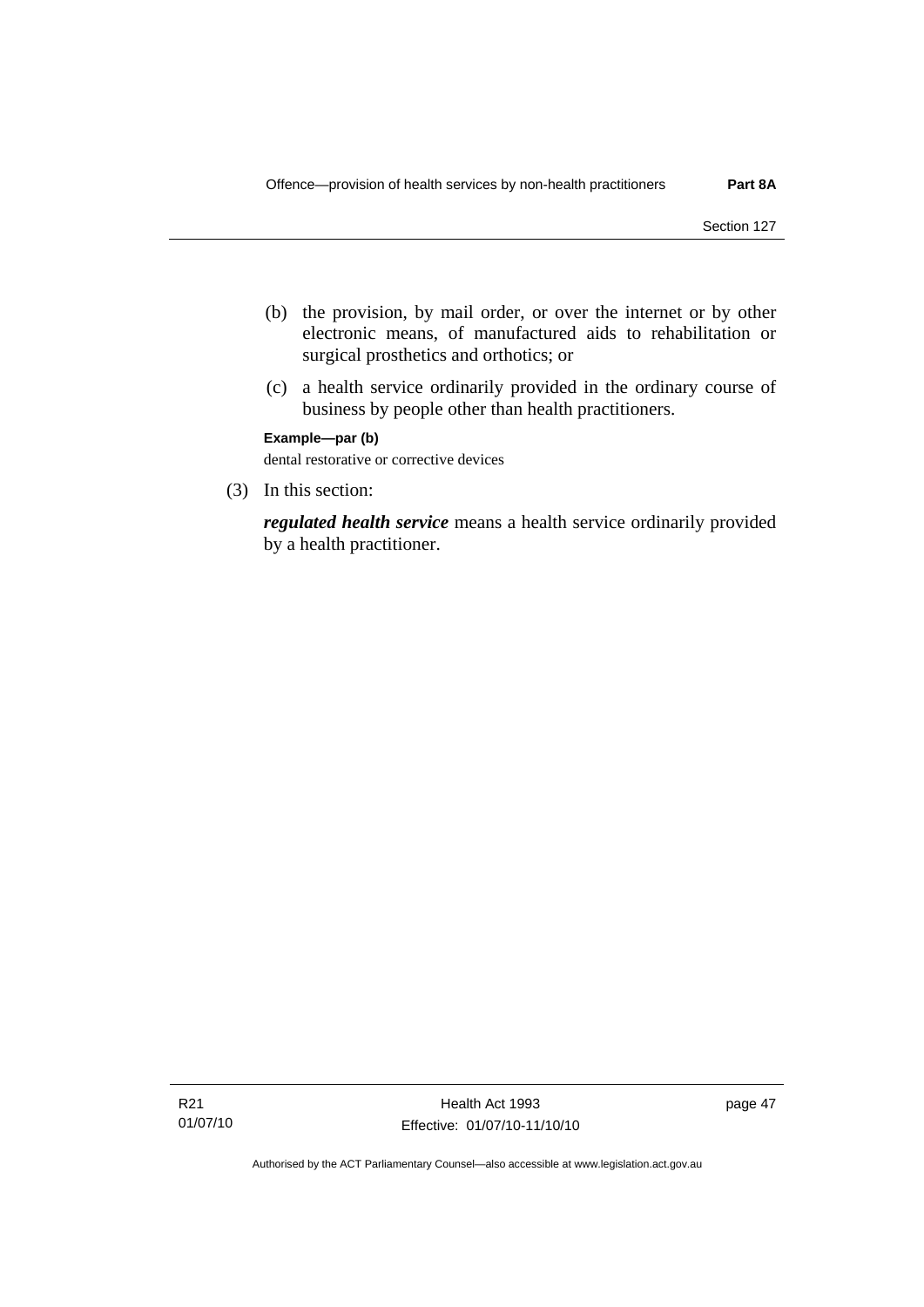(b) the provision, by mail order, or over the internet or by other electronic means, of manufactured aids to rehabilitation or surgical prosthetics and orthotics; or

(c) a health service ordinarily provided in the ordinary course of business by people other than health practitioners.

**Example—par (b)**

dental restorative or corrective devices

(3) In this section:

***regulated health service*** means a health service ordinarily provided by a health practitioner.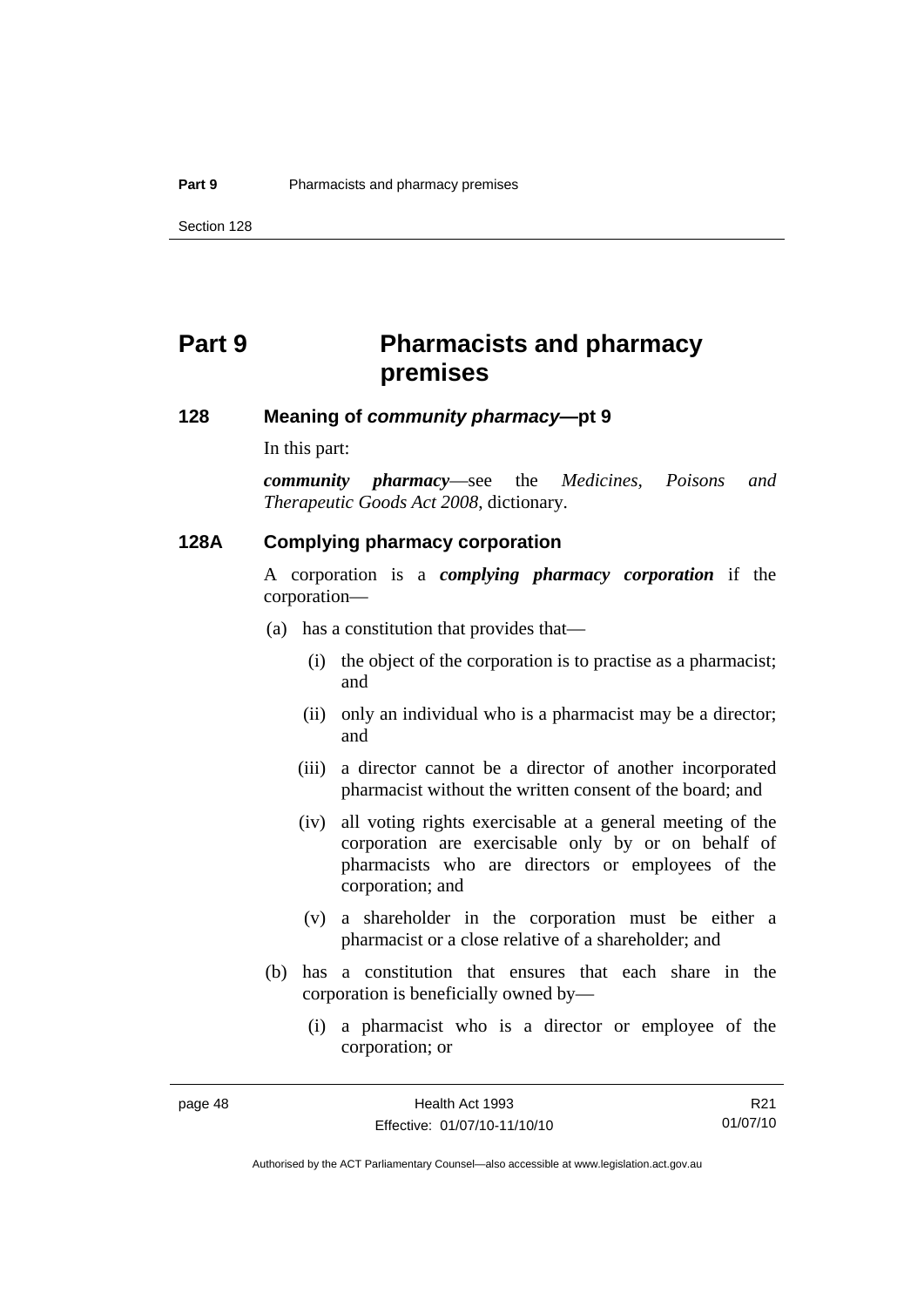# Part 9 Pharmacists and pharmacy premises

## 128 Meaning of *community pharmacy*—pt 9

In this part:

***community pharmacy***—see the *Medicines, Poisons and Therapeutic Goods Act 2008*, dictionary.

## 128A Complying pharmacy corporation

A corporation is a ***complying pharmacy corporation*** if the corporation—

(a) has a constitution that provides that—

  (i) the object of the corporation is to practise as a pharmacist; and

  (ii) only an individual who is a pharmacist may be a director; and

  (iii) a director cannot be a director of another incorporated pharmacist without the written consent of the board; and

  (iv) all voting rights exercisable at a general meeting of the corporation are exercisable only by or on behalf of pharmacists who are directors or employees of the corporation; and

  (v) a shareholder in the corporation must be either a pharmacist or a close relative of a shareholder; and

(b) has a constitution that ensures that each share in the corporation is beneficially owned by—

  (i) a pharmacist who is a director or employee of the corporation; or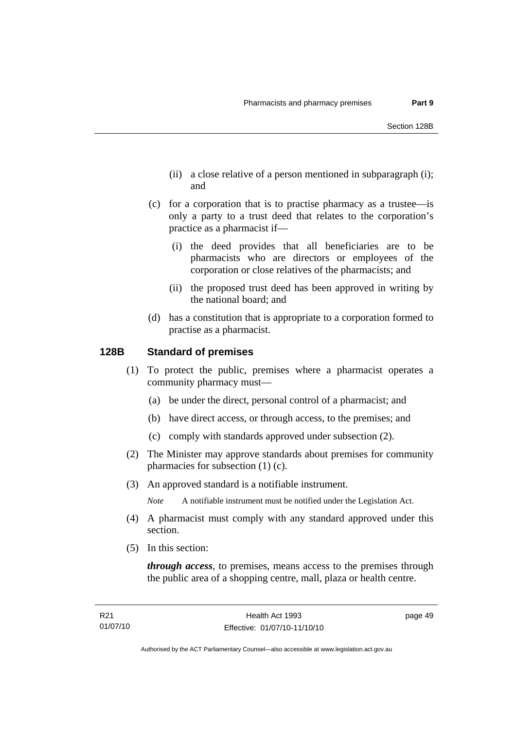(ii) a close relative of a person mentioned in subparagraph (i); and

(c) for a corporation that is to practise pharmacy as a trustee—is only a party to a trust deed that relates to the corporation's practice as a pharmacist if—

(i) the deed provides that all beneficiaries are to be pharmacists who are directors or employees of the corporation or close relatives of the pharmacists; and

(ii) the proposed trust deed has been approved in writing by the national board; and

(d) has a constitution that is appropriate to a corporation formed to practise as a pharmacist.

## 128B Standard of premises

(1) To protect the public, premises where a pharmacist operates a community pharmacy must—

(a) be under the direct, personal control of a pharmacist; and

(b) have direct access, or through access, to the premises; and

(c) comply with standards approved under subsection (2).

(2) The Minister may approve standards about premises for community pharmacies for subsection (1) (c).

(3) An approved standard is a notifiable instrument.

*Note* A notifiable instrument must be notified under the Legislation Act.

(4) A pharmacist must comply with any standard approved under this section.

(5) In this section:

***through access***, to premises, means access to the premises through the public area of a shopping centre, mall, plaza or health centre.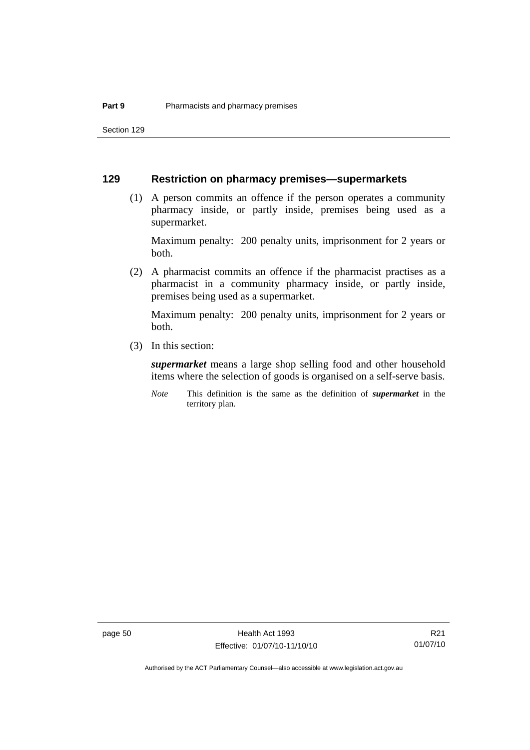## 129 Restriction on pharmacy premises—supermarkets

(1) A person commits an offence if the person operates a community pharmacy inside, or partly inside, premises being used as a supermarket.

Maximum penalty: 200 penalty units, imprisonment for 2 years or both.

(2) A pharmacist commits an offence if the pharmacist practises as a pharmacist in a community pharmacy inside, or partly inside, premises being used as a supermarket.

Maximum penalty: 200 penalty units, imprisonment for 2 years or both.

(3) In this section:

***supermarket*** means a large shop selling food and other household items where the selection of goods is organised on a self-serve basis.

*Note* This definition is the same as the definition of ***supermarket*** in the territory plan.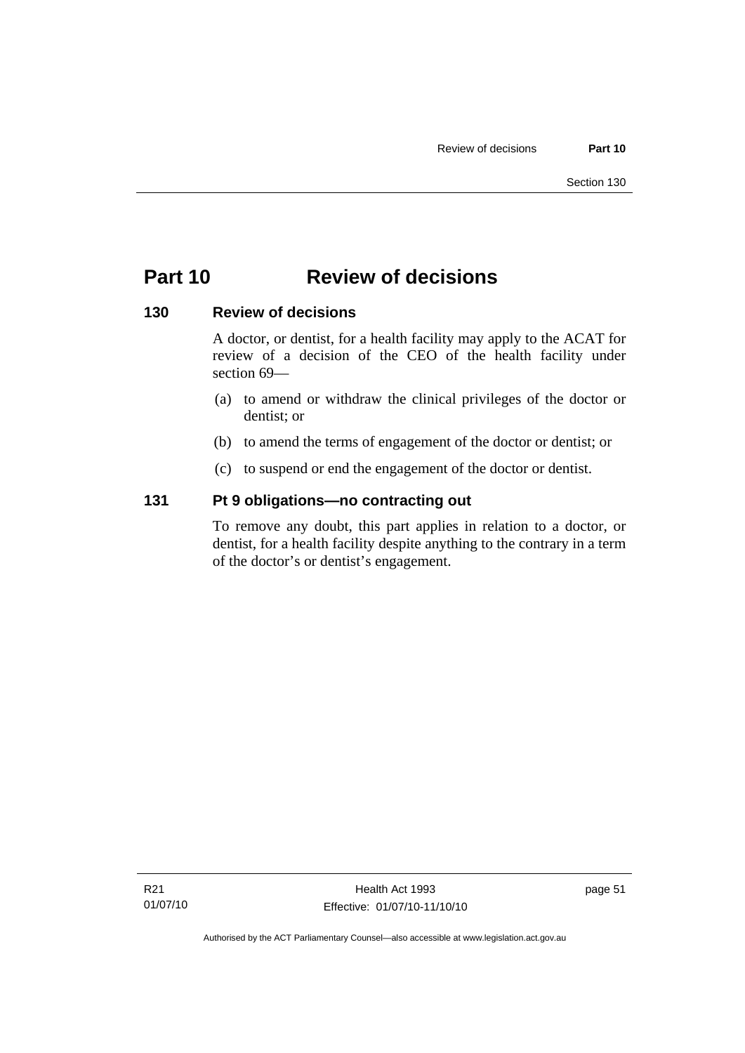# Part 10 Review of decisions

## 130 Review of decisions

A doctor, or dentist, for a health facility may apply to the ACAT for review of a decision of the CEO of the health facility under section 69—

(a) to amend or withdraw the clinical privileges of the doctor or dentist; or

(b) to amend the terms of engagement of the doctor or dentist; or

(c) to suspend or end the engagement of the doctor or dentist.

## 131 Pt 9 obligations—no contracting out

To remove any doubt, this part applies in relation to a doctor, or dentist, for a health facility despite anything to the contrary in a term of the doctor's or dentist's engagement.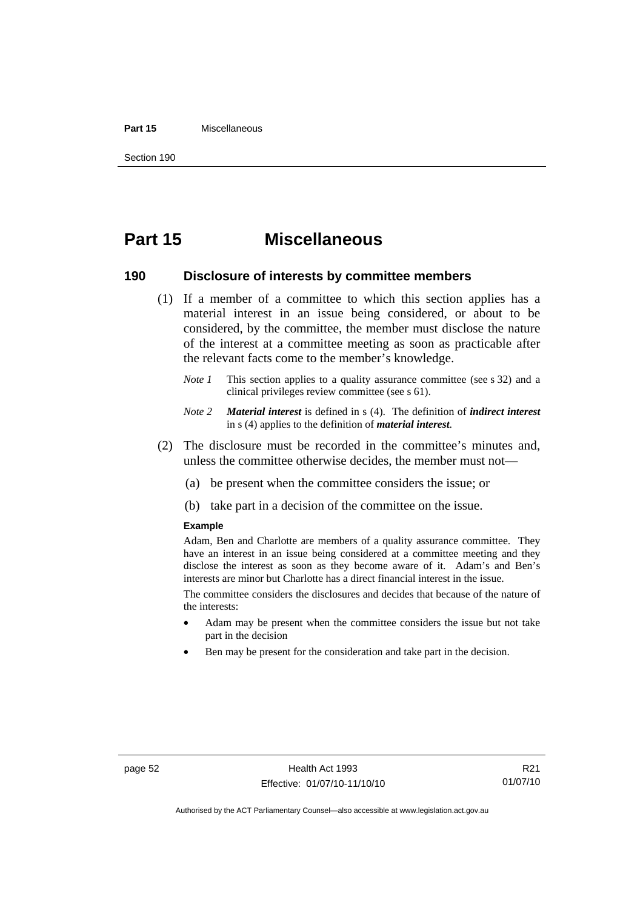# Part 15 Miscellaneous

## 190 Disclosure of interests by committee members

(1) If a member of a committee to which this section applies has a material interest in an issue being considered, or about to be considered, by the committee, the member must disclose the nature of the interest at a committee meeting as soon as practicable after the relevant facts come to the member's knowledge.

*Note 1* This section applies to a quality assurance committee (see s 32) and a clinical privileges review committee (see s 61).

*Note 2* ***Material interest*** is defined in s (4). The definition of ***indirect interest*** in s (4) applies to the definition of ***material interest***.

(2) The disclosure must be recorded in the committee's minutes and, unless the committee otherwise decides, the member must not—

(a) be present when the committee considers the issue; or

(b) take part in a decision of the committee on the issue.

**Example**

Adam, Ben and Charlotte are members of a quality assurance committee. They have an interest in an issue being considered at a committee meeting and they disclose the interest as soon as they become aware of it. Adam's and Ben's interests are minor but Charlotte has a direct financial interest in the issue.

The committee considers the disclosures and decides that because of the nature of the interests:

- Adam may be present when the committee considers the issue but not take part in the decision
- Ben may be present for the consideration and take part in the decision.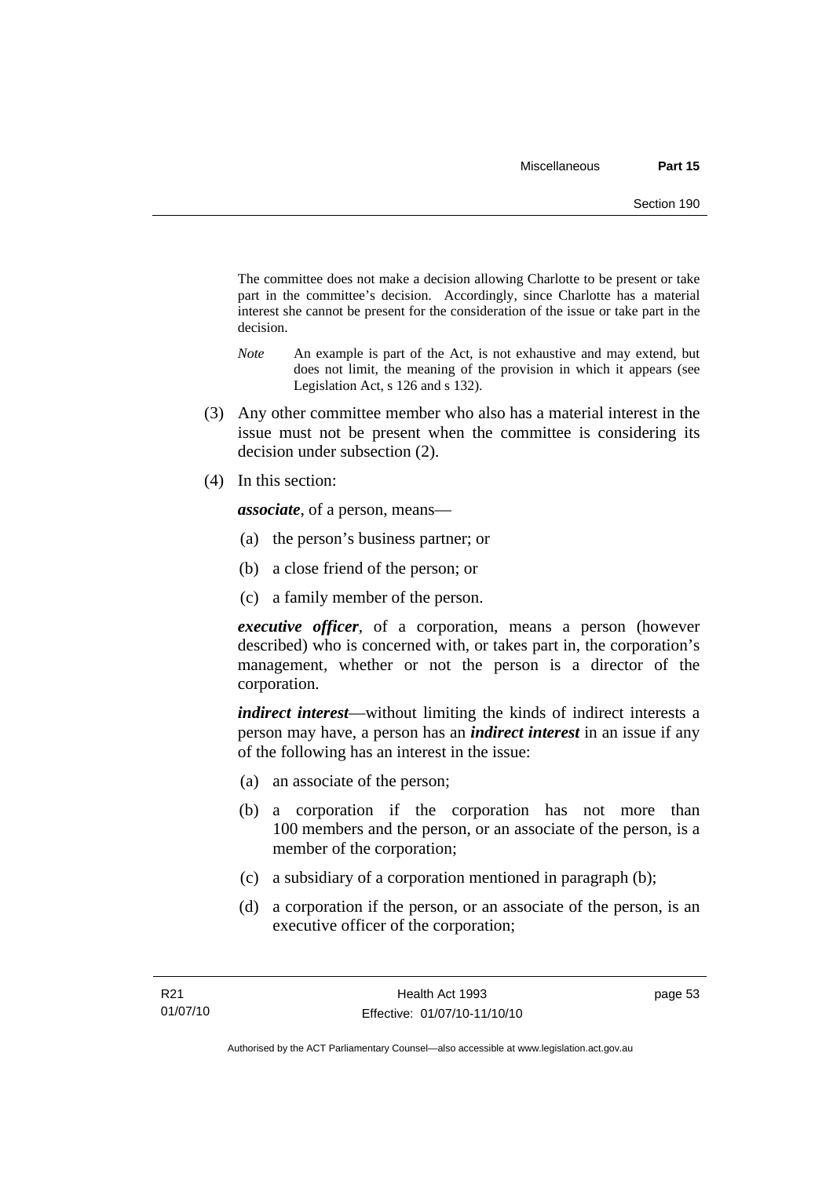The committee does not make a decision allowing Charlotte to be present or take part in the committee's decision. Accordingly, since Charlotte has a material interest she cannot be present for the consideration of the issue or take part in the decision.

*Note* An example is part of the Act, is not exhaustive and may extend, but does not limit, the meaning of the provision in which it appears (see Legislation Act, s 126 and s 132).

(3) Any other committee member who also has a material interest in the issue must not be present when the committee is considering its decision under subsection (2).

(4) In this section:

***associate***, of a person, means—

(a) the person's business partner; or

(b) a close friend of the person; or

(c) a family member of the person.

***executive officer***, of a corporation, means a person (however described) who is concerned with, or takes part in, the corporation's management, whether or not the person is a director of the corporation.

***indirect interest***—without limiting the kinds of indirect interests a person may have, a person has an ***indirect interest*** in an issue if any of the following has an interest in the issue:

(a) an associate of the person;

(b) a corporation if the corporation has not more than 100 members and the person, or an associate of the person, is a member of the corporation;

(c) a subsidiary of a corporation mentioned in paragraph (b);

(d) a corporation if the person, or an associate of the person, is an executive officer of the corporation;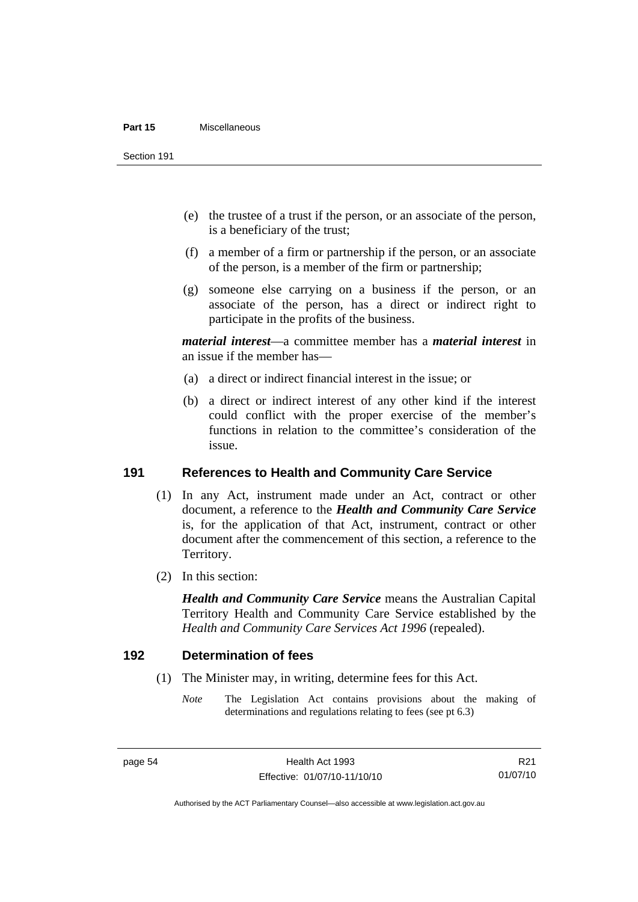(e) the trustee of a trust if the person, or an associate of the person, is a beneficiary of the trust;

(f) a member of a firm or partnership if the person, or an associate of the person, is a member of the firm or partnership;

(g) someone else carrying on a business if the person, or an associate of the person, has a direct or indirect right to participate in the profits of the business.

***material interest***—a committee member has a ***material interest*** in an issue if the member has—

(a) a direct or indirect financial interest in the issue; or

(b) a direct or indirect interest of any other kind if the interest could conflict with the proper exercise of the member's functions in relation to the committee's consideration of the issue.

## 191 References to Health and Community Care Service

(1) In any Act, instrument made under an Act, contract or other document, a reference to the ***Health and Community Care Service*** is, for the application of that Act, instrument, contract or other document after the commencement of this section, a reference to the Territory.

(2) In this section:

***Health and Community Care Service*** means the Australian Capital Territory Health and Community Care Service established by the *Health and Community Care Services Act 1996* (repealed).

## 192 Determination of fees

(1) The Minister may, in writing, determine fees for this Act.

*Note* The Legislation Act contains provisions about the making of determinations and regulations relating to fees (see pt 6.3)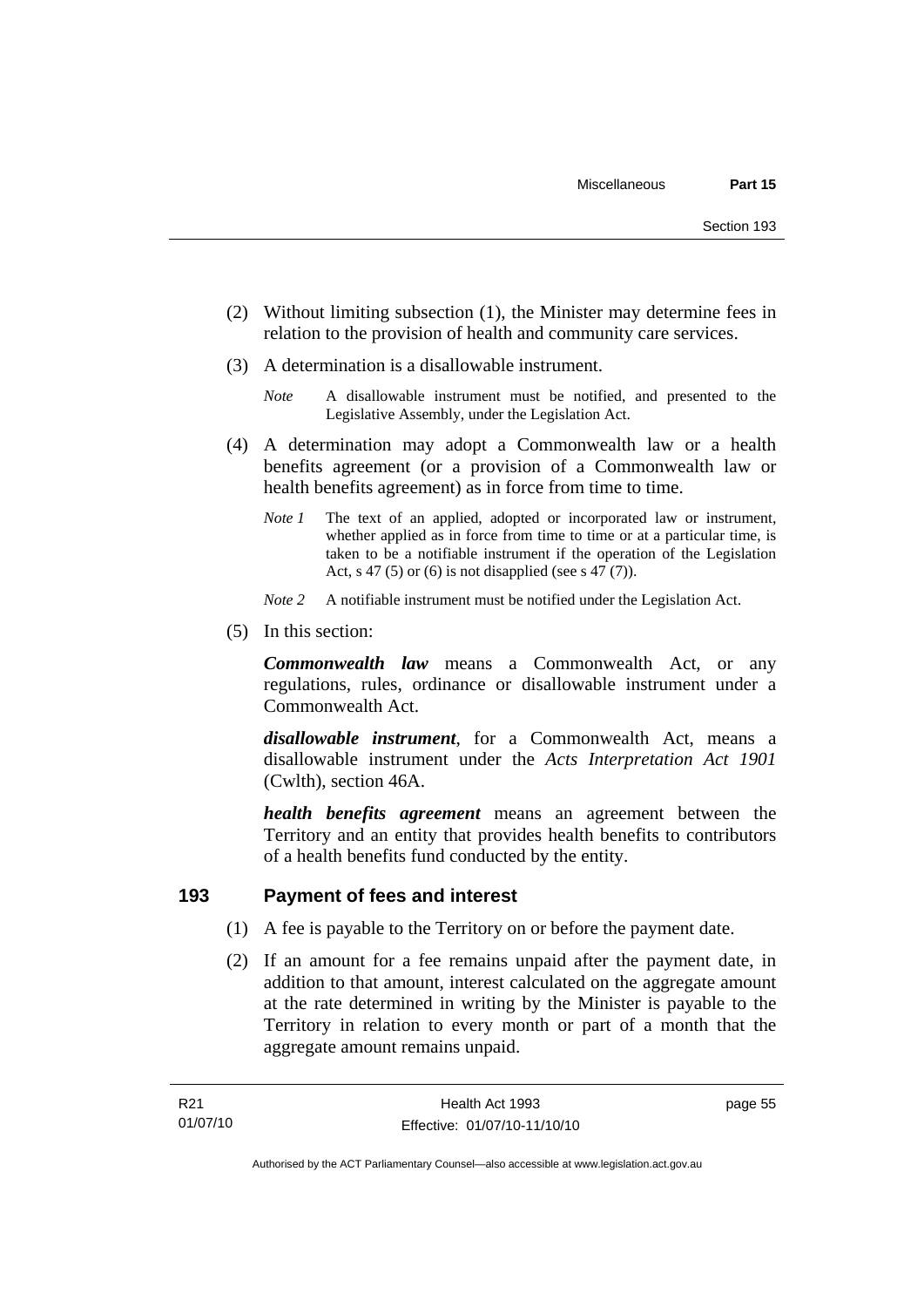(2) Without limiting subsection (1), the Minister may determine fees in relation to the provision of health and community care services.

(3) A determination is a disallowable instrument.

*Note* A disallowable instrument must be notified, and presented to the Legislative Assembly, under the Legislation Act.

(4) A determination may adopt a Commonwealth law or a health benefits agreement (or a provision of a Commonwealth law or health benefits agreement) as in force from time to time.

*Note 1* The text of an applied, adopted or incorporated law or instrument, whether applied as in force from time to time or at a particular time, is taken to be a notifiable instrument if the operation of the Legislation Act, s 47 (5) or (6) is not disapplied (see s 47 (7)).

*Note 2* A notifiable instrument must be notified under the Legislation Act.

(5) In this section:

***Commonwealth law*** means a Commonwealth Act, or any regulations, rules, ordinance or disallowable instrument under a Commonwealth Act.

***disallowable instrument***, for a Commonwealth Act, means a disallowable instrument under the *Acts Interpretation Act 1901* (Cwlth), section 46A.

***health benefits agreement*** means an agreement between the Territory and an entity that provides health benefits to contributors of a health benefits fund conducted by the entity.

## 193 Payment of fees and interest

(1) A fee is payable to the Territory on or before the payment date.

(2) If an amount for a fee remains unpaid after the payment date, in addition to that amount, interest calculated on the aggregate amount at the rate determined in writing by the Minister is payable to the Territory in relation to every month or part of a month that the aggregate amount remains unpaid.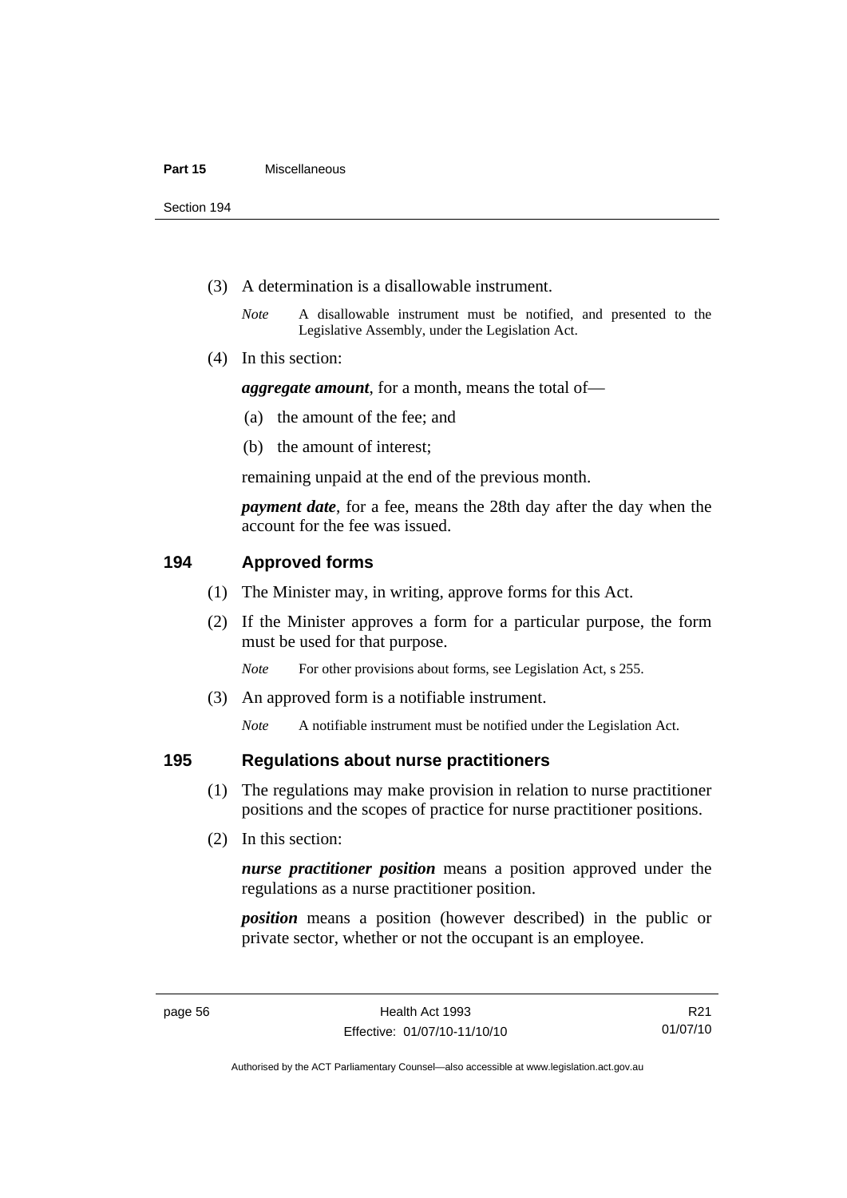(3) A determination is a disallowable instrument.

*Note* A disallowable instrument must be notified, and presented to the Legislative Assembly, under the Legislation Act.

(4) In this section:

***aggregate amount***, for a month, means the total of—

(a) the amount of the fee; and

(b) the amount of interest;

remaining unpaid at the end of the previous month.

***payment date***, for a fee, means the 28th day after the day when the account for the fee was issued.

## 194 Approved forms

(1) The Minister may, in writing, approve forms for this Act.

(2) If the Minister approves a form for a particular purpose, the form must be used for that purpose.

*Note* For other provisions about forms, see Legislation Act, s 255.

(3) An approved form is a notifiable instrument.

*Note* A notifiable instrument must be notified under the Legislation Act.

## 195 Regulations about nurse practitioners

(1) The regulations may make provision in relation to nurse practitioner positions and the scopes of practice for nurse practitioner positions.

(2) In this section:

***nurse practitioner position*** means a position approved under the regulations as a nurse practitioner position.

***position*** means a position (however described) in the public or private sector, whether or not the occupant is an employee.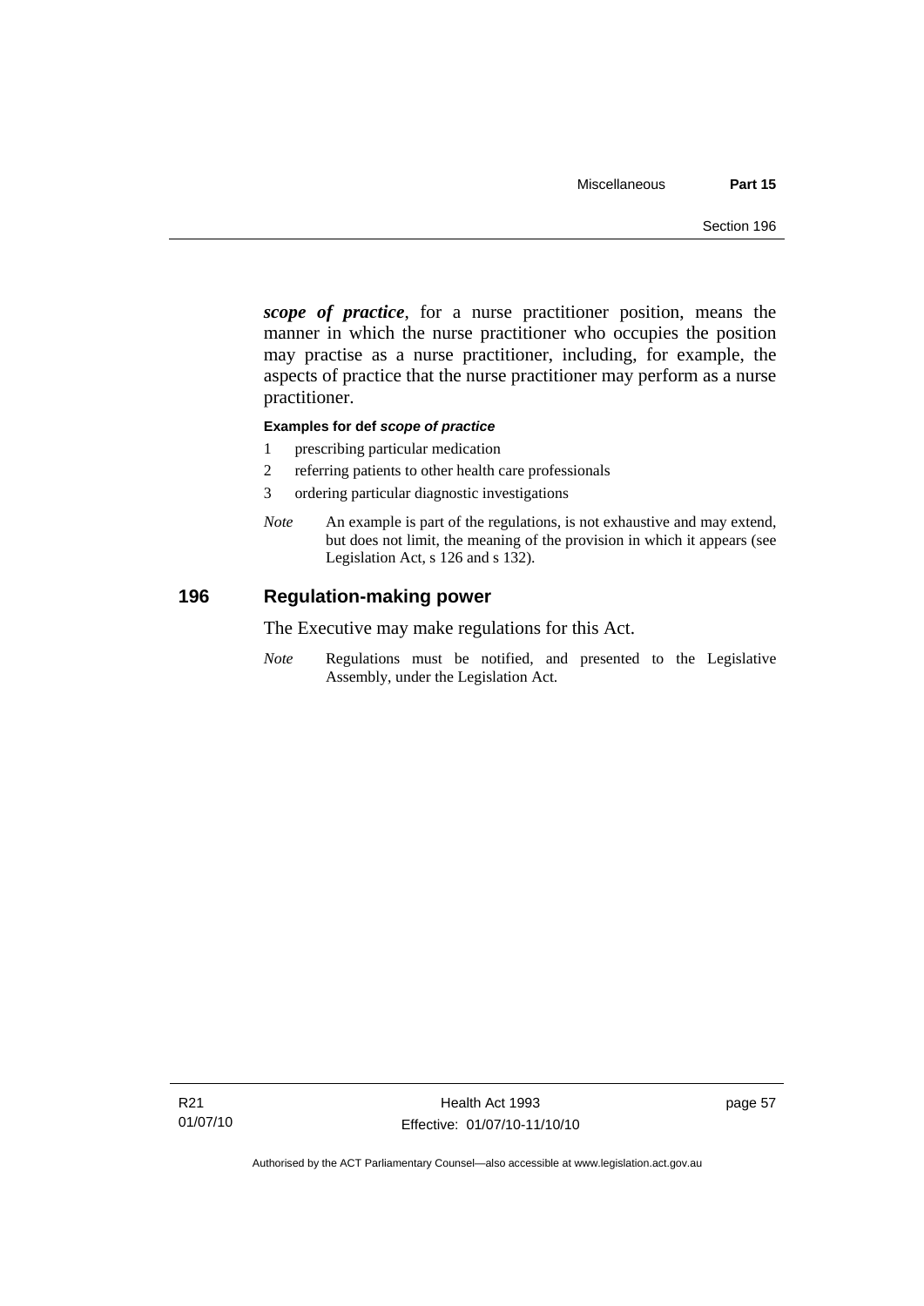***scope of practice***, for a nurse practitioner position, means the manner in which the nurse practitioner who occupies the position may practise as a nurse practitioner, including, for example, the aspects of practice that the nurse practitioner may perform as a nurse practitioner.

**Examples for def *scope of practice***

1 prescribing particular medication
2 referring patients to other health care professionals
3 ordering particular diagnostic investigations

*Note* An example is part of the regulations, is not exhaustive and may extend, but does not limit, the meaning of the provision in which it appears (see Legislation Act, s 126 and s 132).

## 196 Regulation-making power

The Executive may make regulations for this Act.

*Note* Regulations must be notified, and presented to the Legislative Assembly, under the Legislation Act.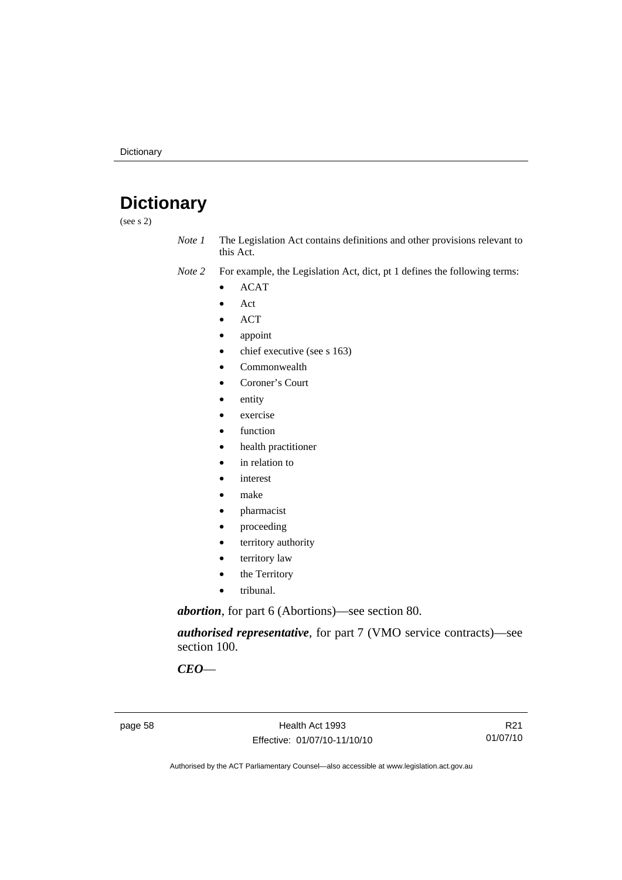# Dictionary

(see s 2)

*Note 1* The Legislation Act contains definitions and other provisions relevant to this Act.

*Note 2* For example, the Legislation Act, dict, pt 1 defines the following terms:

- ACAT
- Act
- ACT
- appoint
- chief executive (see s 163)
- Commonwealth
- Coroner's Court
- entity
- exercise
- function
- health practitioner
- in relation to
- interest
- make
- pharmacist
- proceeding
- territory authority
- territory law
- the Territory
- tribunal.

***abortion***, for part 6 (Abortions)—see section 80.

***authorised representative***, for part 7 (VMO service contracts)—see section 100.

***CEO***—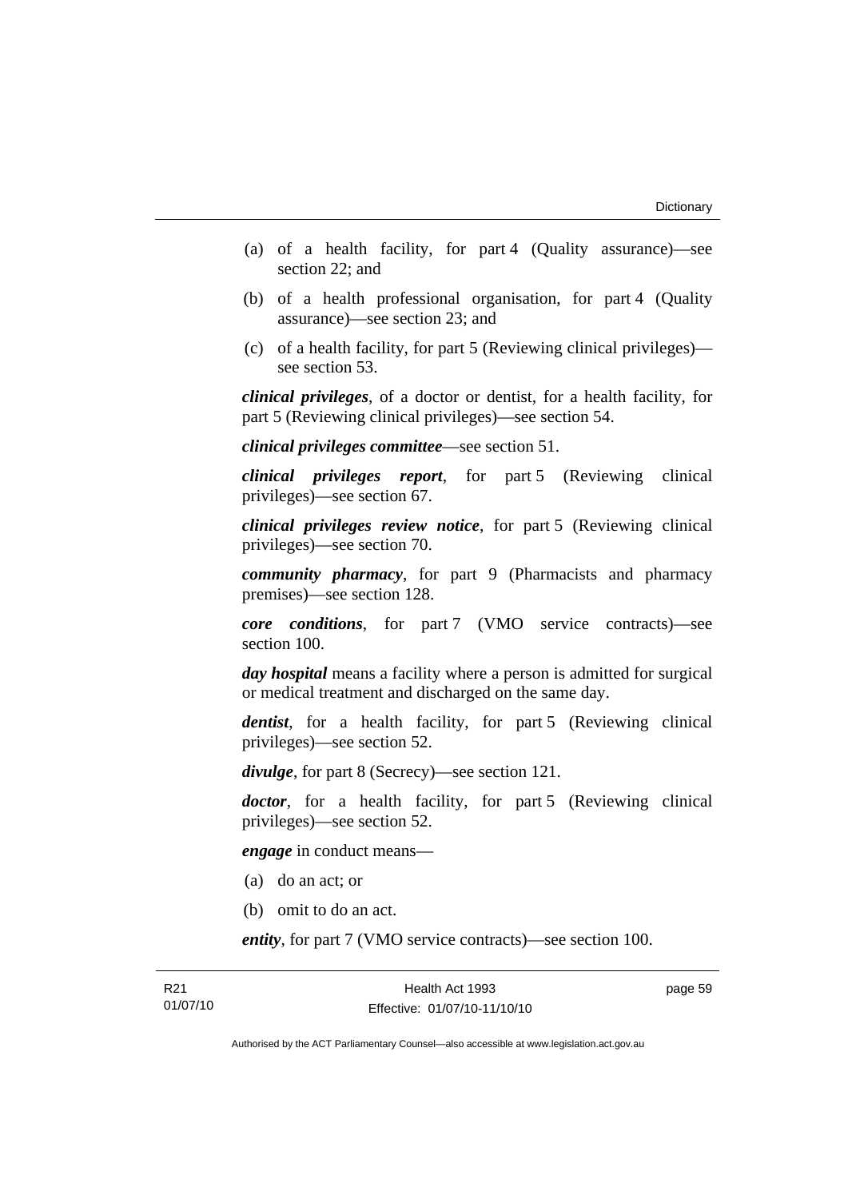(a) of a health facility, for part 4 (Quality assurance)—see section 22; and

(b) of a health professional organisation, for part 4 (Quality assurance)—see section 23; and

(c) of a health facility, for part 5 (Reviewing clinical privileges)—see section 53.

***clinical privileges***, of a doctor or dentist, for a health facility, for part 5 (Reviewing clinical privileges)—see section 54.

***clinical privileges committee***—see section 51.

***clinical privileges report***, for part 5 (Reviewing clinical privileges)—see section 67.

***clinical privileges review notice***, for part 5 (Reviewing clinical privileges)—see section 70.

***community pharmacy***, for part 9 (Pharmacists and pharmacy premises)—see section 128.

***core conditions***, for part 7 (VMO service contracts)—see section 100.

***day hospital*** means a facility where a person is admitted for surgical or medical treatment and discharged on the same day.

***dentist***, for a health facility, for part 5 (Reviewing clinical privileges)—see section 52.

***divulge***, for part 8 (Secrecy)—see section 121.

***doctor***, for a health facility, for part 5 (Reviewing clinical privileges)—see section 52.

***engage*** in conduct means—

(a) do an act; or

(b) omit to do an act.

***entity***, for part 7 (VMO service contracts)—see section 100.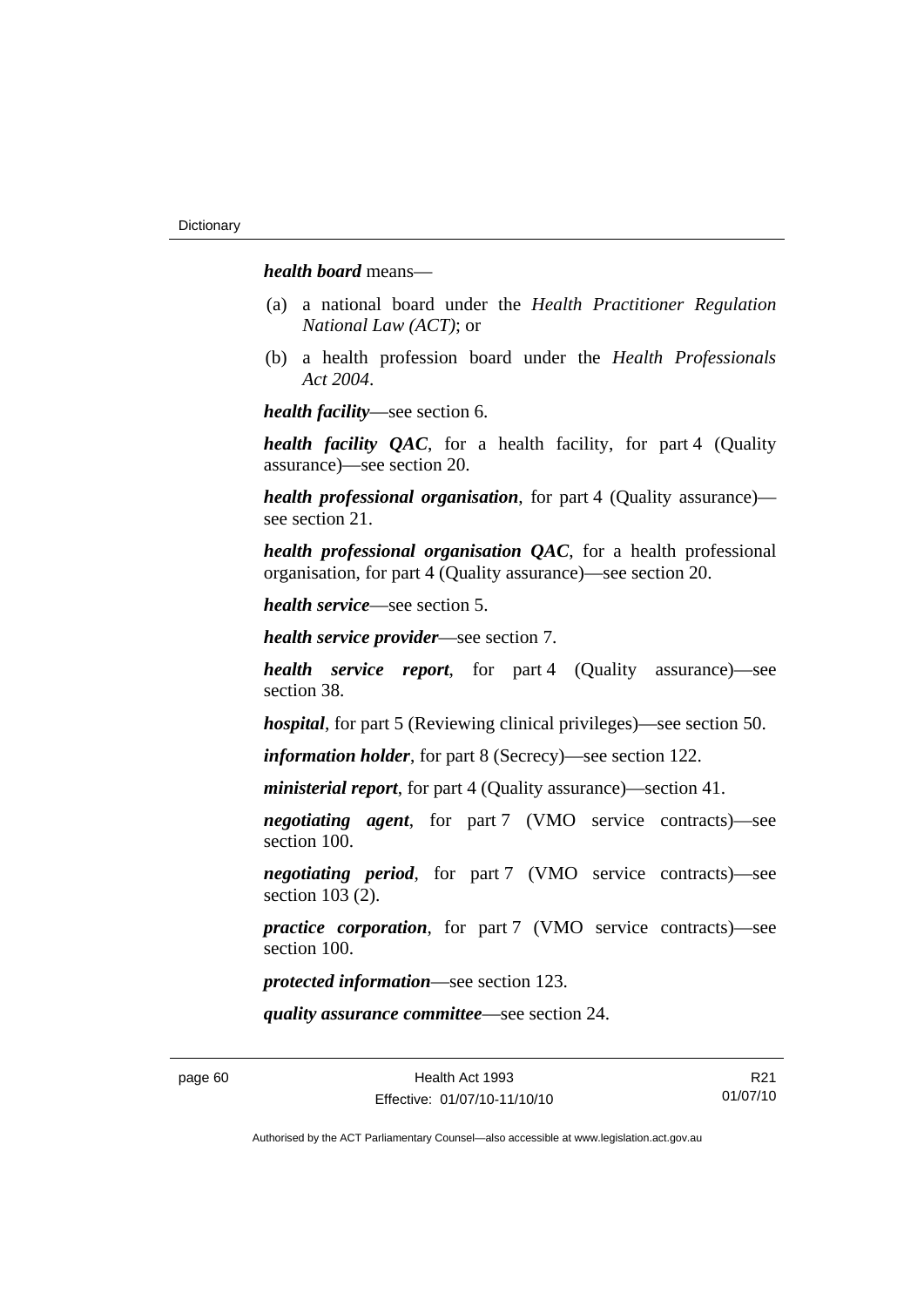***health board*** means—

(a) a national board under the *Health Practitioner Regulation National Law (ACT)*; or

(b) a health profession board under the *Health Professionals Act 2004*.

***health facility***—see section 6.

***health facility QAC***, for a health facility, for part 4 (Quality assurance)—see section 20.

***health professional organisation***, for part 4 (Quality assurance)—see section 21.

***health professional organisation QAC***, for a health professional organisation, for part 4 (Quality assurance)—see section 20.

***health service***—see section 5.

***health service provider***—see section 7.

***health service report***, for part 4 (Quality assurance)—see section 38.

***hospital***, for part 5 (Reviewing clinical privileges)—see section 50.

***information holder***, for part 8 (Secrecy)—see section 122.

***ministerial report***, for part 4 (Quality assurance)—section 41.

***negotiating agent***, for part 7 (VMO service contracts)—see section 100.

***negotiating period***, for part 7 (VMO service contracts)—see section 103 (2).

***practice corporation***, for part 7 (VMO service contracts)—see section 100.

***protected information***—see section 123.

***quality assurance committee***—see section 24.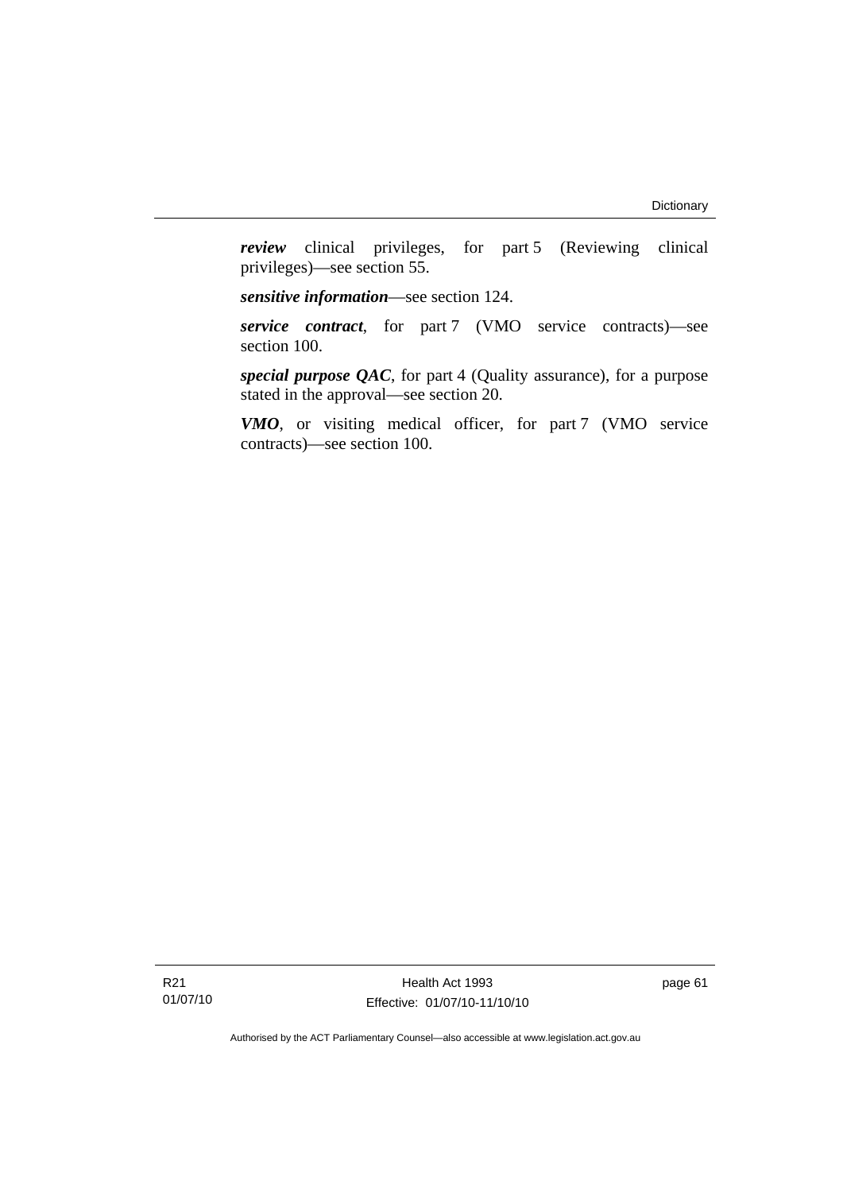***review*** clinical privileges, for part 5 (Reviewing clinical privileges)—see section 55.

***sensitive information***—see section 124.

***service contract***, for part 7 (VMO service contracts)—see section 100.

***special purpose QAC***, for part 4 (Quality assurance), for a purpose stated in the approval—see section 20.

***VMO***, or visiting medical officer, for part 7 (VMO service contracts)—see section 100.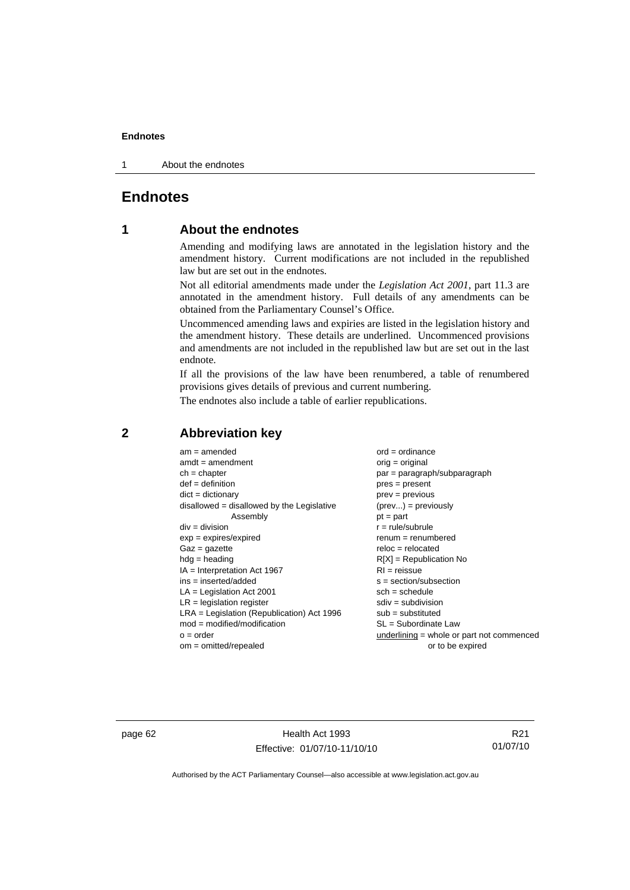# Endnotes

## 1 About the endnotes

Amending and modifying laws are annotated in the legislation history and the amendment history. Current modifications are not included in the republished law but are set out in the endnotes.

Not all editorial amendments made under the *Legislation Act 2001*, part 11.3 are annotated in the amendment history. Full details of any amendments can be obtained from the Parliamentary Counsel's Office.

Uncommenced amending laws and expiries are listed in the legislation history and the amendment history. These details are underlined. Uncommenced provisions and amendments are not included in the republished law but are set out in the last endnote.

If all the provisions of the law have been renumbered, a table of renumbered provisions gives details of previous and current numbering.

The endnotes also include a table of earlier republications.

## 2 Abbreviation key

am = amended
amdt = amendment
ch = chapter
def = definition
dict = dictionary
disallowed = disallowed by the Legislative Assembly
div = division
exp = expires/expired
Gaz = gazette
hdg = heading
IA = Interpretation Act 1967
ins = inserted/added
LA = Legislation Act 2001
LR = legislation register
LRA = Legislation (Republication) Act 1996
mod = modified/modification
o = order
om = omitted/repealed
ord = ordinance
orig = original
par = paragraph/subparagraph
pres = present
prev = previous
(prev...) = previously
pt = part
r = rule/subrule
renum = renumbered
reloc = relocated
R[X] = Republication No
RI = reissue
s = section/subsection
sch = schedule
sdiv = subdivision
sub = substituted
SL = Subordinate Law
underlining = whole or part not commenced or to be expired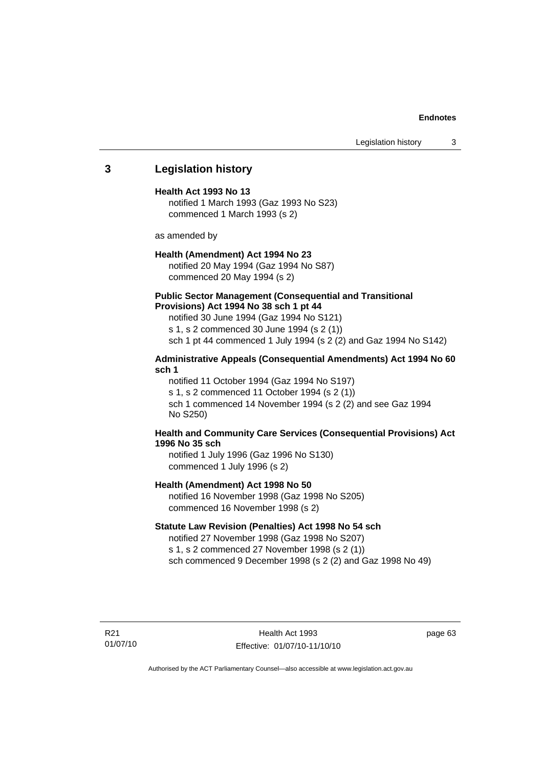## 3 Legislation history

**Health Act 1993 No 13**

notified 1 March 1993 (Gaz 1993 No S23)
commenced 1 March 1993 (s 2)

as amended by

**Health (Amendment) Act 1994 No 23**

notified 20 May 1994 (Gaz 1994 No S87)
commenced 20 May 1994 (s 2)

**Public Sector Management (Consequential and Transitional Provisions) Act 1994 No 38 sch 1 pt 44**

notified 30 June 1994 (Gaz 1994 No S121)
s 1, s 2 commenced 30 June 1994 (s 2 (1))
sch 1 pt 44 commenced 1 July 1994 (s 2 (2) and Gaz 1994 No S142)

**Administrative Appeals (Consequential Amendments) Act 1994 No 60 sch 1**

notified 11 October 1994 (Gaz 1994 No S197)
s 1, s 2 commenced 11 October 1994 (s 2 (1))
sch 1 commenced 14 November 1994 (s 2 (2) and see Gaz 1994 No S250)

**Health and Community Care Services (Consequential Provisions) Act 1996 No 35 sch**

notified 1 July 1996 (Gaz 1996 No S130)
commenced 1 July 1996 (s 2)

**Health (Amendment) Act 1998 No 50**

notified 16 November 1998 (Gaz 1998 No S205)
commenced 16 November 1998 (s 2)

**Statute Law Revision (Penalties) Act 1998 No 54 sch**

notified 27 November 1998 (Gaz 1998 No S207)
s 1, s 2 commenced 27 November 1998 (s 2 (1))
sch commenced 9 December 1998 (s 2 (2) and Gaz 1998 No 49)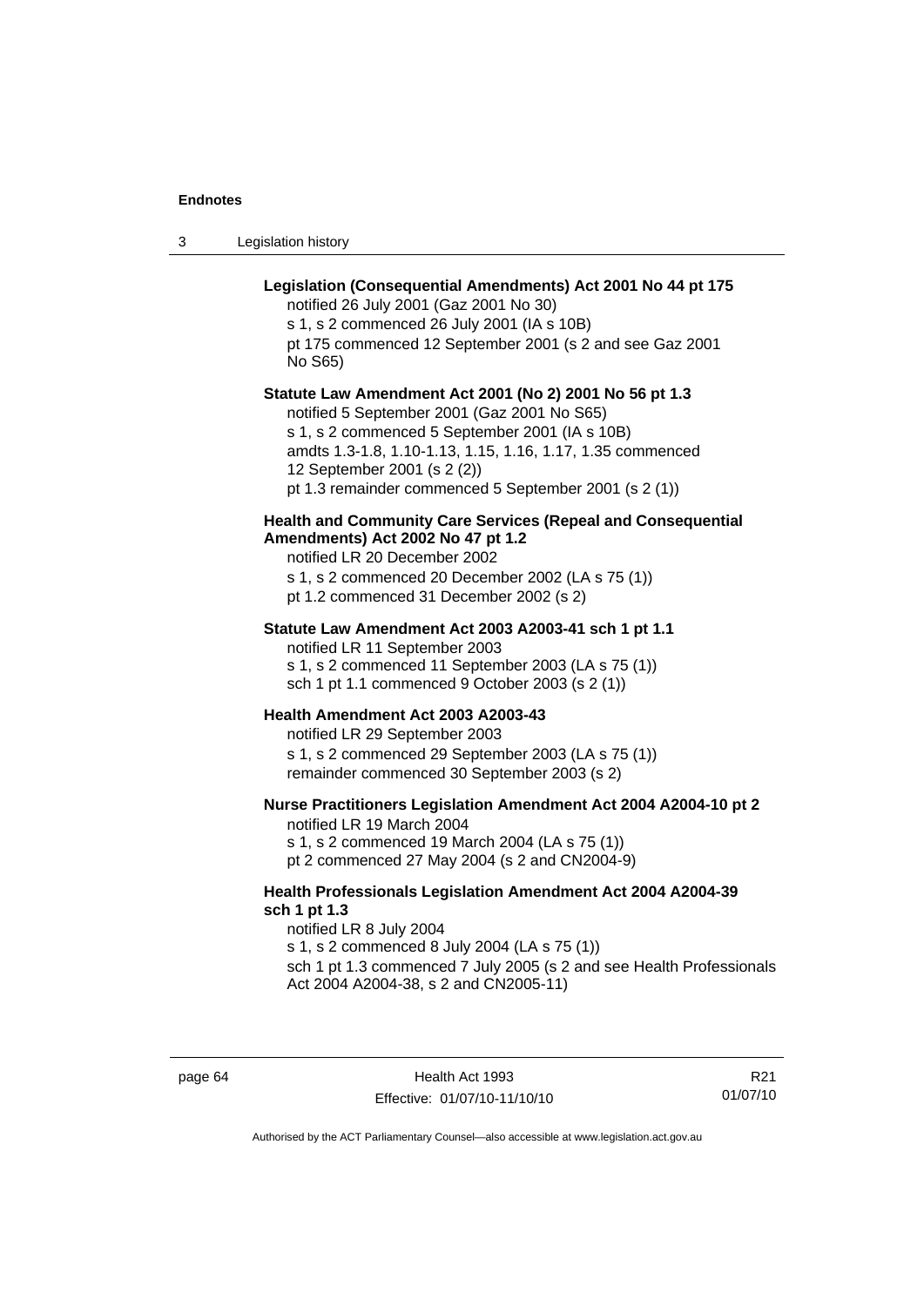**Legislation (Consequential Amendments) Act 2001 No 44 pt 175**

notified 26 July 2001 (Gaz 2001 No 30)
s 1, s 2 commenced 26 July 2001 (IA s 10B)
pt 175 commenced 12 September 2001 (s 2 and see Gaz 2001 No S65)

**Statute Law Amendment Act 2001 (No 2) 2001 No 56 pt 1.3**

notified 5 September 2001 (Gaz 2001 No S65)
s 1, s 2 commenced 5 September 2001 (IA s 10B)
amdts 1.3-1.8, 1.10-1.13, 1.15, 1.16, 1.17, 1.35 commenced 12 September 2001 (s 2 (2))
pt 1.3 remainder commenced 5 September 2001 (s 2 (1))

**Health and Community Care Services (Repeal and Consequential Amendments) Act 2002 No 47 pt 1.2**

notified LR 20 December 2002
s 1, s 2 commenced 20 December 2002 (LA s 75 (1))
pt 1.2 commenced 31 December 2002 (s 2)

**Statute Law Amendment Act 2003 A2003-41 sch 1 pt 1.1**

notified LR 11 September 2003
s 1, s 2 commenced 11 September 2003 (LA s 75 (1))
sch 1 pt 1.1 commenced 9 October 2003 (s 2 (1))

**Health Amendment Act 2003 A2003-43**

notified LR 29 September 2003
s 1, s 2 commenced 29 September 2003 (LA s 75 (1))
remainder commenced 30 September 2003 (s 2)

**Nurse Practitioners Legislation Amendment Act 2004 A2004-10 pt 2**

notified LR 19 March 2004
s 1, s 2 commenced 19 March 2004 (LA s 75 (1))
pt 2 commenced 27 May 2004 (s 2 and CN2004-9)

**Health Professionals Legislation Amendment Act 2004 A2004-39 sch 1 pt 1.3**

notified LR 8 July 2004
s 1, s 2 commenced 8 July 2004 (LA s 75 (1))
sch 1 pt 1.3 commenced 7 July 2005 (s 2 and see Health Professionals Act 2004 A2004-38, s 2 and CN2005-11)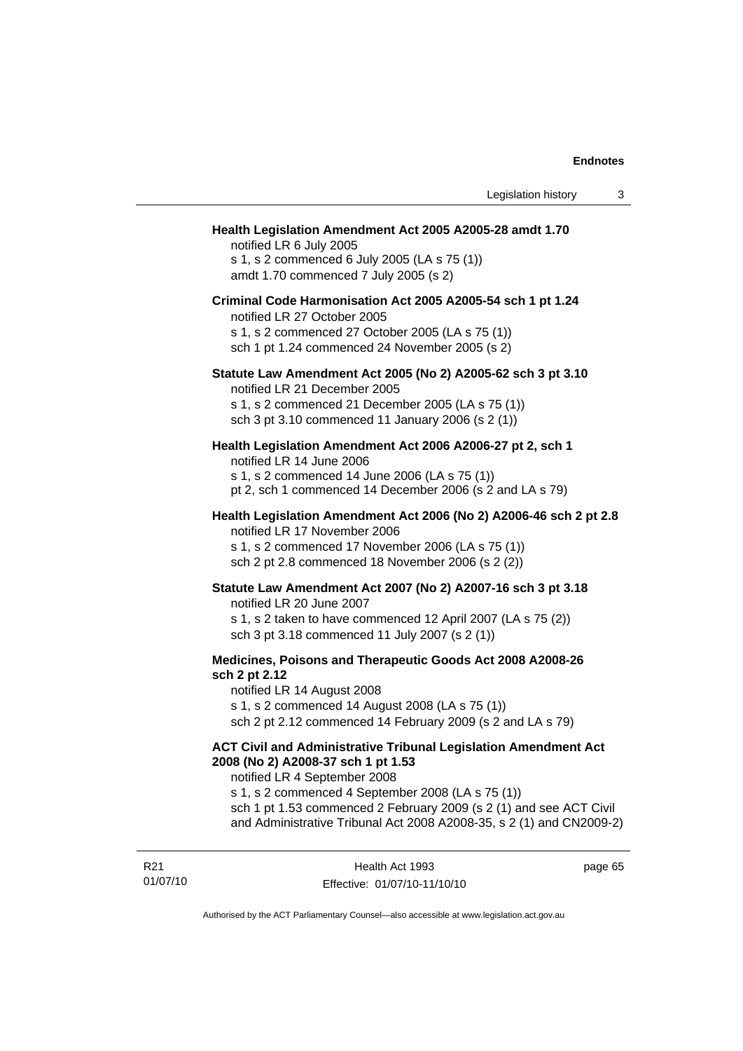**Health Legislation Amendment Act 2005 A2005-28 amdt 1.70**

notified LR 6 July 2005

s 1, s 2 commenced 6 July 2005 (LA s 75 (1))

amdt 1.70 commenced 7 July 2005 (s 2)

**Criminal Code Harmonisation Act 2005 A2005-54 sch 1 pt 1.24**

notified LR 27 October 2005

s 1, s 2 commenced 27 October 2005 (LA s 75 (1))

sch 1 pt 1.24 commenced 24 November 2005 (s 2)

**Statute Law Amendment Act 2005 (No 2) A2005-62 sch 3 pt 3.10**

notified LR 21 December 2005

s 1, s 2 commenced 21 December 2005 (LA s 75 (1))

sch 3 pt 3.10 commenced 11 January 2006 (s 2 (1))

**Health Legislation Amendment Act 2006 A2006-27 pt 2, sch 1**

notified LR 14 June 2006

s 1, s 2 commenced 14 June 2006 (LA s 75 (1))

pt 2, sch 1 commenced 14 December 2006 (s 2 and LA s 79)

**Health Legislation Amendment Act 2006 (No 2) A2006-46 sch 2 pt 2.8**

notified LR 17 November 2006

s 1, s 2 commenced 17 November 2006 (LA s 75 (1))

sch 2 pt 2.8 commenced 18 November 2006 (s 2 (2))

**Statute Law Amendment Act 2007 (No 2) A2007-16 sch 3 pt 3.18**

notified LR 20 June 2007

s 1, s 2 taken to have commenced 12 April 2007 (LA s 75 (2))

sch 3 pt 3.18 commenced 11 July 2007 (s 2 (1))

**Medicines, Poisons and Therapeutic Goods Act 2008 A2008-26 sch 2 pt 2.12**

notified LR 14 August 2008

s 1, s 2 commenced 14 August 2008 (LA s 75 (1))

sch 2 pt 2.12 commenced 14 February 2009 (s 2 and LA s 79)

**ACT Civil and Administrative Tribunal Legislation Amendment Act 2008 (No 2) A2008-37 sch 1 pt 1.53**

notified LR 4 September 2008

s 1, s 2 commenced 4 September 2008 (LA s 75 (1))

sch 1 pt 1.53 commenced 2 February 2009 (s 2 (1) and see ACT Civil and Administrative Tribunal Act 2008 A2008-35, s 2 (1) and CN2009-2)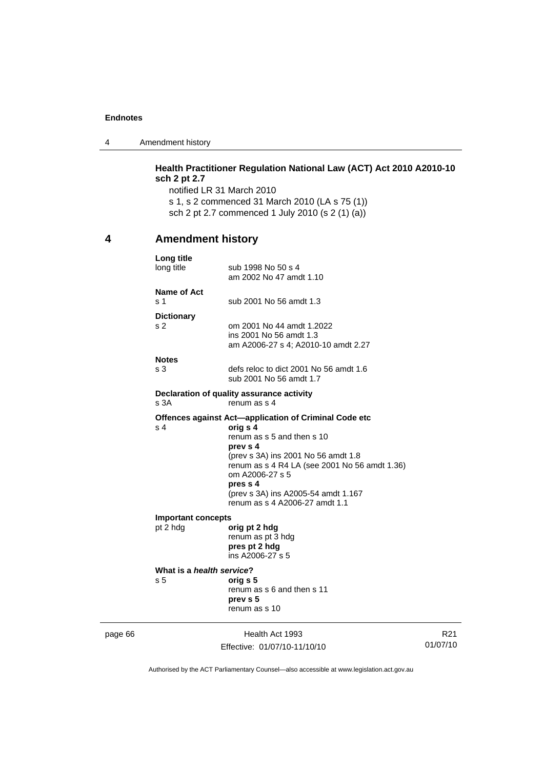**Health Practitioner Regulation National Law (ACT) Act 2010 A2010-10 sch 2 pt 2.7**

notified LR 31 March 2010

s 1, s 2 commenced 31 March 2010 (LA s 75 (1))

sch 2 pt 2.7 commenced 1 July 2010 (s 2 (1) (a))

## 4 Amendment history

**Long title**

long title — sub 1998 No 50 s 4
am 2002 No 47 amdt 1.10

**Name of Act**

s 1 — sub 2001 No 56 amdt 1.3

**Dictionary**

s 2 — om 2001 No 44 amdt 1.2022
ins 2001 No 56 amdt 1.3
am A2006-27 s 4; A2010-10 amdt 2.27

**Notes**

s 3 — defs reloc to dict 2001 No 56 amdt 1.6
sub 2001 No 56 amdt 1.7

**Declaration of quality assurance activity**

s 3A — renum as s 4

**Offences against Act—application of Criminal Code etc**

s 4 — **orig s 4**
renum as s 5 and then s 10
**prev s 4**
(prev s 3A) ins 2001 No 56 amdt 1.8
renum as s 4 R4 LA (see 2001 No 56 amdt 1.36)
om A2006-27 s 5
**pres s 4**
(prev s 3A) ins A2005-54 amdt 1.167
renum as s 4 A2006-27 amdt 1.1

**Important concepts**

pt 2 hdg — **orig pt 2 hdg**
renum as pt 3 hdg
**pres pt 2 hdg**
ins A2006-27 s 5

**What is a *health service*?**

s 5 — **orig s 5**
renum as s 6 and then s 11
**prev s 5**
renum as s 10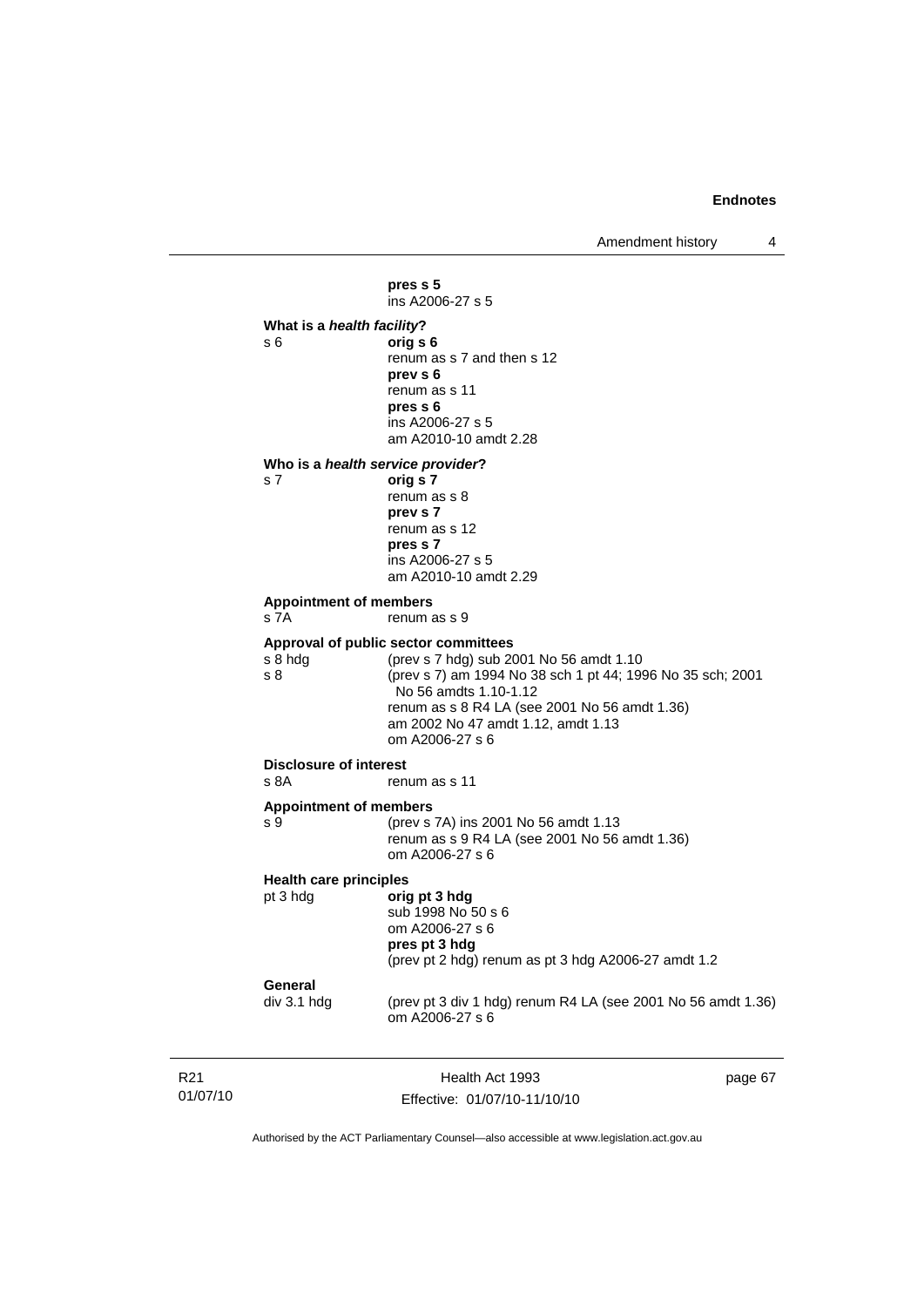**pres s 5**
ins A2006-27 s 5

**What is a *health facility*?**

s 6 **orig s 6**
renum as s 7 and then s 12
**prev s 6**
renum as s 11
**pres s 6**
ins A2006-27 s 5
am A2010-10 amdt 2.28

**Who is a *health service provider*?**

s 7 **orig s 7**
renum as s 8
**prev s 7**
renum as s 12
**pres s 7**
ins A2006-27 s 5
am A2010-10 amdt 2.29

**Appointment of members**

s 7A renum as s 9

**Approval of public sector committees**

s 8 hdg (prev s 7 hdg) sub 2001 No 56 amdt 1.10

s 8 (prev s 7) am 1994 No 38 sch 1 pt 44; 1996 No 35 sch; 2001 No 56 amdts 1.10-1.12
renum as s 8 R4 LA (see 2001 No 56 amdt 1.36)
am 2002 No 47 amdt 1.12, amdt 1.13
om A2006-27 s 6

**Disclosure of interest**

s 8A renum as s 11

**Appointment of members**

s 9 (prev s 7A) ins 2001 No 56 amdt 1.13
renum as s 9 R4 LA (see 2001 No 56 amdt 1.36)
om A2006-27 s 6

**Health care principles**

pt 3 hdg **orig pt 3 hdg**
sub 1998 No 50 s 6
om A2006-27 s 6
**pres pt 3 hdg**
(prev pt 2 hdg) renum as pt 3 hdg A2006-27 amdt 1.2

**General**

div 3.1 hdg (prev pt 3 div 1 hdg) renum R4 LA (see 2001 No 56 amdt 1.36)
om A2006-27 s 6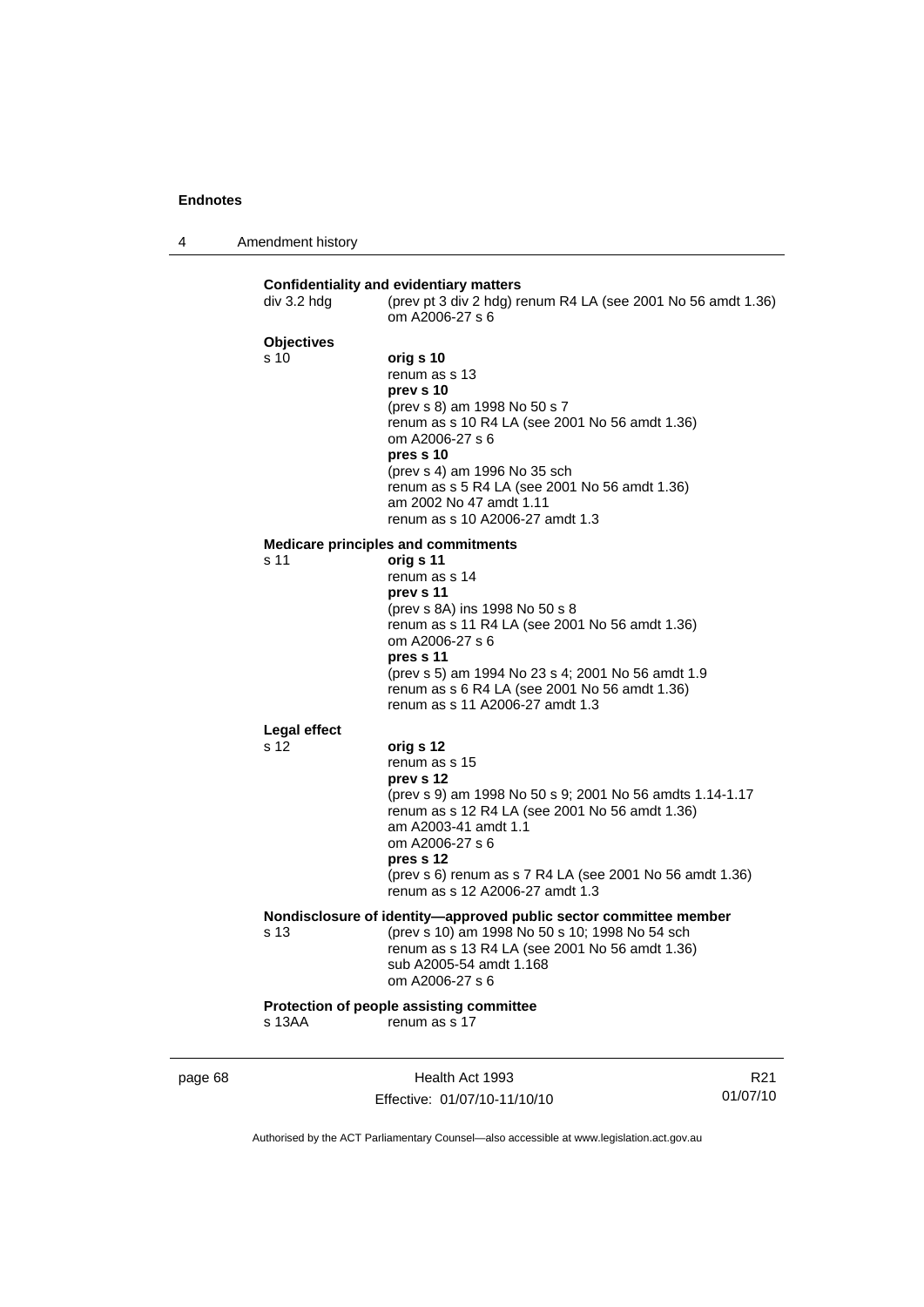**Confidentiality and evidentiary matters**

div 3.2 hdg — (prev pt 3 div 2 hdg) renum R4 LA (see 2001 No 56 amdt 1.36)
om A2006-27 s 6

**Objectives**

s 10 — **orig s 10**
renum as s 13
**prev s 10**
(prev s 8) am 1998 No 50 s 7
renum as s 10 R4 LA (see 2001 No 56 amdt 1.36)
om A2006-27 s 6
**pres s 10**
(prev s 4) am 1996 No 35 sch
renum as s 5 R4 LA (see 2001 No 56 amdt 1.36)
am 2002 No 47 amdt 1.11
renum as s 10 A2006-27 amdt 1.3

**Medicare principles and commitments**

s 11 — **orig s 11**
renum as s 14
**prev s 11**
(prev s 8A) ins 1998 No 50 s 8
renum as s 11 R4 LA (see 2001 No 56 amdt 1.36)
om A2006-27 s 6
**pres s 11**
(prev s 5) am 1994 No 23 s 4; 2001 No 56 amdt 1.9
renum as s 6 R4 LA (see 2001 No 56 amdt 1.36)
renum as s 11 A2006-27 amdt 1.3

**Legal effect**

s 12 — **orig s 12**
renum as s 15
**prev s 12**
(prev s 9) am 1998 No 50 s 9; 2001 No 56 amdts 1.14-1.17
renum as s 12 R4 LA (see 2001 No 56 amdt 1.36)
am A2003-41 amdt 1.1
om A2006-27 s 6
**pres s 12**
(prev s 6) renum as s 7 R4 LA (see 2001 No 56 amdt 1.36)
renum as s 12 A2006-27 amdt 1.3

**Nondisclosure of identity—approved public sector committee member**

s 13 — (prev s 10) am 1998 No 50 s 10; 1998 No 54 sch
renum as s 13 R4 LA (see 2001 No 56 amdt 1.36)
sub A2005-54 amdt 1.168
om A2006-27 s 6

**Protection of people assisting committee**

s 13AA — renum as s 17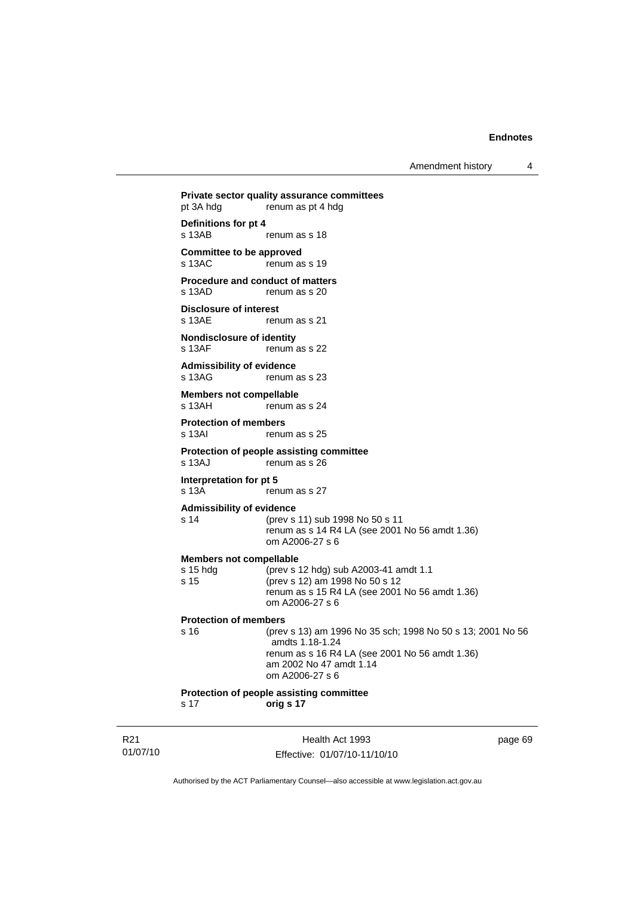**Private sector quality assurance committees**

pt 3A hdg renum as pt 4 hdg

**Definitions for pt 4**

s 13AB renum as s 18

**Committee to be approved**

s 13AC renum as s 19

**Procedure and conduct of matters**

s 13AD renum as s 20

**Disclosure of interest**

s 13AE renum as s 21

**Nondisclosure of identity**

s 13AF renum as s 22

**Admissibility of evidence**

s 13AG renum as s 23

**Members not compellable**

s 13AH renum as s 24

**Protection of members**

s 13AI renum as s 25

**Protection of people assisting committee**

s 13AJ renum as s 26

**Interpretation for pt 5**

s 13A renum as s 27

**Admissibility of evidence**

s 14 (prev s 11) sub 1998 No 50 s 11
renum as s 14 R4 LA (see 2001 No 56 amdt 1.36)
om A2006-27 s 6

**Members not compellable**

s 15 hdg (prev s 12 hdg) sub A2003-41 amdt 1.1
s 15 (prev s 12) am 1998 No 50 s 12
renum as s 15 R4 LA (see 2001 No 56 amdt 1.36)
om A2006-27 s 6

**Protection of members**

s 16 (prev s 13) am 1996 No 35 sch; 1998 No 50 s 13; 2001 No 56 amdts 1.18-1.24
renum as s 16 R4 LA (see 2001 No 56 amdt 1.36)
am 2002 No 47 amdt 1.14
om A2006-27 s 6

**Protection of people assisting committee**

s 17 **orig s 17**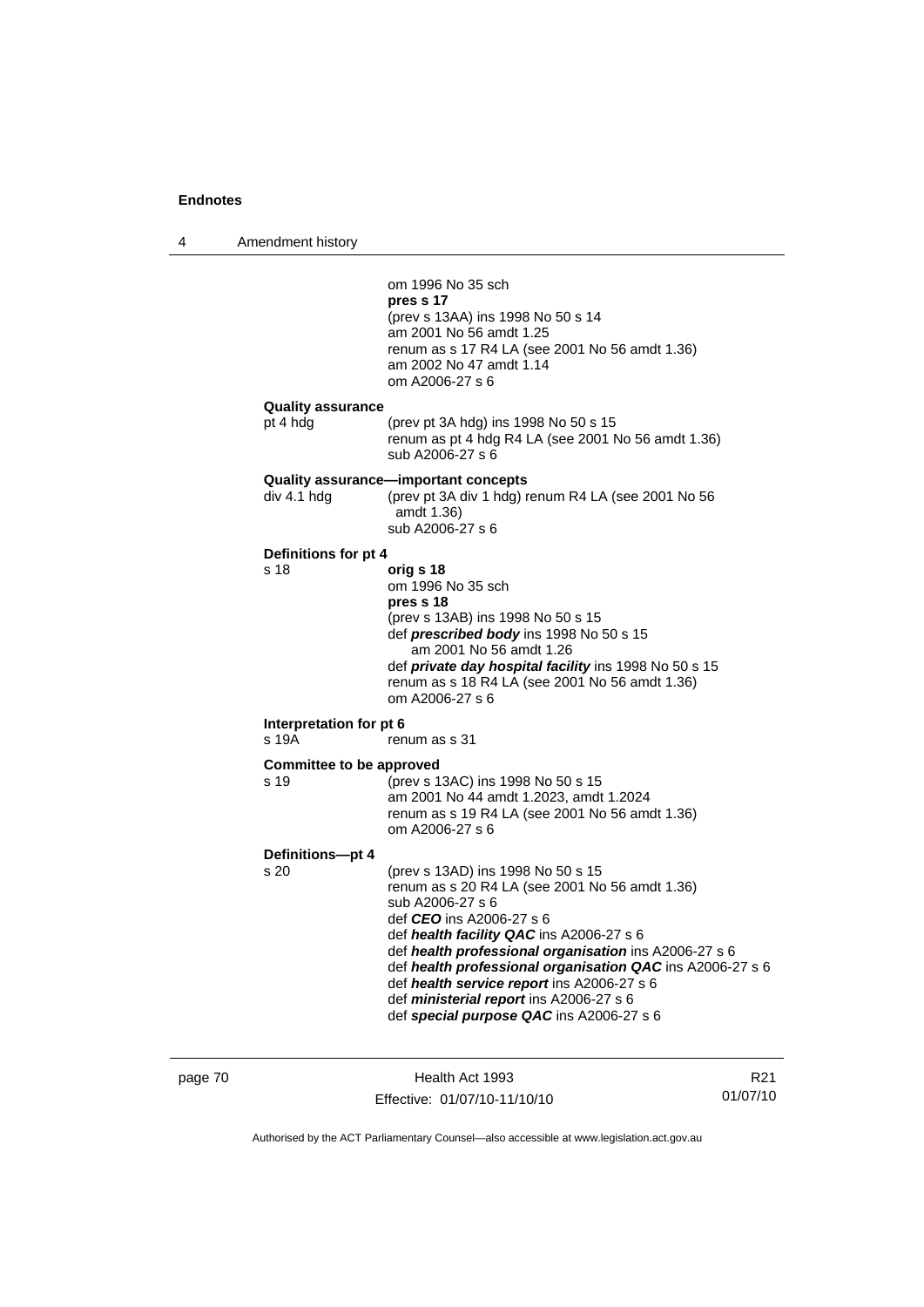om 1996 No 35 sch
**pres s 17**
(prev s 13AA) ins 1998 No 50 s 14
am 2001 No 56 amdt 1.25
renum as s 17 R4 LA (see 2001 No 56 amdt 1.36)
am 2002 No 47 amdt 1.14
om A2006-27 s 6

**Quality assurance**
pt 4 hdg — (prev pt 3A hdg) ins 1998 No 50 s 15
renum as pt 4 hdg R4 LA (see 2001 No 56 amdt 1.36)
sub A2006-27 s 6

**Quality assurance—important concepts**
div 4.1 hdg — (prev pt 3A div 1 hdg) renum R4 LA (see 2001 No 56 amdt 1.36)
sub A2006-27 s 6

**Definitions for pt 4**
s 18 — **orig s 18**
om 1996 No 35 sch
**pres s 18**
(prev s 13AB) ins 1998 No 50 s 15
def ***prescribed body*** ins 1998 No 50 s 15
am 2001 No 56 amdt 1.26
def ***private day hospital facility*** ins 1998 No 50 s 15
renum as s 18 R4 LA (see 2001 No 56 amdt 1.36)
om A2006-27 s 6

**Interpretation for pt 6**
s 19A — renum as s 31

**Committee to be approved**
s 19 — (prev s 13AC) ins 1998 No 50 s 15
am 2001 No 44 amdt 1.2023, amdt 1.2024
renum as s 19 R4 LA (see 2001 No 56 amdt 1.36)
om A2006-27 s 6

**Definitions—pt 4**
s 20 — (prev s 13AD) ins 1998 No 50 s 15
renum as s 20 R4 LA (see 2001 No 56 amdt 1.36)
sub A2006-27 s 6
def ***CEO*** ins A2006-27 s 6
def ***health facility QAC*** ins A2006-27 s 6
def ***health professional organisation*** ins A2006-27 s 6
def ***health professional organisation QAC*** ins A2006-27 s 6
def ***health service report*** ins A2006-27 s 6
def ***ministerial report*** ins A2006-27 s 6
def ***special purpose QAC*** ins A2006-27 s 6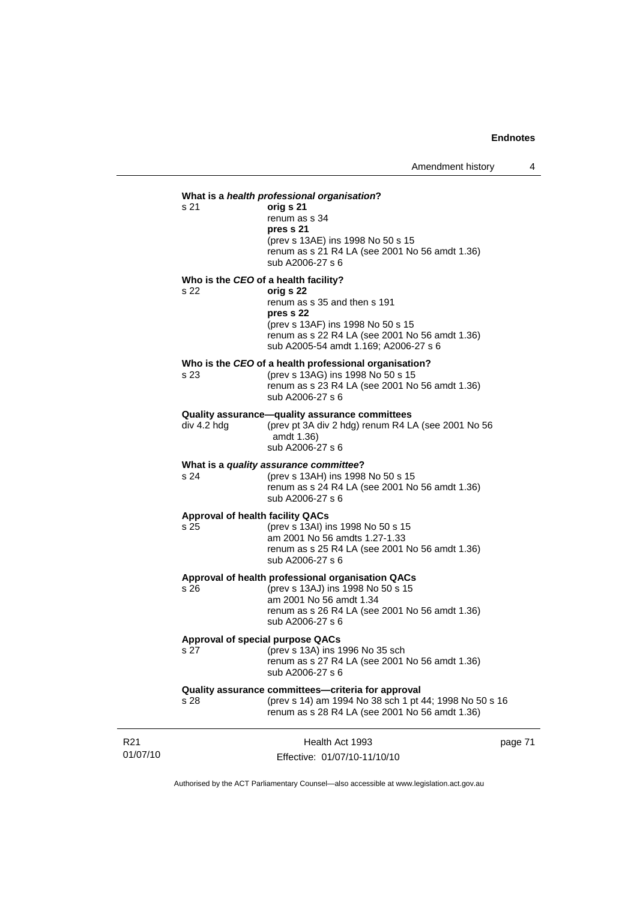**What is a *health professional organisation*?**

s 21 **orig s 21**
renum as s 34
**pres s 21**
(prev s 13AE) ins 1998 No 50 s 15
renum as s 21 R4 LA (see 2001 No 56 amdt 1.36)
sub A2006-27 s 6

**Who is the *CEO* of a health facility?**

s 22 **orig s 22**
renum as s 35 and then s 191
**pres s 22**
(prev s 13AF) ins 1998 No 50 s 15
renum as s 22 R4 LA (see 2001 No 56 amdt 1.36)
sub A2005-54 amdt 1.169; A2006-27 s 6

**Who is the *CEO* of a health professional organisation?**

s 23 (prev s 13AG) ins 1998 No 50 s 15
renum as s 23 R4 LA (see 2001 No 56 amdt 1.36)
sub A2006-27 s 6

**Quality assurance—quality assurance committees**

div 4.2 hdg (prev pt 3A div 2 hdg) renum R4 LA (see 2001 No 56 amdt 1.36)
sub A2006-27 s 6

**What is a *quality assurance committee*?**

s 24 (prev s 13AH) ins 1998 No 50 s 15
renum as s 24 R4 LA (see 2001 No 56 amdt 1.36)
sub A2006-27 s 6

**Approval of health facility QACs**

s 25 (prev s 13AI) ins 1998 No 50 s 15
am 2001 No 56 amdts 1.27-1.33
renum as s 25 R4 LA (see 2001 No 56 amdt 1.36)
sub A2006-27 s 6

**Approval of health professional organisation QACs**

s 26 (prev s 13AJ) ins 1998 No 50 s 15
am 2001 No 56 amdt 1.34
renum as s 26 R4 LA (see 2001 No 56 amdt 1.36)
sub A2006-27 s 6

**Approval of special purpose QACs**

s 27 (prev s 13A) ins 1996 No 35 sch
renum as s 27 R4 LA (see 2001 No 56 amdt 1.36)
sub A2006-27 s 6

**Quality assurance committees—criteria for approval**

s 28 (prev s 14) am 1994 No 38 sch 1 pt 44; 1998 No 50 s 16
renum as s 28 R4 LA (see 2001 No 56 amdt 1.36)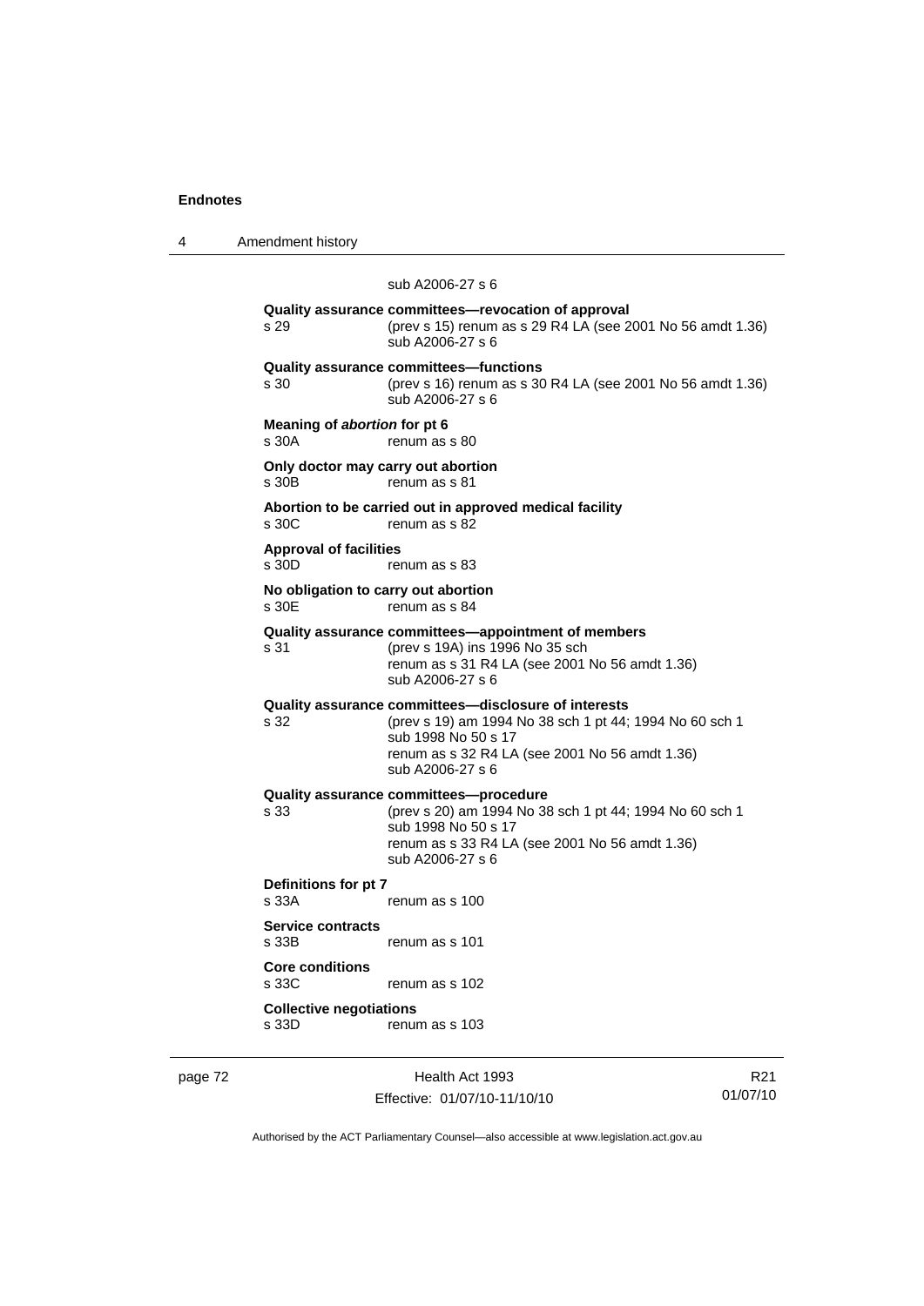sub A2006-27 s 6

**Quality assurance committees—revocation of approval**
s 29 (prev s 15) renum as s 29 R4 LA (see 2001 No 56 amdt 1.36)
sub A2006-27 s 6

**Quality assurance committees—functions**
s 30 (prev s 16) renum as s 30 R4 LA (see 2001 No 56 amdt 1.36)
sub A2006-27 s 6

**Meaning of *abortion* for pt 6**
s 30A renum as s 80

**Only doctor may carry out abortion**
s 30B renum as s 81

**Abortion to be carried out in approved medical facility**
s 30C renum as s 82

**Approval of facilities**
s 30D renum as s 83

**No obligation to carry out abortion**
s 30E renum as s 84

**Quality assurance committees—appointment of members**
s 31 (prev s 19A) ins 1996 No 35 sch
renum as s 31 R4 LA (see 2001 No 56 amdt 1.36)
sub A2006-27 s 6

**Quality assurance committees—disclosure of interests**
s 32 (prev s 19) am 1994 No 38 sch 1 pt 44; 1994 No 60 sch 1
sub 1998 No 50 s 17
renum as s 32 R4 LA (see 2001 No 56 amdt 1.36)
sub A2006-27 s 6

**Quality assurance committees—procedure**
s 33 (prev s 20) am 1994 No 38 sch 1 pt 44; 1994 No 60 sch 1
sub 1998 No 50 s 17
renum as s 33 R4 LA (see 2001 No 56 amdt 1.36)
sub A2006-27 s 6

**Definitions for pt 7**
s 33A renum as s 100

**Service contracts**
s 33B renum as s 101

**Core conditions**
s 33C renum as s 102

**Collective negotiations**
s 33D renum as s 103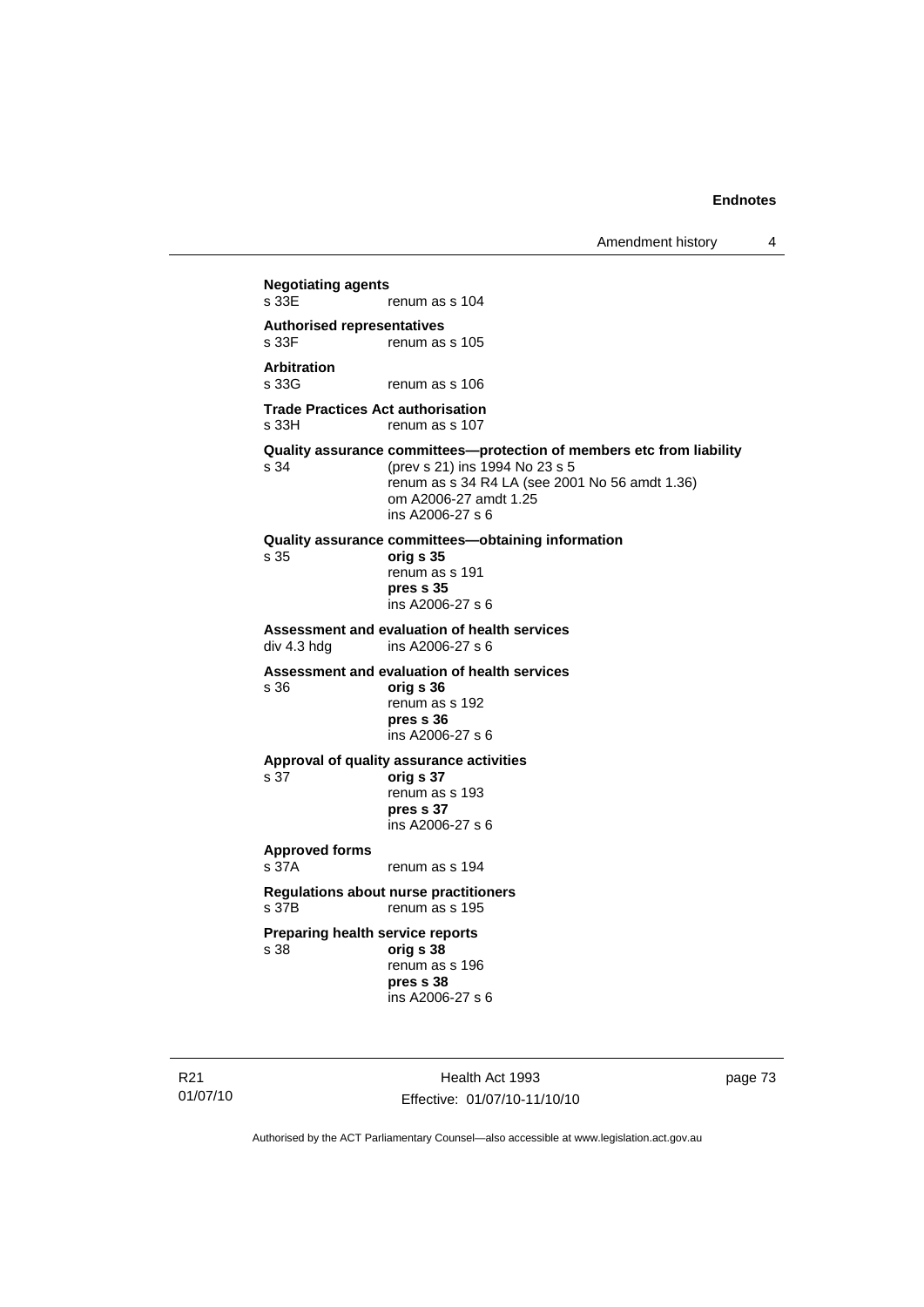**Negotiating agents**

s 33E renum as s 104

**Authorised representatives**

s 33F renum as s 105

**Arbitration**

s 33G renum as s 106

**Trade Practices Act authorisation**

s 33H renum as s 107

**Quality assurance committees—protection of members etc from liability**

s 34 (prev s 21) ins 1994 No 23 s 5
renum as s 34 R4 LA (see 2001 No 56 amdt 1.36)
om A2006-27 amdt 1.25
ins A2006-27 s 6

**Quality assurance committees—obtaining information**

s 35 **orig s 35**
renum as s 191
**pres s 35**
ins A2006-27 s 6

**Assessment and evaluation of health services**

div 4.3 hdg ins A2006-27 s 6

**Assessment and evaluation of health services**

s 36 **orig s 36**
renum as s 192
**pres s 36**
ins A2006-27 s 6

**Approval of quality assurance activities**

s 37 **orig s 37**
renum as s 193
**pres s 37**
ins A2006-27 s 6

**Approved forms**

s 37A renum as s 194

**Regulations about nurse practitioners**

s 37B renum as s 195

**Preparing health service reports**

s 38 **orig s 38**
renum as s 196
**pres s 38**
ins A2006-27 s 6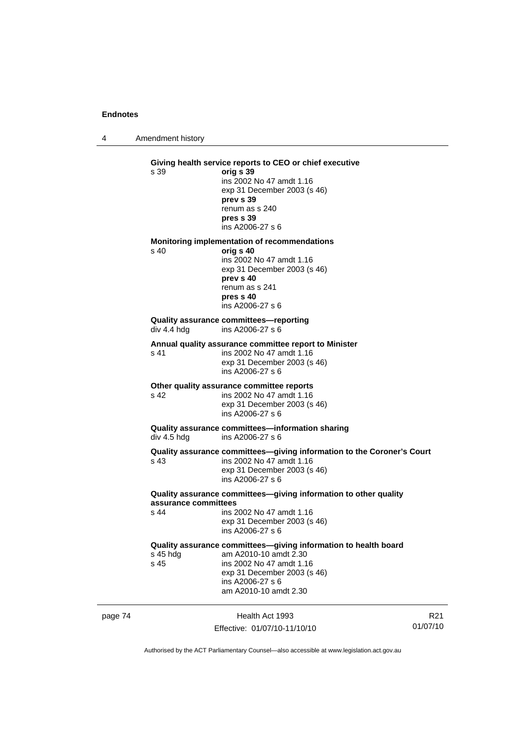**Giving health service reports to CEO or chief executive**

s 39 **orig s 39**
ins 2002 No 47 amdt 1.16
exp 31 December 2003 (s 46)
**prev s 39**
renum as s 240
**pres s 39**
ins A2006-27 s 6

**Monitoring implementation of recommendations**

s 40 **orig s 40**
ins 2002 No 47 amdt 1.16
exp 31 December 2003 (s 46)
**prev s 40**
renum as s 241
**pres s 40**
ins A2006-27 s 6

**Quality assurance committees—reporting**

div 4.4 hdg ins A2006-27 s 6

**Annual quality assurance committee report to Minister**

s 41 ins 2002 No 47 amdt 1.16
exp 31 December 2003 (s 46)
ins A2006-27 s 6

**Other quality assurance committee reports**

s 42 ins 2002 No 47 amdt 1.16
exp 31 December 2003 (s 46)
ins A2006-27 s 6

**Quality assurance committees—information sharing**

div 4.5 hdg ins A2006-27 s 6

**Quality assurance committees—giving information to the Coroner's Court**

s 43 ins 2002 No 47 amdt 1.16
exp 31 December 2003 (s 46)
ins A2006-27 s 6

**Quality assurance committees—giving information to other quality assurance committees**

s 44 ins 2002 No 47 amdt 1.16
exp 31 December 2003 (s 46)
ins A2006-27 s 6

**Quality assurance committees—giving information to health board**

s 45 hdg am A2010-10 amdt 2.30
s 45 ins 2002 No 47 amdt 1.16
exp 31 December 2003 (s 46)
ins A2006-27 s 6
am A2010-10 amdt 2.30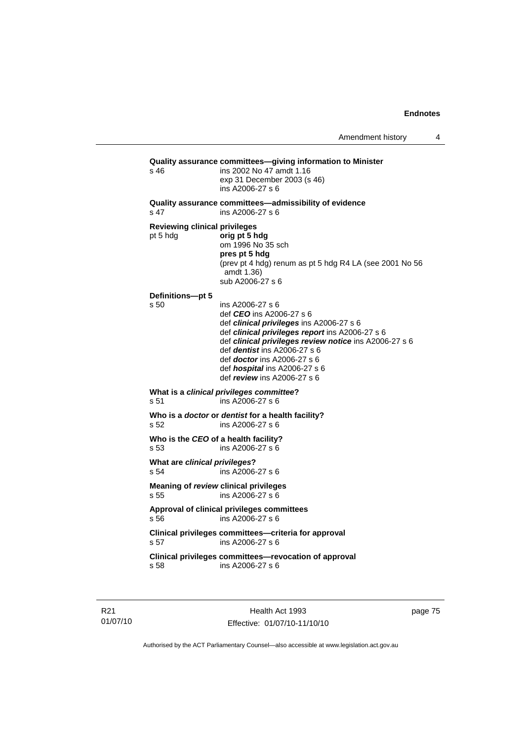**Quality assurance committees—giving information to Minister**

s 46 — ins 2002 No 47 amdt 1.16
exp 31 December 2003 (s 46)
ins A2006-27 s 6

**Quality assurance committees—admissibility of evidence**

s 47 — ins A2006-27 s 6

**Reviewing clinical privileges**

pt 5 hdg — **orig pt 5 hdg**
om 1996 No 35 sch
**pres pt 5 hdg**
(prev pt 4 hdg) renum as pt 5 hdg R4 LA (see 2001 No 56 amdt 1.36)
sub A2006-27 s 6

**Definitions—pt 5**

s 50 — ins A2006-27 s 6
def ***CEO*** ins A2006-27 s 6
def ***clinical privileges*** ins A2006-27 s 6
def ***clinical privileges report*** ins A2006-27 s 6
def ***clinical privileges review notice*** ins A2006-27 s 6
def ***dentist*** ins A2006-27 s 6
def ***doctor*** ins A2006-27 s 6
def ***hospital*** ins A2006-27 s 6
def ***review*** ins A2006-27 s 6

**What is a *clinical privileges committee*?**

s 51 — ins A2006-27 s 6

**Who is a *doctor* or *dentist* for a health facility?**

s 52 — ins A2006-27 s 6

**Who is the *CEO* of a health facility?**

s 53 — ins A2006-27 s 6

**What are *clinical privileges*?**

s 54 — ins A2006-27 s 6

**Meaning of *review* clinical privileges**

s 55 — ins A2006-27 s 6

**Approval of clinical privileges committees**

s 56 — ins A2006-27 s 6

**Clinical privileges committees—criteria for approval**

s 57 — ins A2006-27 s 6

**Clinical privileges committees—revocation of approval**

s 58 — ins A2006-27 s 6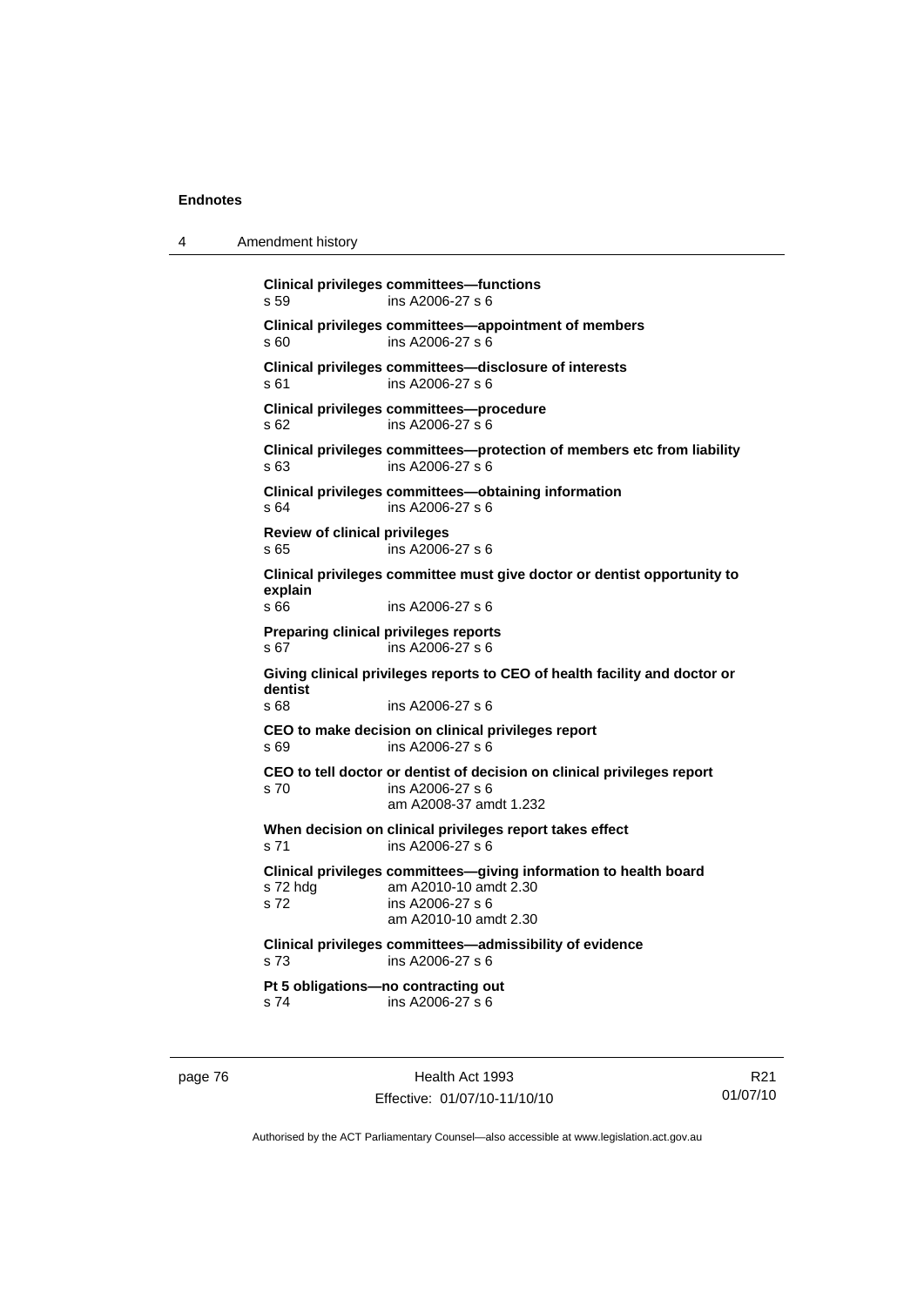**Clinical privileges committees—functions**
s 59 ins A2006-27 s 6

**Clinical privileges committees—appointment of members**
s 60 ins A2006-27 s 6

**Clinical privileges committees—disclosure of interests**
s 61 ins A2006-27 s 6

**Clinical privileges committees—procedure**
s 62 ins A2006-27 s 6

**Clinical privileges committees—protection of members etc from liability**
s 63 ins A2006-27 s 6

**Clinical privileges committees—obtaining information**
s 64 ins A2006-27 s 6

**Review of clinical privileges**
s 65 ins A2006-27 s 6

**Clinical privileges committee must give doctor or dentist opportunity to explain**
s 66 ins A2006-27 s 6

**Preparing clinical privileges reports**
s 67 ins A2006-27 s 6

**Giving clinical privileges reports to CEO of health facility and doctor or dentist**
s 68 ins A2006-27 s 6

**CEO to make decision on clinical privileges report**
s 69 ins A2006-27 s 6

**CEO to tell doctor or dentist of decision on clinical privileges report**
s 70 ins A2006-27 s 6
am A2008-37 amdt 1.232

**When decision on clinical privileges report takes effect**
s 71 ins A2006-27 s 6

**Clinical privileges committees—giving information to health board**
s 72 hdg am A2010-10 amdt 2.30
s 72 ins A2006-27 s 6
am A2010-10 amdt 2.30

**Clinical privileges committees—admissibility of evidence**
s 73 ins A2006-27 s 6

**Pt 5 obligations—no contracting out**
s 74 ins A2006-27 s 6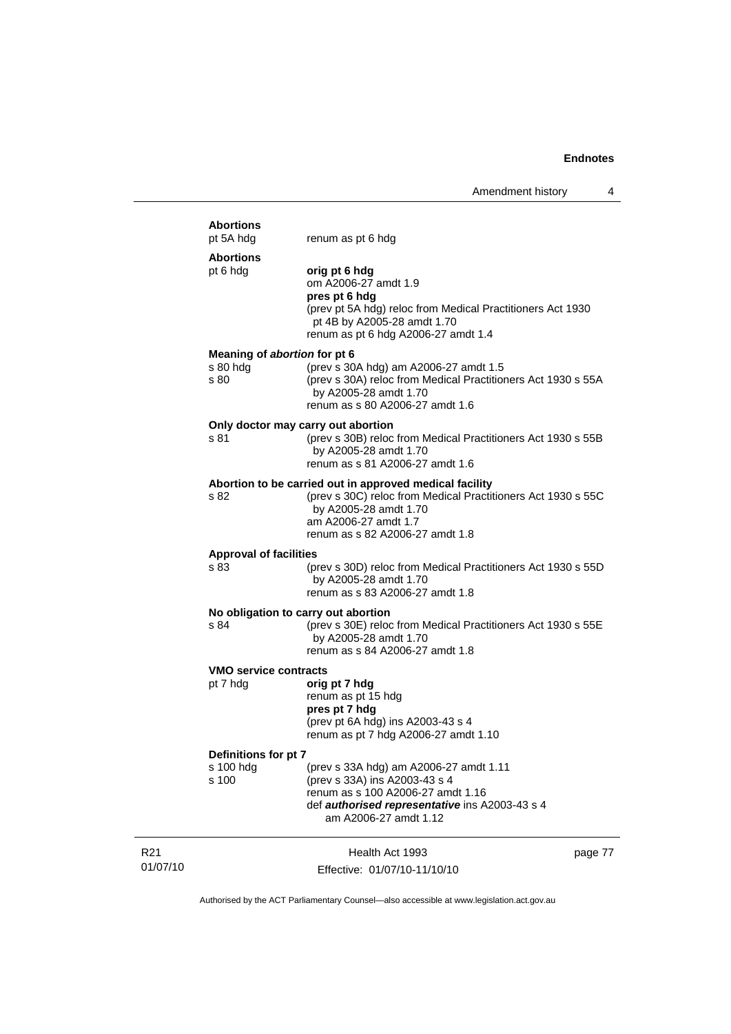**Abortions**

pt 5A hdg renum as pt 6 hdg

**Abortions**

pt 6 hdg **orig pt 6 hdg**
om A2006-27 amdt 1.9
**pres pt 6 hdg**
(prev pt 5A hdg) reloc from Medical Practitioners Act 1930 pt 4B by A2005-28 amdt 1.70
renum as pt 6 hdg A2006-27 amdt 1.4

**Meaning of *abortion* for pt 6**

s 80 hdg (prev s 30A hdg) am A2006-27 amdt 1.5
s 80 (prev s 30A) reloc from Medical Practitioners Act 1930 s 55A by A2005-28 amdt 1.70
renum as s 80 A2006-27 amdt 1.6

**Only doctor may carry out abortion**

s 81 (prev s 30B) reloc from Medical Practitioners Act 1930 s 55B by A2005-28 amdt 1.70
renum as s 81 A2006-27 amdt 1.6

**Abortion to be carried out in approved medical facility**

s 82 (prev s 30C) reloc from Medical Practitioners Act 1930 s 55C by A2005-28 amdt 1.70
am A2006-27 amdt 1.7
renum as s 82 A2006-27 amdt 1.8

**Approval of facilities**

s 83 (prev s 30D) reloc from Medical Practitioners Act 1930 s 55D by A2005-28 amdt 1.70
renum as s 83 A2006-27 amdt 1.8

**No obligation to carry out abortion**

s 84 (prev s 30E) reloc from Medical Practitioners Act 1930 s 55E by A2005-28 amdt 1.70
renum as s 84 A2006-27 amdt 1.8

**VMO service contracts**

pt 7 hdg **orig pt 7 hdg**
renum as pt 15 hdg
**pres pt 7 hdg**
(prev pt 6A hdg) ins A2003-43 s 4
renum as pt 7 hdg A2006-27 amdt 1.10

**Definitions for pt 7**

s 100 hdg (prev s 33A hdg) am A2006-27 amdt 1.11
s 100 (prev s 33A) ins A2003-43 s 4
renum as s 100 A2006-27 amdt 1.16
def ***authorised representative*** ins A2003-43 s 4
am A2006-27 amdt 1.12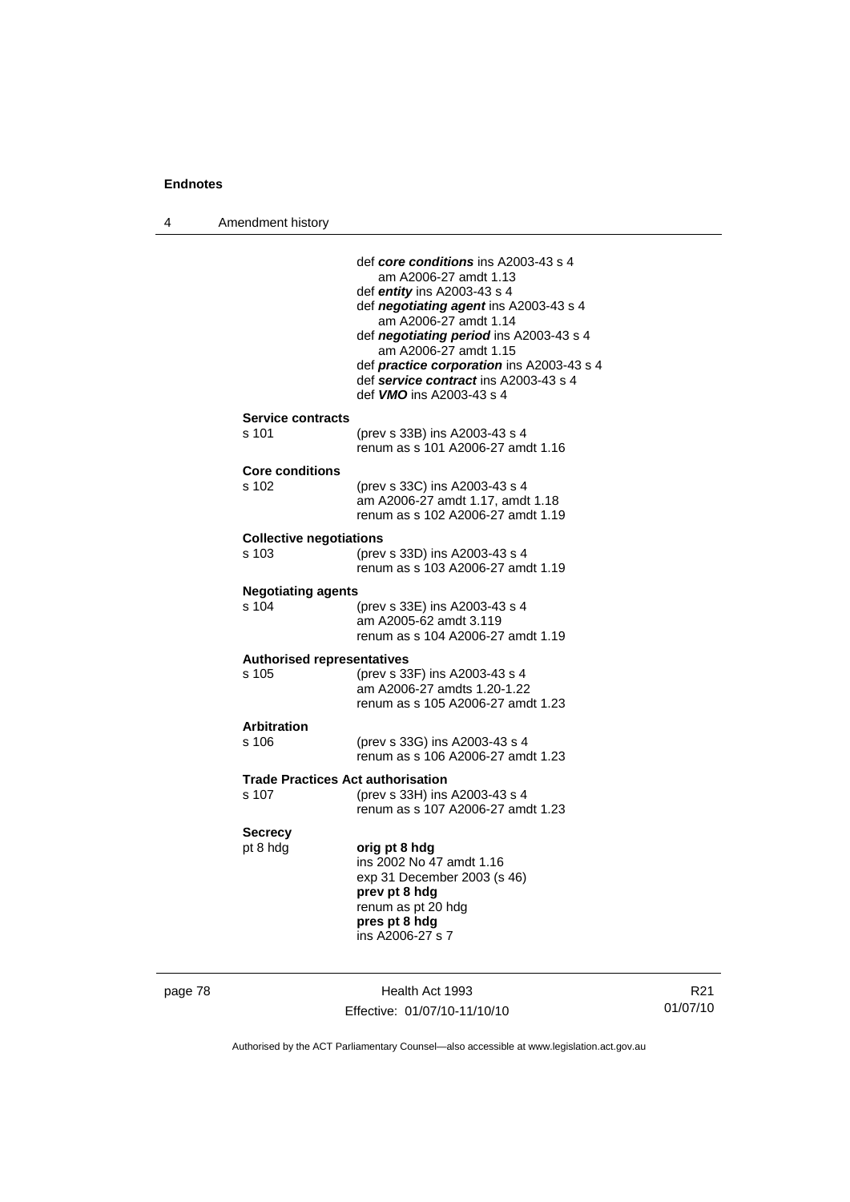def ***core conditions*** ins A2003-43 s 4
am A2006-27 amdt 1.13
def ***entity*** ins A2003-43 s 4
def ***negotiating agent*** ins A2003-43 s 4
am A2006-27 amdt 1.14
def ***negotiating period*** ins A2003-43 s 4
am A2006-27 amdt 1.15
def ***practice corporation*** ins A2003-43 s 4
def ***service contract*** ins A2003-43 s 4
def ***VMO*** ins A2003-43 s 4

**Service contracts**
s 101 (prev s 33B) ins A2003-43 s 4
renum as s 101 A2006-27 amdt 1.16

**Core conditions**
s 102 (prev s 33C) ins A2003-43 s 4
am A2006-27 amdt 1.17, amdt 1.18
renum as s 102 A2006-27 amdt 1.19

**Collective negotiations**
s 103 (prev s 33D) ins A2003-43 s 4
renum as s 103 A2006-27 amdt 1.19

**Negotiating agents**
s 104 (prev s 33E) ins A2003-43 s 4
am A2005-62 amdt 3.119
renum as s 104 A2006-27 amdt 1.19

**Authorised representatives**
s 105 (prev s 33F) ins A2003-43 s 4
am A2006-27 amdts 1.20-1.22
renum as s 105 A2006-27 amdt 1.23

**Arbitration**
s 106 (prev s 33G) ins A2003-43 s 4
renum as s 106 A2006-27 amdt 1.23

**Trade Practices Act authorisation**
s 107 (prev s 33H) ins A2003-43 s 4
renum as s 107 A2006-27 amdt 1.23

**Secrecy**
pt 8 hdg **orig pt 8 hdg**
ins 2002 No 47 amdt 1.16
exp 31 December 2003 (s 46)
**prev pt 8 hdg**
renum as pt 20 hdg
**pres pt 8 hdg**
ins A2006-27 s 7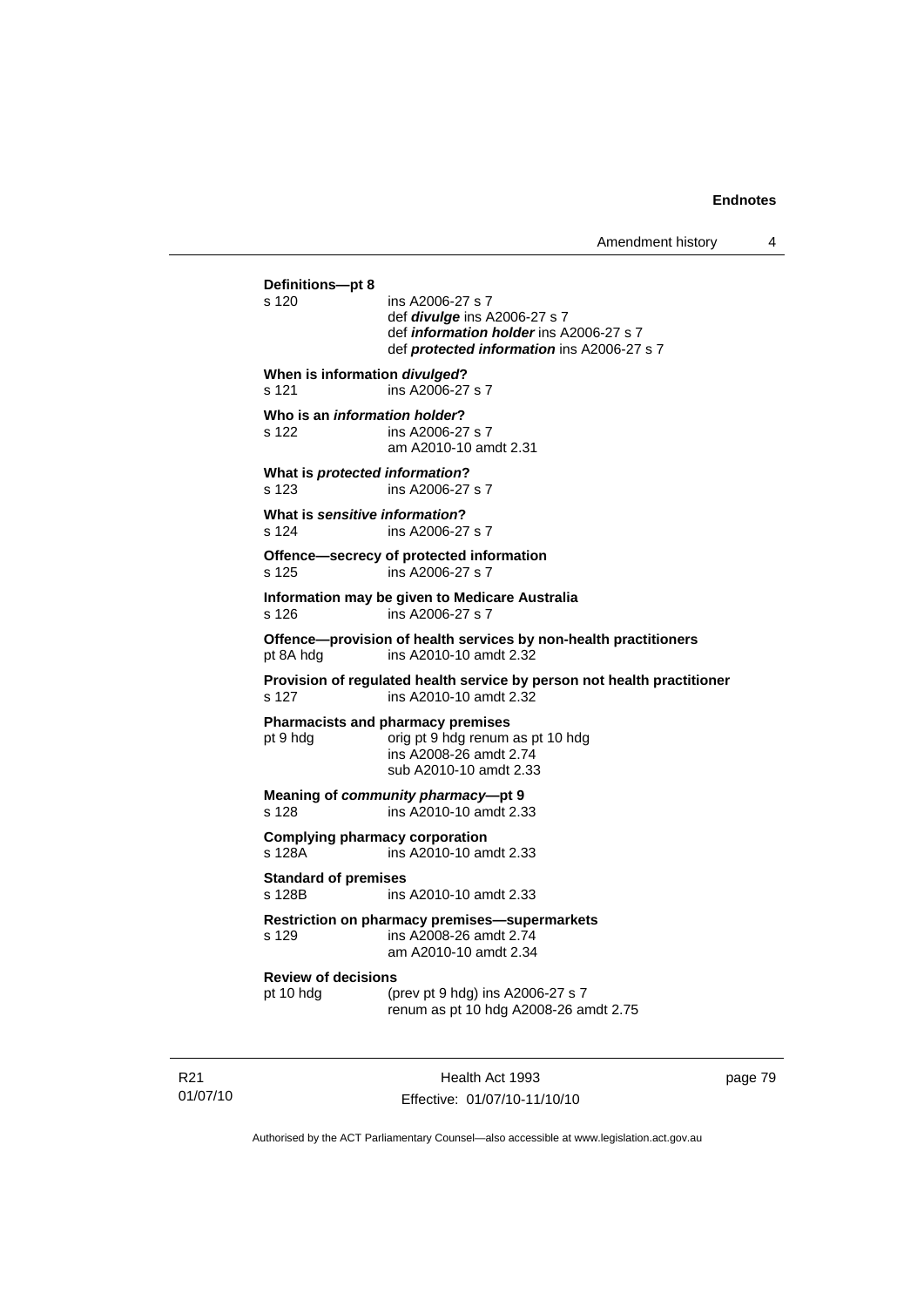**Definitions—pt 8**

s 120 ins A2006-27 s 7
def ***divulge*** ins A2006-27 s 7
def ***information holder*** ins A2006-27 s 7
def ***protected information*** ins A2006-27 s 7

**When is information *divulged*?**

s 121 ins A2006-27 s 7

**Who is an *information holder*?**

s 122 ins A2006-27 s 7
am A2010-10 amdt 2.31

**What is *protected information*?**

s 123 ins A2006-27 s 7

**What is *sensitive information*?**

s 124 ins A2006-27 s 7

**Offence—secrecy of protected information**

s 125 ins A2006-27 s 7

**Information may be given to Medicare Australia**

s 126 ins A2006-27 s 7

**Offence—provision of health services by non-health practitioners**

pt 8A hdg ins A2010-10 amdt 2.32

**Provision of regulated health service by person not health practitioner**

s 127 ins A2010-10 amdt 2.32

**Pharmacists and pharmacy premises**

pt 9 hdg orig pt 9 hdg renum as pt 10 hdg
ins A2008-26 amdt 2.74
sub A2010-10 amdt 2.33

**Meaning of *community pharmacy*—pt 9**

s 128 ins A2010-10 amdt 2.33

**Complying pharmacy corporation**

s 128A ins A2010-10 amdt 2.33

**Standard of premises**

s 128B ins A2010-10 amdt 2.33

**Restriction on pharmacy premises—supermarkets**

s 129 ins A2008-26 amdt 2.74
am A2010-10 amdt 2.34

**Review of decisions**

pt 10 hdg (prev pt 9 hdg) ins A2006-27 s 7
renum as pt 10 hdg A2008-26 amdt 2.75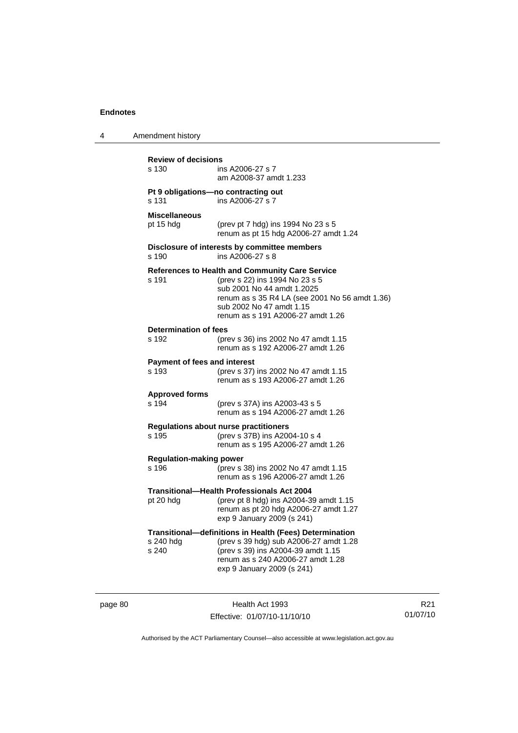**Review of decisions**

s 130 ins A2006-27 s 7
am A2008-37 amdt 1.233

**Pt 9 obligations—no contracting out**

s 131 ins A2006-27 s 7

**Miscellaneous**

pt 15 hdg (prev pt 7 hdg) ins 1994 No 23 s 5
renum as pt 15 hdg A2006-27 amdt 1.24

**Disclosure of interests by committee members**

s 190 ins A2006-27 s 8

**References to Health and Community Care Service**

s 191 (prev s 22) ins 1994 No 23 s 5
sub 2001 No 44 amdt 1.2025
renum as s 35 R4 LA (see 2001 No 56 amdt 1.36)
sub 2002 No 47 amdt 1.15
renum as s 191 A2006-27 amdt 1.26

**Determination of fees**

s 192 (prev s 36) ins 2002 No 47 amdt 1.15
renum as s 192 A2006-27 amdt 1.26

**Payment of fees and interest**

s 193 (prev s 37) ins 2002 No 47 amdt 1.15
renum as s 193 A2006-27 amdt 1.26

**Approved forms**

s 194 (prev s 37A) ins A2003-43 s 5
renum as s 194 A2006-27 amdt 1.26

**Regulations about nurse practitioners**

s 195 (prev s 37B) ins A2004-10 s 4
renum as s 195 A2006-27 amdt 1.26

**Regulation-making power**

s 196 (prev s 38) ins 2002 No 47 amdt 1.15
renum as s 196 A2006-27 amdt 1.26

**Transitional—Health Professionals Act 2004**

pt 20 hdg (prev pt 8 hdg) ins A2004-39 amdt 1.15
renum as pt 20 hdg A2006-27 amdt 1.27
exp 9 January 2009 (s 241)

**Transitional—definitions in Health (Fees) Determination**

s 240 hdg (prev s 39 hdg) sub A2006-27 amdt 1.28
s 240 (prev s 39) ins A2004-39 amdt 1.15
renum as s 240 A2006-27 amdt 1.28
exp 9 January 2009 (s 241)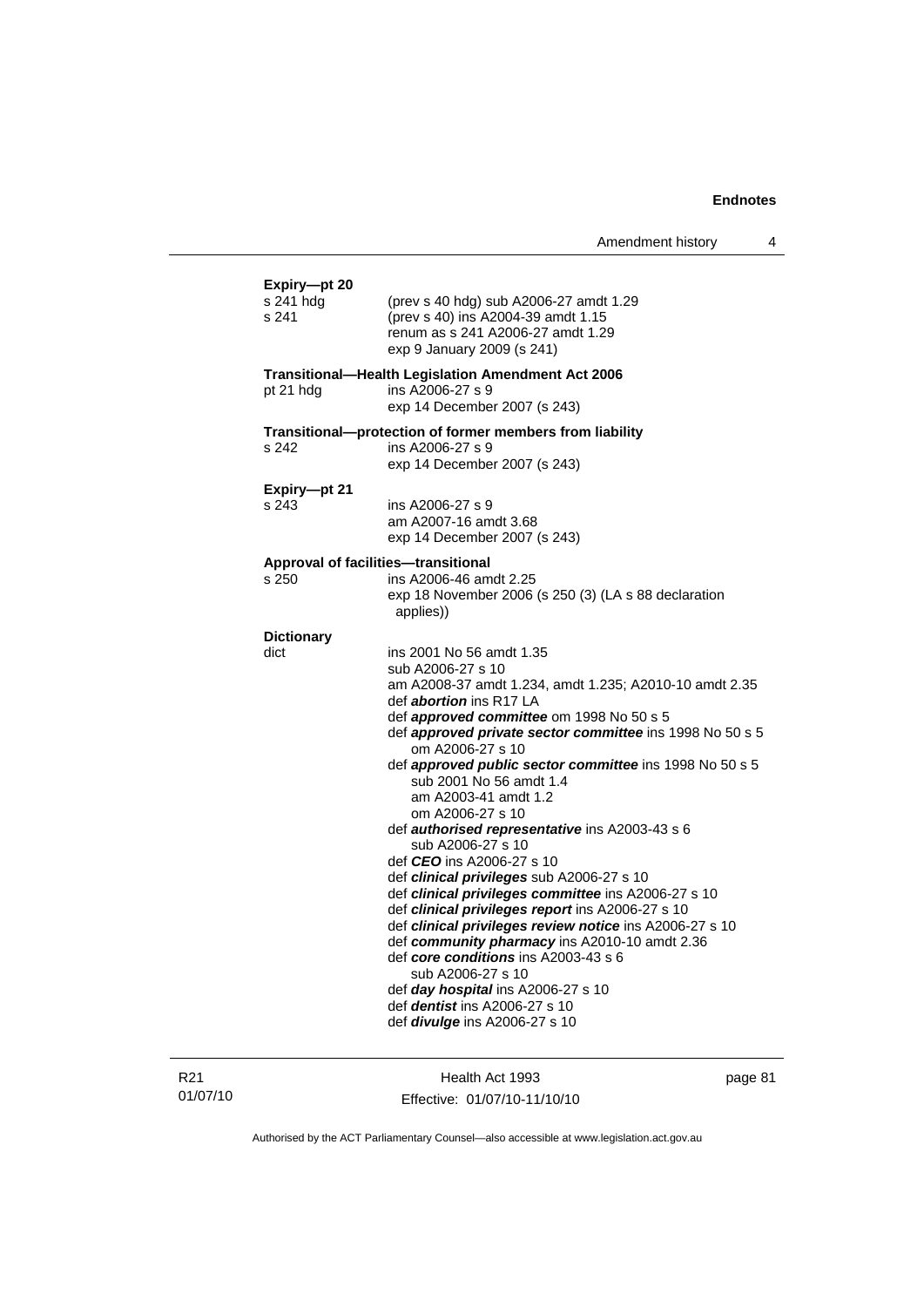**Expiry—pt 20**

s 241 hdg (prev s 40 hdg) sub A2006-27 amdt 1.29

s 241 (prev s 40) ins A2004-39 amdt 1.15
renum as s 241 A2006-27 amdt 1.29
exp 9 January 2009 (s 241)

**Transitional—Health Legislation Amendment Act 2006**

pt 21 hdg ins A2006-27 s 9
exp 14 December 2007 (s 243)

**Transitional—protection of former members from liability**

s 242 ins A2006-27 s 9
exp 14 December 2007 (s 243)

**Expiry—pt 21**

s 243 ins A2006-27 s 9
am A2007-16 amdt 3.68
exp 14 December 2007 (s 243)

**Approval of facilities—transitional**

s 250 ins A2006-46 amdt 2.25
exp 18 November 2006 (s 250 (3) (LA s 88 declaration applies))

**Dictionary**

dict ins 2001 No 56 amdt 1.35
sub A2006-27 s 10
am A2008-37 amdt 1.234, amdt 1.235; A2010-10 amdt 2.35
def ***abortion*** ins R17 LA
def ***approved committee*** om 1998 No 50 s 5
def ***approved private sector committee*** ins 1998 No 50 s 5
om A2006-27 s 10
def ***approved public sector committee*** ins 1998 No 50 s 5
sub 2001 No 56 amdt 1.4
am A2003-41 amdt 1.2
om A2006-27 s 10
def ***authorised representative*** ins A2003-43 s 6
sub A2006-27 s 10
def ***CEO*** ins A2006-27 s 10
def ***clinical privileges*** sub A2006-27 s 10
def ***clinical privileges committee*** ins A2006-27 s 10
def ***clinical privileges report*** ins A2006-27 s 10
def ***clinical privileges review notice*** ins A2006-27 s 10
def ***community pharmacy*** ins A2010-10 amdt 2.36
def ***core conditions*** ins A2003-43 s 6
sub A2006-27 s 10
def ***day hospital*** ins A2006-27 s 10
def ***dentist*** ins A2006-27 s 10
def ***divulge*** ins A2006-27 s 10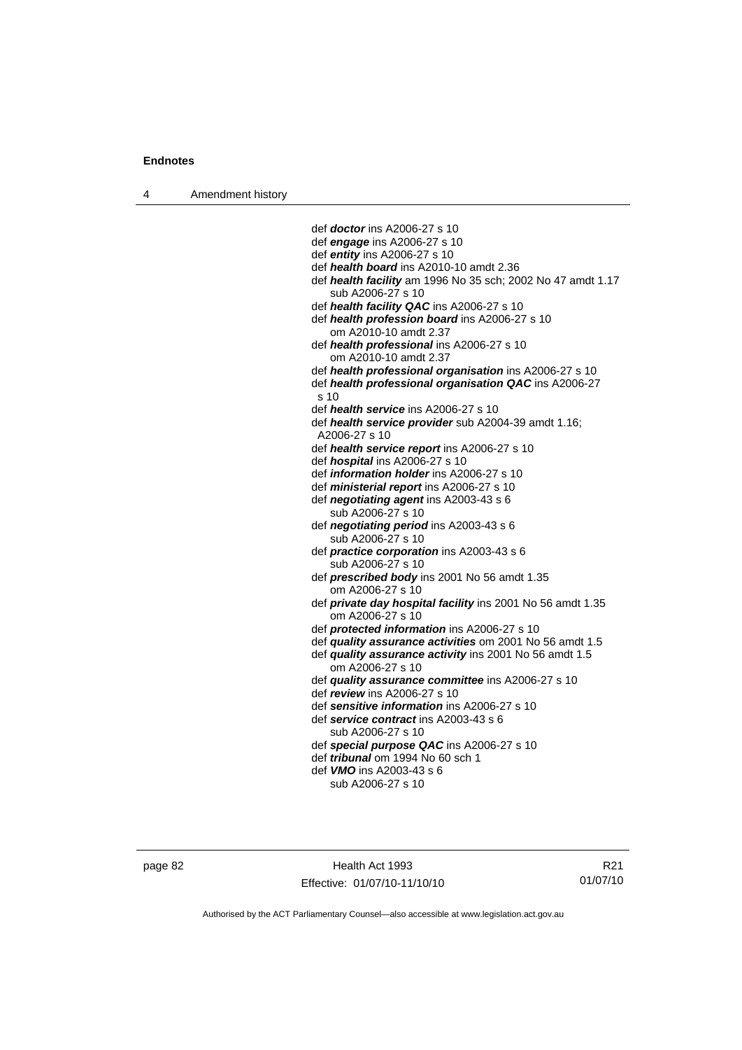def ***doctor*** ins A2006-27 s 10
def ***engage*** ins A2006-27 s 10
def ***entity*** ins A2006-27 s 10
def ***health board*** ins A2010-10 amdt 2.36
def ***health facility*** am 1996 No 35 sch; 2002 No 47 amdt 1.17
    sub A2006-27 s 10
def ***health facility QAC*** ins A2006-27 s 10
def ***health profession board*** ins A2006-27 s 10
    om A2010-10 amdt 2.37
def ***health professional*** ins A2006-27 s 10
    om A2010-10 amdt 2.37
def ***health professional organisation*** ins A2006-27 s 10
def ***health professional organisation QAC*** ins A2006-27 s 10
def ***health service*** ins A2006-27 s 10
def ***health service provider*** sub A2004-39 amdt 1.16; A2006-27 s 10
def ***health service report*** ins A2006-27 s 10
def ***hospital*** ins A2006-27 s 10
def ***information holder*** ins A2006-27 s 10
def ***ministerial report*** ins A2006-27 s 10
def ***negotiating agent*** ins A2003-43 s 6
    sub A2006-27 s 10
def ***negotiating period*** ins A2003-43 s 6
    sub A2006-27 s 10
def ***practice corporation*** ins A2003-43 s 6
    sub A2006-27 s 10
def ***prescribed body*** ins 2001 No 56 amdt 1.35
    om A2006-27 s 10
def ***private day hospital facility*** ins 2001 No 56 amdt 1.35
    om A2006-27 s 10
def ***protected information*** ins A2006-27 s 10
def ***quality assurance activities*** om 2001 No 56 amdt 1.5
def ***quality assurance activity*** ins 2001 No 56 amdt 1.5
    om A2006-27 s 10
def ***quality assurance committee*** ins A2006-27 s 10
def ***review*** ins A2006-27 s 10
def ***sensitive information*** ins A2006-27 s 10
def ***service contract*** ins A2003-43 s 6
    sub A2006-27 s 10
def ***special purpose QAC*** ins A2006-27 s 10
def ***tribunal*** om 1994 No 60 sch 1
def ***VMO*** ins A2003-43 s 6
    sub A2006-27 s 10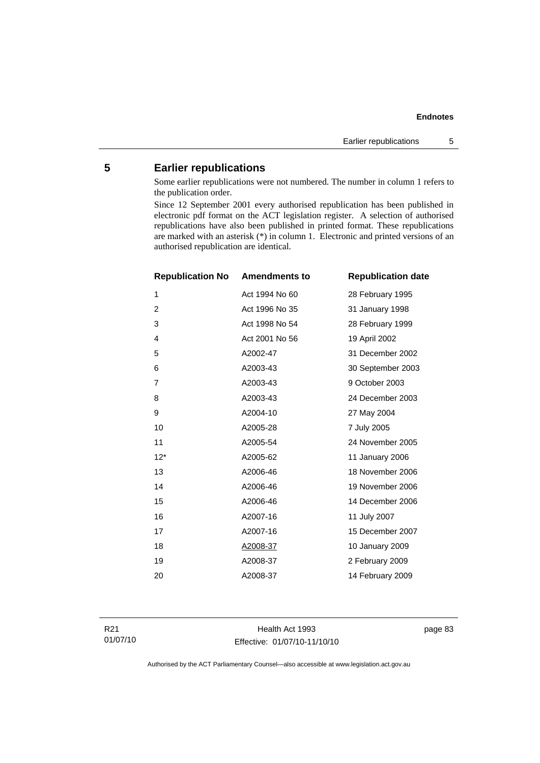## 5 Earlier republications

Some earlier republications were not numbered. The number in column 1 refers to the publication order.

Since 12 September 2001 every authorised republication has been published in electronic pdf format on the ACT legislation register. A selection of authorised republications have also been published in printed format. These republications are marked with an asterisk (*) in column 1. Electronic and printed versions of an authorised republication are identical.

| Republication No | Amendments to | Republication date |
|---|---|---|
| 1 | Act 1994 No 60 | 28 February 1995 |
| 2 | Act 1996 No 35 | 31 January 1998 |
| 3 | Act 1998 No 54 | 28 February 1999 |
| 4 | Act 2001 No 56 | 19 April 2002 |
| 5 | A2002-47 | 31 December 2002 |
| 6 | A2003-43 | 30 September 2003 |
| 7 | A2003-43 | 9 October 2003 |
| 8 | A2003-43 | 24 December 2003 |
| 9 | A2004-10 | 27 May 2004 |
| 10 | A2005-28 | 7 July 2005 |
| 11 | A2005-54 | 24 November 2005 |
| 12* | A2005-62 | 11 January 2006 |
| 13 | A2006-46 | 18 November 2006 |
| 14 | A2006-46 | 19 November 2006 |
| 15 | A2006-46 | 14 December 2006 |
| 16 | A2007-16 | 11 July 2007 |
| 17 | A2007-16 | 15 December 2007 |
| 18 | A2008-37 | 10 January 2009 |
| 19 | A2008-37 | 2 February 2009 |
| 20 | A2008-37 | 14 February 2009 |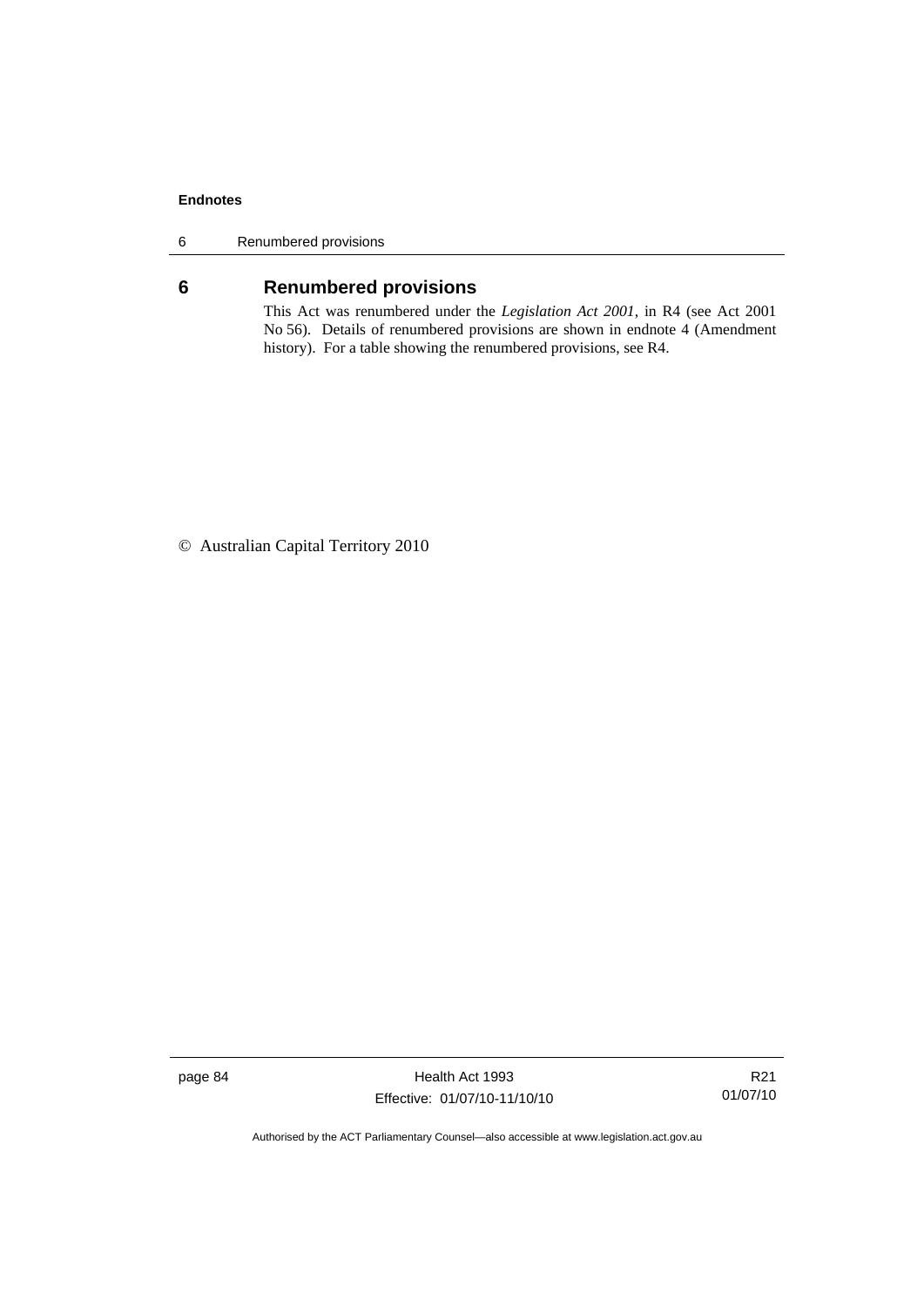## 6 Renumbered provisions

This Act was renumbered under the *Legislation Act 2001*, in R4 (see Act 2001 No 56). Details of renumbered provisions are shown in endnote 4 (Amendment history). For a table showing the renumbered provisions, see R4.

© Australian Capital Territory 2010